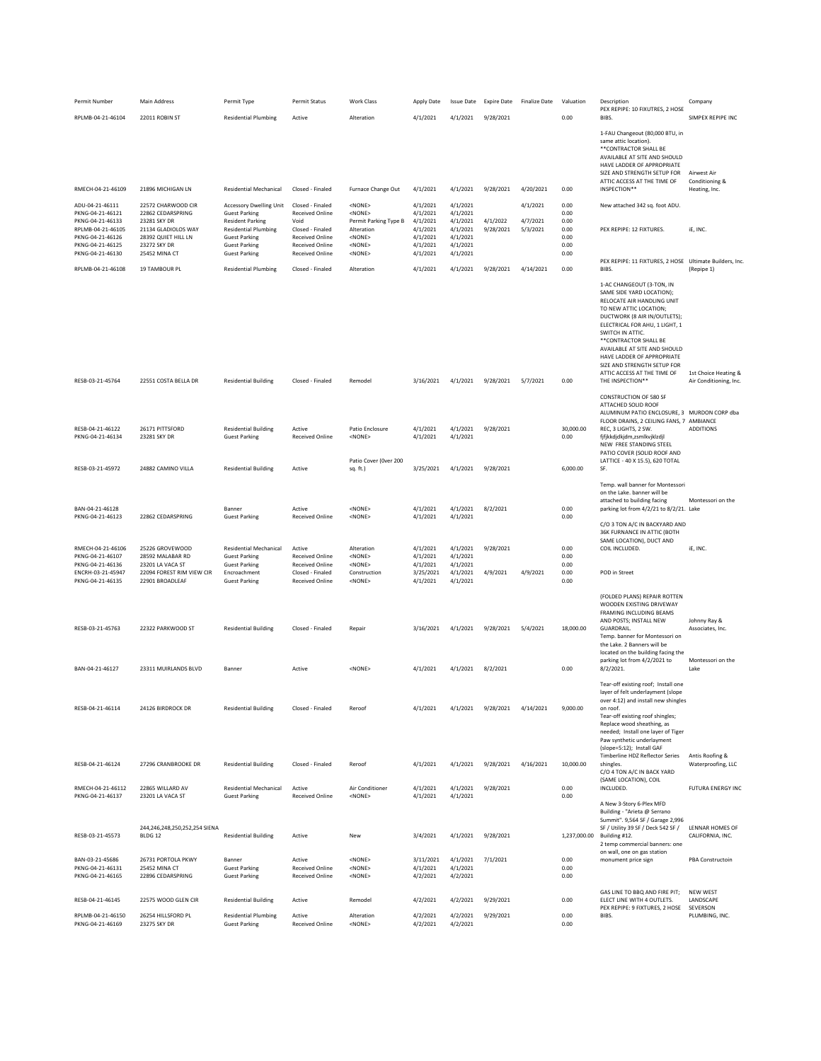| Permit Number | Main Address | Permit Type | Permit Status | Work Class | Apply Date | Issue Date | Expire Date | Finalize Date | Valuation | Description | Company |
|---|---|---|---|---|---|---|---|---|---|---|---|
| RPLMB-04-21-46104 | 22011 ROBIN ST | Residential Plumbing | Active | Alteration | 4/1/2021 | 4/1/2021 | 9/28/2021 | | 0.00 | PEX REPIPE: 10 FIXUTRES, 2 HOSE BIBS. | SIMPEX REPIPE INC |
| RMECH-04-21-46109 | 21896 MICHIGAN LN | Residential Mechanical | Closed - Finaled | Furnace Change Out | 4/1/2021 | 4/1/2021 | 9/28/2021 | 4/20/2021 | 0.00 | 1-FAU Changeout (80,000 BTU, in same attic location). **CONTRACTOR SHALL BE AVAILABLE AT SITE AND SHOULD HAVE LADDER OF APPROPRIATE SIZE AND STRENGTH SETUP FOR ATTIC ACCESS AT THE TIME OF INSPECTION** | Airwest Air Conditioning & Heating, Inc. |
| ADU-04-21-46111 | 22572 CHARWOOD CIR | Accessory Dwelling Unit | Closed - Finaled | <NONE> | 4/1/2021 | 4/1/2021 | | 4/1/2021 | 0.00 | New attached 342 sq. foot ADU. | |
| PKNG-04-21-46121 | 22862 CEDARSPRING | Guest Parking | Received Online | <NONE> | 4/1/2021 | 4/1/2021 | | | 0.00 | | |
| PKNG-04-21-46133 | 23281 SKY DR | Resident Parking | Void | Permit Parking Type B | 4/1/2021 | 4/1/2021 | 4/1/2022 | 4/7/2021 | 0.00 | | |
| RPLMB-04-21-46105 | 21134 GLADIOLOS WAY | Residential Plumbing | Closed - Finaled | Alteration | 4/1/2021 | 4/1/2021 | 9/28/2021 | 5/3/2021 | 0.00 | PEX REPIPE: 12 FIXTURES. | iE, INC. |
| PKNG-04-21-46126 | 28392 QUIET HILL LN | Guest Parking | Received Online | <NONE> | 4/1/2021 | 4/1/2021 | | | 0.00 | | |
| PKNG-04-21-46125 | 23272 SKY DR | Guest Parking | Received Online | <NONE> | 4/1/2021 | 4/1/2021 | | | 0.00 | | |
| PKNG-04-21-46130 | 25452 MINA CT | Guest Parking | Received Online | <NONE> | 4/1/2021 | 4/1/2021 | | | 0.00 | | |
| RPLMB-04-21-46108 | 19 TAMBOUR PL | Residential Plumbing | Closed - Finaled | Alteration | 4/1/2021 | 4/1/2021 | 9/28/2021 | 4/14/2021 | 0.00 | PEX REPIPE: 11 FIXTURES, 2 HOSE BIBS. | Ultimate Builders, Inc. (Repipe 1) |
| RESB-03-21-45764 | 22551 COSTA BELLA DR | Residential Building | Closed - Finaled | Remodel | 3/16/2021 | 4/1/2021 | 9/28/2021 | 5/7/2021 | 0.00 | 1-AC CHANGEOUT (3-TON, IN SAME SIDE YARD LOCATION); RELOCATE AIR HANDLING UNIT TO NEW ATTIC LOCATION; DUCTWORK (8 AIR IN/OUTLETS); ELECTRICAL FOR AHU, 1 LIGHT, 1 SWITCH IN ATTIC. **CONTRACTOR SHALL BE AVAILABLE AT SITE AND SHOULD HAVE LADDER OF APPROPRIATE SIZE AND STRENGTH SETUP FOR ATTIC ACCESS AT THE TIME OF THE INSPECTION** | 1st Choice Heating & Air Conditioning, Inc. |
| RESB-04-21-46122 | 26171 PITTSFORD | Residential Building | Active | Patio Enclosure | 4/1/2021 | 4/1/2021 | 9/28/2021 | | 30,000.00 | CONSTRUCTION OF 580 SF ATTACHED SOLID ROOF ALUMINUM PATIO ENCLOSURE, 3 FLOOR DRAINS, 2 CEILING FANS, 7 REC, 3 LIGHTS, 2 SW. | MURDON CORP dba AMBIANCE ADDITIONS |
| PKNG-04-21-46134 | 23281 SKY DR | Guest Parking | Received Online | <NONE> | 4/1/2021 | 4/1/2021 | | | 0.00 | fjfjkdjdkjdm,zsmlkvjklzdjl | |
| RESB-03-21-45972 | 24882 CAMINO VILLA | Residential Building | Active | Patio Cover (0ver 200 sq. ft.) | 3/25/2021 | 4/1/2021 | 9/28/2021 | | 6,000.00 | NEW FREE STANDING STEEL PATIO COVER (SOLID ROOF AND LATTICE - 40 X 15.5), 620 TOTAL SF. | |
| BAN-04-21-46128 | | Banner | Active | <NONE> | 4/1/2021 | 4/1/2021 | 8/2/2021 | | 0.00 | Temp. wall banner for Montessori on the Lake. banner will be attached to building facing parking lot from 4/2/21 to 8/2/21. | Montessori on the Lake |
| PKNG-04-21-46123 | 22862 CEDARSPRING | Guest Parking | Received Online | <NONE> | 4/1/2021 | 4/1/2021 | | | 0.00 | | |
| RMECH-04-21-46106 | 25226 GROVEWOOD | Residential Mechanical | Active | Alteration | 4/1/2021 | 4/1/2021 | 9/28/2021 | | 0.00 | C/O 3 TON A/C IN BACKYARD AND 36K FURNANCE IN ATTIC (BOTH SAME LOCATION), DUCT AND COIL INCLUDED. | iE, INC. |
| PKNG-04-21-46107 | 28592 MALABAR RD | Guest Parking | Received Online | <NONE> | 4/1/2021 | 4/1/2021 | | | 0.00 | | |
| PKNG-04-21-46136 | 23201 LA VACA ST | Guest Parking | Received Online | <NONE> | 4/1/2021 | 4/1/2021 | | | 0.00 | | |
| ENCRH-03-21-45947 | 22094 FOREST RIM VIEW CIR | Encroachment | Closed - Finaled | Construction | 3/25/2021 | 4/1/2021 | 4/9/2021 | 4/9/2021 | 0.00 | POD in Street | |
| PKNG-04-21-46135 | 22901 BROADLEAF | Guest Parking | Received Online | <NONE> | 4/1/2021 | 4/1/2021 | | | 0.00 | | |
| RESB-03-21-45763 | 22322 PARKWOOD ST | Residential Building | Closed - Finaled | Repair | 3/16/2021 | 4/1/2021 | 9/28/2021 | 5/4/2021 | 18,000.00 | (FOLDED PLANS) REPAIR ROTTEN WOODEN EXISTING DRIVEWAY FRAMING INCLUDING BEAMS AND POSTS; INSTALL NEW GUARDRAIL. | Johnny Ray & Associates, Inc. |
| BAN-04-21-46127 | 23311 MUIRLANDS BLVD | Banner | Active | <NONE> | 4/1/2021 | 4/1/2021 | 8/2/2021 | | 0.00 | Temp. banner for Montessori on the Lake. 2 Banners will be located on the building facing the parking lot from 4/2/2021 to 8/2/2021. | Montessori on the Lake |
| RESB-04-21-46114 | 24126 BIRDROCK DR | Residential Building | Closed - Finaled | Reroof | 4/1/2021 | 4/1/2021 | 9/28/2021 | 4/14/2021 | 9,000.00 | Tear-off existing roof; Install one layer of felt underlayment (slope over 4:12) and install new shingles on roof. | |
| RESB-04-21-46124 | 27296 CRANBROOKE DR | Residential Building | Closed - Finaled | Reroof | 4/1/2021 | 4/1/2021 | 9/28/2021 | 4/16/2021 | 10,000.00 | Tear-off existing roof shingles; Replace wood sheathing, as needed; Install one layer of Tiger Paw synthetic underlayment (slope=5:12); Install GAF Timberline HDZ Reflector Series shingles. | Antis Roofing & Waterproofing, LLC |
| RMECH-04-21-46112 | 22865 WILLARD AV | Residential Mechanical | Active | Air Conditioner | 4/1/2021 | 4/1/2021 | 9/28/2021 | | 0.00 | C/O 4 TON A/C IN BACK YARD (SAME LOCATION), COIL INCLUDED. | FUTURA ENERGY INC |
| PKNG-04-21-46137 | 23201 LA VACA ST | Guest Parking | Received Online | <NONE> | 4/1/2021 | 4/1/2021 | | | 0.00 | | |
| RESB-03-21-45573 | 244,246,248,250,252,254 SIENA BLDG 12 | Residential Building | Active | New | 3/4/2021 | 4/1/2021 | 9/28/2021 | | 1,237,000.00 | A New 3-Story 6-Plex MFD Building - "Arieta @ Serrano Summit". 9,564 SF / Garage 2,996 SF / Utility 39 SF / Deck 542 SF / Building #12. | LENNAR HOMES OF CALIFORNIA, INC. |
| BAN-03-21-45686 | 26731 PORTOLA PKWY | Banner | Active | <NONE> | 3/11/2021 | 4/1/2021 | 7/1/2021 | | 0.00 | 2 temp commercial banners: one on wall, one on gas station monument price sign | PBA Constructoin |
| PKNG-04-21-46131 | 25452 MINA CT | Guest Parking | Received Online | <NONE> | 4/1/2021 | 4/1/2021 | | | 0.00 | | |
| PKNG-04-21-46165 | 22896 CEDARSPRING | Guest Parking | Received Online | <NONE> | 4/2/2021 | 4/2/2021 | | | 0.00 | | |
| RESB-04-21-46145 | 22575 WOOD GLEN CIR | Residential Building | Active | Remodel | 4/2/2021 | 4/2/2021 | 9/29/2021 | | 0.00 | GAS LINE TO BBQ AND FIRE PIT; ELECT LINE WITH 4 OUTLETS. | NEW WEST LANDSCAPE |
| RPLMB-04-21-46150 | 26254 HILLSFORD PL | Residential Plumbing | Active | Alteration | 4/2/2021 | 4/2/2021 | 9/29/2021 | | 0.00 | PEX REPIPE: 9 FIXTURES, 2 HOSE BIBS. | SEVERSON PLUMBING, INC. |
| PKNG-04-21-46169 | 23275 SKY DR | Guest Parking | Received Online | <NONE> | 4/2/2021 | 4/2/2021 | | | 0.00 | | |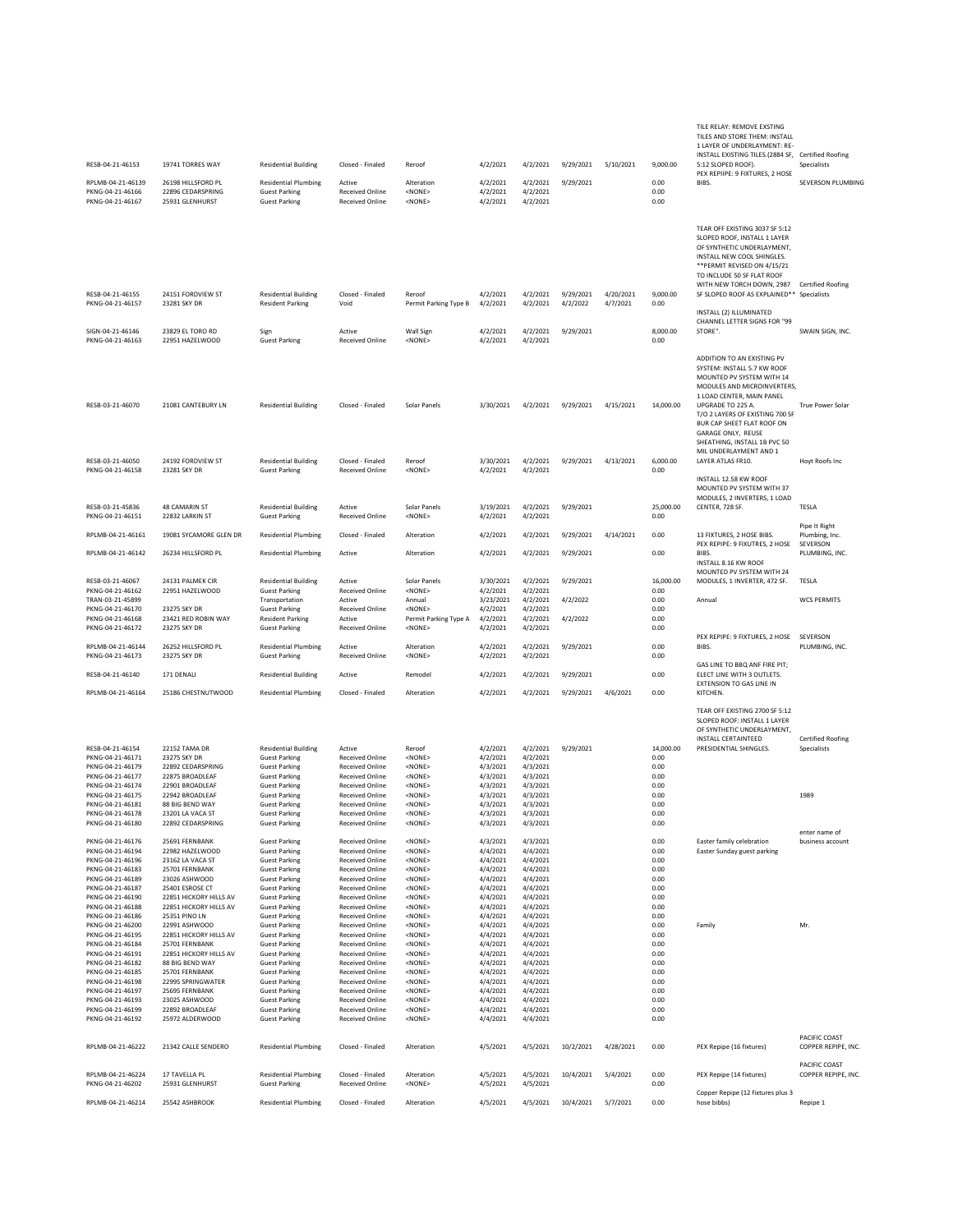| | | | | | | | | | | | |
|---|---|---|---|---|---|---|---|---|---|---|---|
| RESB-04-21-46153 | 19741 TORRES WAY | Residential Building | Closed - Finaled | Reroof | 4/2/2021 | 4/2/2021 | 9/29/2021 | 5/10/2021 | 9,000.00 | TILE RELAY: REMOVE EXSTING TILES AND STORE THEM: INSTALL 1 LAYER OF UNDERLAYMENT: RE-INSTALL EXISTING TILES.(2884 SF, 5:12 SLOPED ROOF). | Certified Roofing Specialists |
| RPLMB-04-21-46139 | 26198 HILLSFORD PL | Residential Plumbing | Active | Alteration | 4/2/2021 | 4/2/2021 | 9/29/2021 | | 0.00 | PEX REPIIPE: 9 FIXTURES, 2 HOSE BIBS. | SEVERSON PLUMBING |
| PKNG-04-21-46166 | 22896 CEDARSPRING | Guest Parking | Received Online | <NONE> | 4/2/2021 | 4/2/2021 | | | 0.00 | | |
| PKNG-04-21-46167 | 25931 GLENHURST | Guest Parking | Received Online | <NONE> | 4/2/2021 | 4/2/2021 | | | 0.00 | | |
| RESB-04-21-46155 | 24151 FORDVIEW ST | Residential Building | Closed - Finaled | Reroof | 4/2/2021 | 4/2/2021 | 9/29/2021 | 4/20/2021 | 9,000.00 | TEAR OFF EXISTING 3037 SF 5:12 SLOPED ROOF, INSTALL 1 LAYER OF SYNTHETIC UNDERLAYMENT, INSTALL NEW COOL SHINGLES. **PERMIT REVISED ON 4/15/21 TO INCLUDE 50 SF FLAT ROOF WITH NEW TORCH DOWN, 2987 SF SLOPED ROOF AS EXPLAINED** | Certified Roofing Specialists |
| PKNG-04-21-46157 | 23281 SKY DR | Resident Parking | Void | Permit Parking Type B | 4/2/2021 | 4/2/2021 | 4/2/2022 | 4/7/2021 | 0.00 | | |
| SIGN-04-21-46146 | 23829 EL TORO RD | Sign | Active | Wall Sign | 4/2/2021 | 4/2/2021 | 9/29/2021 | | 8,000.00 | INSTALL (2) ILLUMINATED CHANNEL LETTER SIGNS FOR "99 STORE". | SWAIN SIGN, INC. |
| PKNG-04-21-46163 | 22951 HAZELWOOD | Guest Parking | Received Online | <NONE> | 4/2/2021 | 4/2/2021 | | | 0.00 | | |
| RESB-03-21-46070 | 21081 CANTEBURY LN | Residential Building | Closed - Finaled | Solar Panels | 3/30/2021 | 4/2/2021 | 9/29/2021 | 4/15/2021 | 14,000.00 | ADDITION TO AN EXISTING PV SYSTEM: INSTALL 5.7 KW ROOF MOUNTED PV SYSTEM WITH 14 MODULES AND MICROINVERTERS, 1 LOAD CENTER, MAIN PANEL UPGRADE TO 225 A. | True Power Solar |
| RESB-03-21-46050 | 24192 FORDVIEW ST | Residential Building | Closed - Finaled | Reroof | 3/30/2021 | 4/2/2021 | 9/29/2021 | 4/13/2021 | 6,000.00 | T/O 2 LAYERS OF EXISTING 700 SF BUR CAP SHEET FLAT ROOF ON GARAGE ONLY, REUSE SHEATHING, INSTALL 1B PVC 50 MIL UNDERLAYMENT AND 1 LAYER ATLAS FR10. | Hoyt Roofs Inc |
| PKNG-04-21-46158 | 23281 SKY DR | Guest Parking | Received Online | <NONE> | 4/2/2021 | 4/2/2021 | | | 0.00 | | |
| RESB-03-21-45836 | 48 CAMARIN ST | Residential Building | Active | Solar Panels | 3/19/2021 | 4/2/2021 | 9/29/2021 | | 25,000.00 | INSTALL 12.58 KW ROOF MOUNTED PV SYSTEM WITH 37 MODULES, 2 INVERTERS, 1 LOAD CENTER, 728 SF. | TESLA |
| PKNG-04-21-46151 | 22832 LARKIN ST | Guest Parking | Received Online | <NONE> | 4/2/2021 | 4/2/2021 | | | 0.00 | | |
| RPLMB-04-21-46161 | 19081 SYCAMORE GLEN DR | Residential Plumbing | Closed - Finaled | Alteration | 4/2/2021 | 4/2/2021 | 9/29/2021 | 4/14/2021 | 0.00 | 13 FIXTURES, 2 HOSE BIBS. | Pipe It Right Plumbing, Inc. |
| RPLMB-04-21-46142 | 26234 HILLSFORD PL | Residential Plumbing | Active | Alteration | 4/2/2021 | 4/2/2021 | 9/29/2021 | | 0.00 | PEX REPIPE: 9 FIXUTRES, 2 HOSE BIBS. | SEVERSON PLUMBING, INC. |
| RESB-03-21-46067 | 24131 PALMEK CIR | Residential Building | Active | Solar Panels | 3/30/2021 | 4/2/2021 | 9/29/2021 | | 16,000.00 | INSTALL 8.16 KW ROOF MOUNTED PV SYSTEM WITH 24 MODULES, 1 INVERTER, 472 SF. | TESLA |
| PKNG-04-21-46162 | 22951 HAZELWOOD | Guest Parking | Received Online | <NONE> | 4/2/2021 | 4/2/2021 | | | 0.00 | | |
| TRAN-03-21-45899 | | Transportation | Active | Annual | 3/23/2021 | 4/2/2021 | 4/2/2022 | | 0.00 | Annual | WCS PERMITS |
| PKNG-04-21-46170 | 23275 SKY DR | Guest Parking | Received Online | <NONE> | 4/2/2021 | 4/2/2021 | | | 0.00 | | |
| PKNG-04-21-46168 | 23421 RED ROBIN WAY | Resident Parking | Active | Permit Parking Type A | 4/2/2021 | 4/2/2021 | 4/2/2022 | | 0.00 | | |
| PKNG-04-21-46172 | 23275 SKY DR | Guest Parking | Received Online | <NONE> | 4/2/2021 | 4/2/2021 | | | 0.00 | | |
| RPLMB-04-21-46144 | 26252 HILLSFORD PL | Residential Plumbing | Active | Alteration | 4/2/2021 | 4/2/2021 | 9/29/2021 | | 0.00 | PEX REPIPE: 9 FIXTURES, 2 HOSE BIBS. | SEVERSON PLUMBING, INC. |
| PKNG-04-21-46173 | 23275 SKY DR | Guest Parking | Received Online | <NONE> | 4/2/2021 | 4/2/2021 | | | 0.00 | | |
| RESB-04-21-46140 | 171 DENALI | Residential Building | Active | Remodel | 4/2/2021 | 4/2/2021 | 9/29/2021 | | 0.00 | GAS LINE TO BBQ ANF FIRE PIT; ELECT LINE WITH 3 OUTLETS. | |
| RPLMB-04-21-46164 | 25186 CHESTNUTWOOD | Residential Plumbing | Closed - Finaled | Alteration | 4/2/2021 | 4/2/2021 | 9/29/2021 | 4/6/2021 | 0.00 | EXTENSION TO GAS LINE IN KITCHEN. | |
| RESB-04-21-46154 | 22152 TAMA DR | Residential Building | Active | Reroof | 4/2/2021 | 4/2/2021 | 9/29/2021 | | 14,000.00 | TEAR OFF EXISTING 2700 SF 5:12 SLOPED ROOF: INSTALL 1 LAYER OF SYNTHETIC UNDERLAYMENT, INSTALL CERTAINTEED PRESIDENTIAL SHINGLES. | Certified Roofing Specialists |
| PKNG-04-21-46171 | 23275 SKY DR | Guest Parking | Received Online | <NONE> | 4/2/2021 | 4/2/2021 | | | 0.00 | | |
| PKNG-04-21-46179 | 22892 CEDARSPRING | Guest Parking | Received Online | <NONE> | 4/3/2021 | 4/3/2021 | | | 0.00 | | |
| PKNG-04-21-46177 | 22875 BROADLEAF | Guest Parking | Received Online | <NONE> | 4/3/2021 | 4/3/2021 | | | 0.00 | | |
| PKNG-04-21-46174 | 22901 BROADLEAF | Guest Parking | Received Online | <NONE> | 4/3/2021 | 4/3/2021 | | | 0.00 | | |
| PKNG-04-21-46175 | 22942 BROADLEAF | Guest Parking | Received Online | <NONE> | 4/3/2021 | 4/3/2021 | | | 0.00 | | 1989 |
| PKNG-04-21-46181 | 88 BIG BEND WAY | Guest Parking | Received Online | <NONE> | 4/3/2021 | 4/3/2021 | | | 0.00 | | |
| PKNG-04-21-46178 | 23201 LA VACA ST | Guest Parking | Received Online | <NONE> | 4/3/2021 | 4/3/2021 | | | 0.00 | | |
| PKNG-04-21-46180 | 22892 CEDARSPRING | Guest Parking | Received Online | <NONE> | 4/3/2021 | 4/3/2021 | | | 0.00 | | |
| PKNG-04-21-46176 | 25691 FERNBANK | Guest Parking | Received Online | <NONE> | 4/3/2021 | 4/3/2021 | | | 0.00 | Easter family celebration | enter name of business account |
| PKNG-04-21-46194 | 22982 HAZELWOOD | Guest Parking | Received Online | <NONE> | 4/4/2021 | 4/4/2021 | | | 0.00 | Easter Sunday guest parking | |
| PKNG-04-21-46196 | 23162 LA VACA ST | Guest Parking | Received Online | <NONE> | 4/4/2021 | 4/4/2021 | | | 0.00 | | |
| PKNG-04-21-46183 | 25701 FERNBANK | Guest Parking | Received Online | <NONE> | 4/4/2021 | 4/4/2021 | | | 0.00 | | |
| PKNG-04-21-46189 | 23026 ASHWOOD | Guest Parking | Received Online | <NONE> | 4/4/2021 | 4/4/2021 | | | 0.00 | | |
| PKNG-04-21-46187 | 25401 ESROSE CT | Guest Parking | Received Online | <NONE> | 4/4/2021 | 4/4/2021 | | | 0.00 | | |
| PKNG-04-21-46190 | 22851 HICKORY HILLS AV | Guest Parking | Received Online | <NONE> | 4/4/2021 | 4/4/2021 | | | 0.00 | | |
| PKNG-04-21-46188 | 22851 HICKORY HILLS AV | Guest Parking | Received Online | <NONE> | 4/4/2021 | 4/4/2021 | | | 0.00 | | |
| PKNG-04-21-46186 | 25351 PINO LN | Guest Parking | Received Online | <NONE> | 4/4/2021 | 4/4/2021 | | | 0.00 | | |
| PKNG-04-21-46200 | 22991 ASHWOOD | Guest Parking | Received Online | <NONE> | 4/4/2021 | 4/4/2021 | | | 0.00 | Family | Mr. |
| PKNG-04-21-46195 | 22851 HICKORY HILLS AV | Guest Parking | Received Online | <NONE> | 4/4/2021 | 4/4/2021 | | | 0.00 | | |
| PKNG-04-21-46184 | 25701 FERNBANK | Guest Parking | Received Online | <NONE> | 4/4/2021 | 4/4/2021 | | | 0.00 | | |
| PKNG-04-21-46191 | 22851 HICKORY HILLS AV | Guest Parking | Received Online | <NONE> | 4/4/2021 | 4/4/2021 | | | 0.00 | | |
| PKNG-04-21-46182 | 88 BIG BEND WAY | Guest Parking | Received Online | <NONE> | 4/4/2021 | 4/4/2021 | | | 0.00 | | |
| PKNG-04-21-46185 | 25701 FERNBANK | Guest Parking | Received Online | <NONE> | 4/4/2021 | 4/4/2021 | | | 0.00 | | |
| PKNG-04-21-46198 | 22995 SPRINGWATER | Guest Parking | Received Online | <NONE> | 4/4/2021 | 4/4/2021 | | | 0.00 | | |
| PKNG-04-21-46197 | 25695 FERNBANK | Guest Parking | Received Online | <NONE> | 4/4/2021 | 4/4/2021 | | | 0.00 | | |
| PKNG-04-21-46193 | 23025 ASHWOOD | Guest Parking | Received Online | <NONE> | 4/4/2021 | 4/4/2021 | | | 0.00 | | |
| PKNG-04-21-46199 | 22892 BROADLEAF | Guest Parking | Received Online | <NONE> | 4/4/2021 | 4/4/2021 | | | 0.00 | | |
| PKNG-04-21-46192 | 25972 ALDERWOOD | Guest Parking | Received Online | <NONE> | 4/4/2021 | 4/4/2021 | | | 0.00 | | |
| RPLMB-04-21-46222 | 21342 CALLE SENDERO | Residential Plumbing | Closed - Finaled | Alteration | 4/5/2021 | 4/5/2021 | 10/2/2021 | 4/28/2021 | 0.00 | PEX Repipe (16 fixtures) | PACIFIC COAST COPPER REPIPE, INC. |
| RPLMB-04-21-46224 | 17 TAVELLA PL | Residential Plumbing | Closed - Finaled | Alteration | 4/5/2021 | 4/5/2021 | 10/4/2021 | 5/4/2021 | 0.00 | PEX Repipe (14 fixtures) | PACIFIC COAST COPPER REPIPE, INC. |
| PKNG-04-21-46202 | 25931 GLENHURST | Guest Parking | Received Online | <NONE> | 4/5/2021 | 4/5/2021 | | | 0.00 | | |
| RPLMB-04-21-46214 | 25542 ASHBROOK | Residential Plumbing | Closed - Finaled | Alteration | 4/5/2021 | 4/5/2021 | 10/4/2021 | 5/7/2021 | 0.00 | Copper Repipe (12 fixtures plus 3 hose bibbs) | Repipe 1 |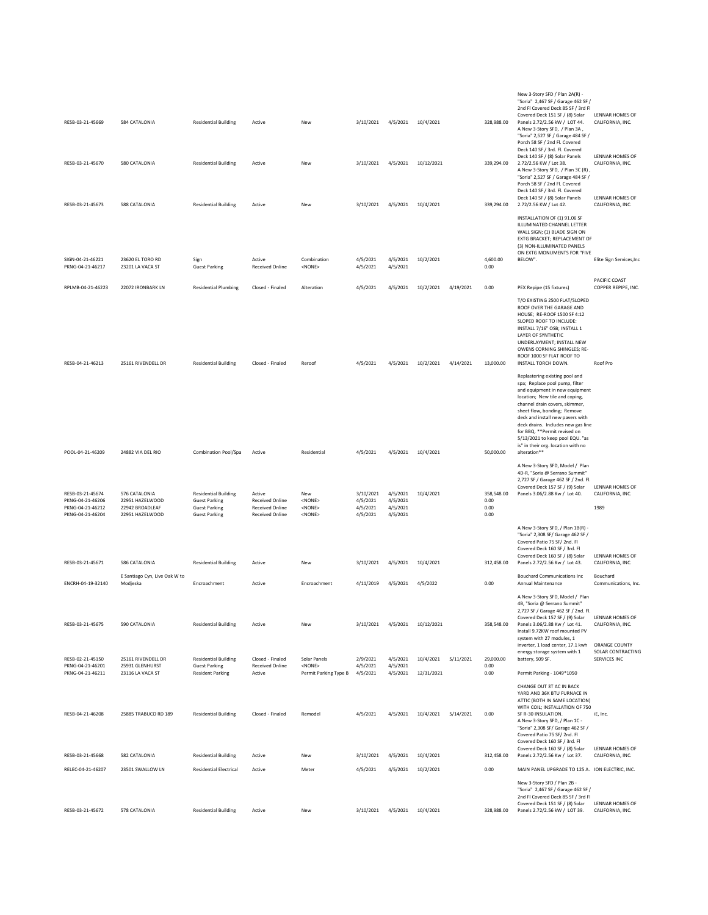| | | | | | | | | | | | |
|---|---|---|---|---|---|---|---|---|---|---|---|
| RESB-03-21-45669 | 584 CATALONIA | Residential Building | Active | New | 3/10/2021 | 4/5/2021 | 10/4/2021 | | 328,988.00 | New 3-Story SFD / Plan 2A(R) - "Soria" 2,467 SF / Garage 462 SF / 2nd Fl Covered Deck 85 SF / 3rd Fl Covered Deck 151 SF / (8) Solar Panels 2.72/2.56 kW / LOT 44. | LENNAR HOMES OF CALIFORNIA, INC. |
| RESB-03-21-45670 | 580 CATALONIA | Residential Building | Active | New | 3/10/2021 | 4/5/2021 | 10/12/2021 | | 339,294.00 | A New 3-Story SFD, / Plan 3A , "Soria" 2,527 SF / Garage 484 SF / Porch 58 SF / 2nd Fl. Covered Deck 140 SF / 3rd. Fl. Covered Deck 140 SF / (8) Solar Panels 2.72/2.56 KW / Lot 38. | LENNAR HOMES OF CALIFORNIA, INC. |
| RESB-03-21-45673 | 588 CATALONIA | Residential Building | Active | New | 3/10/2021 | 4/5/2021 | 10/4/2021 | | 339,294.00 | A New 3-Story SFD, / Plan 3C (R) , "Soria" 2,527 SF / Garage 484 SF / Porch 58 SF / 2nd Fl. Covered Deck 140 SF / 3rd. Fl. Covered Deck 140 SF / (8) Solar Panels 2.72/2.56 KW / Lot 42. | LENNAR HOMES OF CALIFORNIA, INC. |
| SIGN-04-21-46221 | 23620 EL TORO RD | Sign | Active | Combination | 4/5/2021 | 4/5/2021 | 10/2/2021 | | 4,600.00 | INSTALLATION OF (1) 91.06 SF ILLUMINATED CHANNEL LETTER WALL SIGN; (1) BLADE SIGN ON EXTG BRACKET; REPLACEMENT OF (3) NON-ILLUMINATED PANELS ON EXTG MONUMENTS FOR "FIVE BELOW". | Elite Sign Services,Inc |
| PKNG-04-21-46217 | 23201 LA VACA ST | Guest Parking | Received Online | <NONE> | 4/5/2021 | 4/5/2021 | | | 0.00 | | |
| RPLMB-04-21-46223 | 22072 IRONBARK LN | Residential Plumbing | Closed - Finaled | Alteration | 4/5/2021 | 4/5/2021 | 10/2/2021 | 4/19/2021 | 0.00 | PEX Repipe (15 fixtures) | PACIFIC COAST COPPER REPIPE, INC. |
| RESB-04-21-46213 | 25161 RIVENDELL DR | Residential Building | Closed - Finaled | Reroof | 4/5/2021 | 4/5/2021 | 10/2/2021 | 4/14/2021 | 13,000.00 | T/O EXISTING 2500 FLAT/SLOPED ROOF OVER THE GARAGE AND HOUSE; RE-ROOF 1500 SF 4:12 SLOPED ROOF TO INCLUDE: INSTALL 7/16" OSB; INSTALL 1 LAYER OF SYNTHETIC UNDERLAYMENT; INSTALL NEW OWENS CORNING SHINGLES; RE-ROOF 1000 SF FLAT ROOF TO INSTALL TORCH DOWN. | Roof Pro |
| POOL-04-21-46209 | 24882 VIA DEL RIO | Combination Pool/Spa | Active | Residential | 4/5/2021 | 4/5/2021 | 10/4/2021 | | 50,000.00 | Replastering existing pool and spa; Replace pool pump, filter and equipment in new equipment location; New tile and coping, channel drain covers, skimmer, sheet flow, bonding; Remove deck and install new pavers with deck drains. Includes new gas line for BBQ. **Permit revised on 5/13/2021 to keep pool EQU. "as is" in their org. location with no alteration** | |
| RESB-03-21-45674 | 576 CATALONIA | Residential Building | Active | New | 3/10/2021 | 4/5/2021 | 10/4/2021 | | 358,548.00 | A New 3-Story SFD, Model / Plan 4D-R, "Soria @ Serrano Summit" 2,727 SF / Garage 462 SF / 2nd. Fl. Covered Deck 157 SF / (9) Solar Panels 3.06/2.88 Kw / Lot 40. | LENNAR HOMES OF CALIFORNIA, INC. |
| PKNG-04-21-46206 | 22951 HAZELWOOD | Guest Parking | Received Online | <NONE> | 4/5/2021 | 4/5/2021 | | | 0.00 | | |
| PKNG-04-21-46212 | 22942 BROADLEAF | Guest Parking | Received Online | <NONE> | 4/5/2021 | 4/5/2021 | | | 0.00 | | 1989 |
| PKNG-04-21-46204 | 22951 HAZELWOOD | Guest Parking | Received Online | <NONE> | 4/5/2021 | 4/5/2021 | | | 0.00 | | |
| RESB-03-21-45671 | 586 CATALONIA | Residential Building | Active | New | 3/10/2021 | 4/5/2021 | 10/4/2021 | | 312,458.00 | A New 3-Story SFD, / Plan 1B(R) - "Soria" 2,308 SF/ Garage 462 SF / Covered Patio 75 SF/ 2nd. Fl Covered Deck 160 SF / 3rd. Fl Covered Deck 160 SF / (8) Solar Panels 2.72/2.56 Kw / Lot 43. | LENNAR HOMES OF CALIFORNIA, INC. |
| ENCRH-04-19-32140 | E Santiago Cyn, Live Oak W to Modjeska | Encroachment | Active | Encroachment | 4/11/2019 | 4/5/2021 | 4/5/2022 | | 0.00 | Bouchard Communications Inc Annual Maintenance | Bouchard Communications, Inc. |
| RESB-03-21-45675 | 590 CATALONIA | Residential Building | Active | New | 3/10/2021 | 4/5/2021 | 10/12/2021 | | 358,548.00 | A New 3-Story SFD, Model / Plan 4B, "Soria @ Serrano Summit" 2,727 SF / Garage 462 SF / 2nd. Fl. Covered Deck 157 SF / (9) Solar Panels 3.06/2.88 Kw / Lot 41. | LENNAR HOMES OF CALIFORNIA, INC. |
| RESB-02-21-45150 | 25161 RIVENDELL DR | Residential Building | Closed - Finaled | Solar Panels | 2/9/2021 | 4/5/2021 | 10/4/2021 | 5/11/2021 | 29,000.00 | Install 9.72KW roof mounted PV system with 27 modules, 1 inverter, 1 load center, 17.1 kwh energy storage system with 1 battery, 509 SF. | ORANGE COUNTY SOLAR CONTRACTING SERVICES INC |
| PKNG-04-21-46201 | 25931 GLENHURST | Guest Parking | Received Online | <NONE> | 4/5/2021 | 4/5/2021 | | | 0.00 | | |
| PKNG-04-21-46211 | 23116 LA VACA ST | Resident Parking | Active | Permit Parking Type B | 4/5/2021 | 4/5/2021 | 12/31/2021 | | 0.00 | Permit Parking - 1049*1050 | |
| RESB-04-21-46208 | 25885 TRABUCO RD 189 | Residential Building | Closed - Finaled | Remodel | 4/5/2021 | 4/5/2021 | 10/4/2021 | 5/14/2021 | 0.00 | CHANGE OUT 3T AC IN BACK YARD AND 36K BTU FURNACE IN ATTIC (BOTH IN SAME LOCATION) WITH COIL; INSTALLATION OF 750 SF R-30 INSULATION. | iE, Inc. |
| RESB-03-21-45668 | 582 CATALONIA | Residential Building | Active | New | 3/10/2021 | 4/5/2021 | 10/4/2021 | | 312,458.00 | A New 3-Story SFD, / Plan 1C - "Soria" 2,308 SF/ Garage 462 SF / Covered Patio 75 SF/ 2nd. Fl Covered Deck 160 SF / 3rd. Fl Covered Deck 160 SF / (8) Solar Panels 2.72/2.56 Kw / Lot 37. | LENNAR HOMES OF CALIFORNIA, INC. |
| RELEC-04-21-46207 | 23501 SWALLOW LN | Residential Electrical | Active | Meter | 4/5/2021 | 4/5/2021 | 10/2/2021 | | 0.00 | MAIN PANEL UPGRADE TO 125 A. | ION ELECTRIC, INC. |
| RESB-03-21-45672 | 578 CATALONIA | Residential Building | Active | New | 3/10/2021 | 4/5/2021 | 10/4/2021 | | 328,988.00 | New 3-Story SFD / Plan 2B - "Soria" 2,467 SF / Garage 462 SF / 2nd Fl Covered Deck 85 SF / 3rd Fl Covered Deck 151 SF / (8) Solar Panels 2.72/2.56 kW / LOT 39. | LENNAR HOMES OF CALIFORNIA, INC. |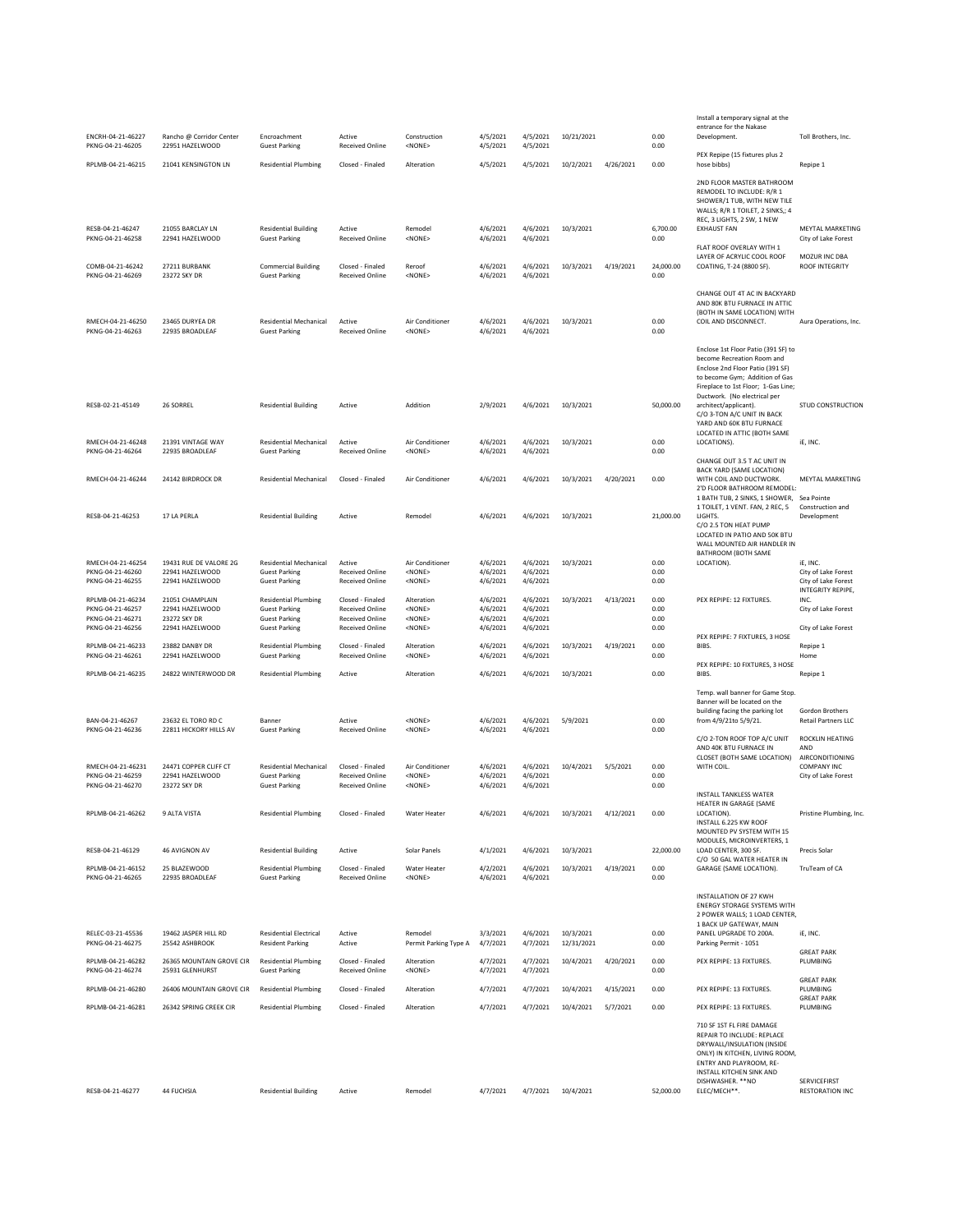| | | | | | | | | | | | |
|---|---|---|---|---|---|---|---|---|---|---|---|
| ENCRH-04-21-46227 | Rancho @ Corridor Center | Encroachment | Active | Construction | 4/5/2021 | 4/5/2021 | 10/21/2021 | | 0.00 | Install a temporary signal at the entrance for the Nakase Development. | Toll Brothers, Inc. |
| PKNG-04-21-46205 | 22951 HAZELWOOD | Guest Parking | Received Online | <NONE> | 4/5/2021 | 4/5/2021 | | | 0.00 | | |
| RPLMB-04-21-46215 | 21041 KENSINGTON LN | Residential Plumbing | Closed - Finaled | Alteration | 4/5/2021 | 4/5/2021 | 10/2/2021 | 4/26/2021 | 0.00 | PEX Repipe (15 fixtures plus 2 hose bibbs) | Repipe 1 |
| RESB-04-21-46247 | 21055 BARCLAY LN | Residential Building | Active | Remodel | 4/6/2021 | 4/6/2021 | 10/3/2021 | | 6,700.00 | 2ND FLOOR MASTER BATHROOM REMODEL TO INCLUDE: R/R 1 SHOWER/1 TUB, WITH NEW TILE WALLS; R/R 1 TOILET, 2 SINKS,; 4 REC, 3 LIGHTS, 2 SW, 1 NEW EXHAUST FAN | MEYTAL MARKETING |
| PKNG-04-21-46258 | 22941 HAZELWOOD | Guest Parking | Received Online | <NONE> | 4/6/2021 | 4/6/2021 | | | 0.00 | | City of Lake Forest |
| COMB-04-21-46242 | 27211 BURBANK | Commercial Building | Closed - Finaled | Reroof | 4/6/2021 | 4/6/2021 | 10/3/2021 | 4/19/2021 | 24,000.00 | FLAT ROOF OVERLAY WITH 1 LAYER OF ACRYLIC COOL ROOF COATING, T-24 (8800 SF). | MOZUR INC DBA ROOF INTEGRITY |
| PKNG-04-21-46269 | 23272 SKY DR | Guest Parking | Received Online | <NONE> | 4/6/2021 | 4/6/2021 | | | 0.00 | | |
| RMECH-04-21-46250 | 23465 DURYEA DR | Residential Mechanical | Active | Air Conditioner | 4/6/2021 | 4/6/2021 | 10/3/2021 | | 0.00 | CHANGE OUT 4T AC IN BACKYARD AND 80K BTU FURNACE IN ATTIC (BOTH IN SAME LOCATION) WITH COIL AND DISCONNECT. | Aura Operations, Inc. |
| PKNG-04-21-46263 | 22935 BROADLEAF | Guest Parking | Received Online | <NONE> | 4/6/2021 | 4/6/2021 | | | 0.00 | | |
| RESB-02-21-45149 | 26 SORREL | Residential Building | Active | Addition | 2/9/2021 | 4/6/2021 | 10/3/2021 | | 50,000.00 | Enclose 1st Floor Patio (391 SF) to become Recreation Room and Enclose 2nd Floor Patio (391 SF) to become Gym; Addition of Gas Fireplace to 1st Floor; 1-Gas Line; Ductwork. (No electrical per architect/applicant). | STUD CONSTRUCTION |
| RMECH-04-21-46248 | 21391 VINTAGE WAY | Residential Mechanical | Active | Air Conditioner | 4/6/2021 | 4/6/2021 | 10/3/2021 | | 0.00 | C/O 3-TON A/C UNIT IN BACK YARD AND 60K BTU FURNACE LOCATED IN ATTIC (BOTH SAME LOCATIONS). | iE, INC. |
| PKNG-04-21-46264 | 22935 BROADLEAF | Guest Parking | Received Online | <NONE> | 4/6/2021 | 4/6/2021 | | | 0.00 | | |
| RMECH-04-21-46244 | 24142 BIRDROCK DR | Residential Mechanical | Closed - Finaled | Air Conditioner | 4/6/2021 | 4/6/2021 | 10/3/2021 | 4/20/2021 | 0.00 | CHANGE OUT 3.5 T AC UNIT IN BACK YARD (SAME LOCATION) WITH COIL AND DUCTWORK. | MEYTAL MARKETING |
| RESB-04-21-46253 | 17 LA PERLA | Residential Building | Active | Remodel | 4/6/2021 | 4/6/2021 | 10/3/2021 | | 21,000.00 | 2'D FLOOR BATHROOM REMODEL: 1 BATH TUB, 2 SINKS, 1 SHOWER, 1 TOILET, 1 VENT. FAN, 2 REC, 5 LIGHTS. | Sea Pointe Construction and Development |
| RMECH-04-21-46254 | 19431 RUE DE VALORE 2G | Residential Mechanical | Active | Air Conditioner | 4/6/2021 | 4/6/2021 | 10/3/2021 | | 0.00 | C/O 2.5 TON HEAT PUMP LOCATED IN PATIO AND 50K BTU WALL MOUNTED AIR HANDLER IN BATHROOM (BOTH SAME LOCATION). | iE, INC. |
| PKNG-04-21-46260 | 22941 HAZELWOOD | Guest Parking | Received Online | <NONE> | 4/6/2021 | 4/6/2021 | | | 0.00 | | City of Lake Forest |
| PKNG-04-21-46255 | 22941 HAZELWOOD | Guest Parking | Received Online | <NONE> | 4/6/2021 | 4/6/2021 | | | 0.00 | | City of Lake Forest |
| RPLMB-04-21-46234 | 21051 CHAMPLAIN | Residential Plumbing | Closed - Finaled | Alteration | 4/6/2021 | 4/6/2021 | 10/3/2021 | 4/13/2021 | 0.00 | PEX REPIPE: 12 FIXTURES. | INTEGRITY REPIPE, INC. |
| PKNG-04-21-46257 | 22941 HAZELWOOD | Guest Parking | Received Online | <NONE> | 4/6/2021 | 4/6/2021 | | | 0.00 | | City of Lake Forest |
| PKNG-04-21-46271 | 23272 SKY DR | Guest Parking | Received Online | <NONE> | 4/6/2021 | 4/6/2021 | | | 0.00 | | |
| PKNG-04-21-46256 | 22941 HAZELWOOD | Guest Parking | Received Online | <NONE> | 4/6/2021 | 4/6/2021 | | | 0.00 | | City of Lake Forest |
| RPLMB-04-21-46233 | 23882 DANBY DR | Residential Plumbing | Closed - Finaled | Alteration | 4/6/2021 | 4/6/2021 | 10/3/2021 | 4/19/2021 | 0.00 | PEX REPIPE: 7 FIXTURES, 3 HOSE BIBS. | Repipe 1 |
| PKNG-04-21-46261 | 22941 HAZELWOOD | Guest Parking | Received Online | <NONE> | 4/6/2021 | 4/6/2021 | | | 0.00 | | Home |
| RPLMB-04-21-46235 | 24822 WINTERWOOD DR | Residential Plumbing | Active | Alteration | 4/6/2021 | 4/6/2021 | 10/3/2021 | | 0.00 | PEX REPIPE: 10 FIXTURES, 3 HOSE BIBS. | Repipe 1 |
| BAN-04-21-46267 | 23632 EL TORO RD C | Banner | Active | <NONE> | 4/6/2021 | 4/6/2021 | 5/9/2021 | | 0.00 | Temp. wall banner for Game Stop. Banner will be located on the building facing the parking lot from 4/9/21to 5/9/21. | Gordon Brothers Retail Partners LLC |
| PKNG-04-21-46236 | 22811 HICKORY HILLS AV | Guest Parking | Received Online | <NONE> | 4/6/2021 | 4/6/2021 | | | 0.00 | | |
| RMECH-04-21-46231 | 24471 COPPER CLIFF CT | Residential Mechanical | Closed - Finaled | Air Conditioner | 4/6/2021 | 4/6/2021 | 10/4/2021 | 5/5/2021 | 0.00 | C/O 2-TON ROOF TOP A/C UNIT AND 40K BTU FURNACE IN CLOSET (BOTH SAME LOCATION) WITH COIL. | ROCKLIN HEATING AND AIRCONDITIONING COMPANY INC |
| PKNG-04-21-46259 | 22941 HAZELWOOD | Guest Parking | Received Online | <NONE> | 4/6/2021 | 4/6/2021 | | | 0.00 | | City of Lake Forest |
| PKNG-04-21-46270 | 23272 SKY DR | Guest Parking | Received Online | <NONE> | 4/6/2021 | 4/6/2021 | | | 0.00 | | |
| RPLMB-04-21-46262 | 9 ALTA VISTA | Residential Plumbing | Closed - Finaled | Water Heater | 4/6/2021 | 4/6/2021 | 10/3/2021 | 4/12/2021 | 0.00 | INSTALL TANKLESS WATER HEATER IN GARAGE (SAME LOCATION). | Pristine Plumbing, Inc. |
| RESB-04-21-46129 | 46 AVIGNON AV | Residential Building | Active | Solar Panels | 4/1/2021 | 4/6/2021 | 10/3/2021 | | 22,000.00 | INSTALL 6.225 KW ROOF MOUNTED PV SYSTEM WITH 15 MODULES, MICROINVERTERS, 1 LOAD CENTER, 300 SF. | Precis Solar |
| RPLMB-04-21-46152 | 25 BLAZEWOOD | Residential Plumbing | Closed - Finaled | Water Heater | 4/2/2021 | 4/6/2021 | 10/3/2021 | 4/19/2021 | 0.00 | C/O 50 GAL WATER HEATER IN GARAGE (SAME LOCATION). | TruTeam of CA |
| PKNG-04-21-46265 | 22935 BROADLEAF | Guest Parking | Received Online | <NONE> | 4/6/2021 | 4/6/2021 | | | 0.00 | | |
| RELEC-03-21-45536 | 19462 JASPER HILL RD | Residential Electrical | Active | Remodel | 3/3/2021 | 4/6/2021 | 10/3/2021 | | 0.00 | INSTALLATION OF 27 KWH ENERGY STORAGE SYSTEMS WITH 2 POWER WALLS; 1 LOAD CENTER, 1 BACK UP GATEWAY, MAIN PANEL UPGRADE TO 200A. | iE, INC. |
| PKNG-04-21-46275 | 25542 ASHBROOK | Resident Parking | Active | Permit Parking Type A | 4/7/2021 | 4/7/2021 | 12/31/2021 | | 0.00 | Parking Permit - 1051 | |
| RPLMB-04-21-46282 | 26365 MOUNTAIN GROVE CIR | Residential Plumbing | Closed - Finaled | Alteration | 4/7/2021 | 4/7/2021 | 10/4/2021 | 4/20/2021 | 0.00 | PEX REPIPE: 13 FIXTURES. | GREAT PARK PLUMBING |
| PKNG-04-21-46274 | 25931 GLENHURST | Guest Parking | Received Online | <NONE> | 4/7/2021 | 4/7/2021 | | | 0.00 | | |
| RPLMB-04-21-46280 | 26406 MOUNTAIN GROVE CIR | Residential Plumbing | Closed - Finaled | Alteration | 4/7/2021 | 4/7/2021 | 10/4/2021 | 4/15/2021 | 0.00 | PEX REPIPE: 13 FIXTURES. | GREAT PARK PLUMBING |
| RPLMB-04-21-46281 | 26342 SPRING CREEK CIR | Residential Plumbing | Closed - Finaled | Alteration | 4/7/2021 | 4/7/2021 | 10/4/2021 | 5/7/2021 | 0.00 | PEX REPIPE: 13 FIXTURES. | GREAT PARK PLUMBING |
| RESB-04-21-46277 | 44 FUCHSIA | Residential Building | Active | Remodel | 4/7/2021 | 4/7/2021 | 10/4/2021 | | 52,000.00 | 710 SF 1ST FL FIRE DAMAGE REPAIR TO INCLUDE: REPLACE DRYWALL/INSULATION (INSIDE ONLY) IN KITCHEN, LIVING ROOM, ENTRY AND PLAYROOM, RE-INSTALL KITCHEN SINK AND DISHWASHER. **NO ELEC/MECH**. | SERVICEFIRST RESTORATION INC |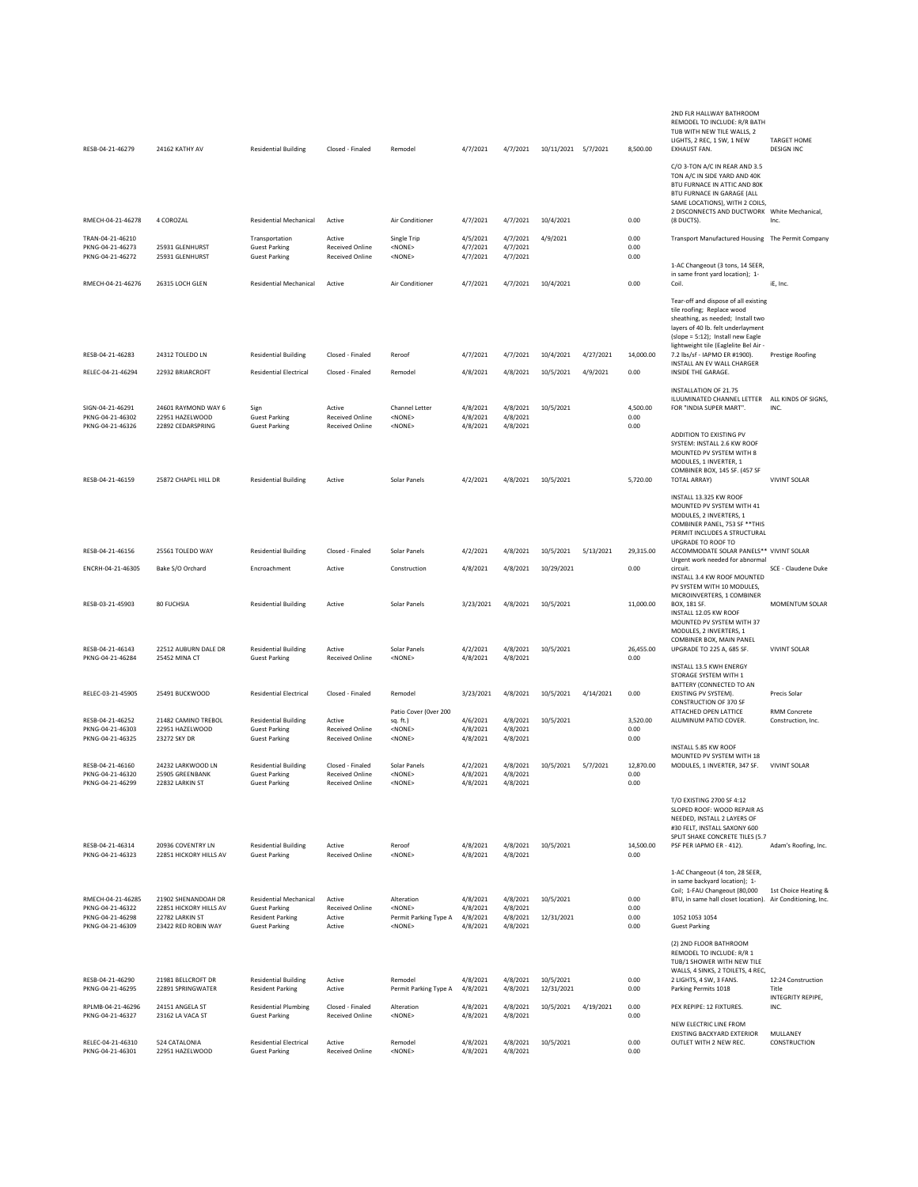| | | | | | | | | | | | |
|---|---|---|---|---|---|---|---|---|---|---|---|
| RESB-04-21-46279 | 24162 KATHY AV | Residential Building | Closed - Finaled | Remodel | 4/7/2021 | 4/7/2021 | 10/11/2021 | 5/7/2021 | 8,500.00 | 2ND FLR HALLWAY BATHROOM REMODEL TO INCLUDE: R/R BATH TUB WITH NEW TILE WALLS, 2 LIGHTS, 2 REC, 1 SW, 1 NEW EXHAUST FAN. | TARGET HOME DESIGN INC |
| RMECH-04-21-46278 | 4 COROZAL | Residential Mechanical | Active | Air Conditioner | 4/7/2021 | 4/7/2021 | 10/4/2021 | | 0.00 | C/O 3-TON A/C IN REAR AND 3.5 TON A/C IN SIDE YARD AND 40K BTU FURNACE IN ATTIC AND 80K BTU FURNACE IN GARAGE (ALL SAME LOCATIONS), WITH 2 COILS, 2 DISCONNECTS AND DUCTWORK (8 DUCTS). | White Mechanical, Inc. |
| TRAN-04-21-46210 | | Transportation | Active | Single Trip | 4/5/2021 | 4/7/2021 | 4/9/2021 | | 0.00 | Transport Manufactured Housing | The Permit Company |
| PKNG-04-21-46273 | 25931 GLENHURST | Guest Parking | Received Online | <NONE> | 4/7/2021 | 4/7/2021 | | | 0.00 | | |
| PKNG-04-21-46272 | 25931 GLENHURST | Guest Parking | Received Online | <NONE> | 4/7/2021 | 4/7/2021 | | | 0.00 | | |
| RMECH-04-21-46276 | 26315 LOCH GLEN | Residential Mechanical | Active | Air Conditioner | 4/7/2021 | 4/7/2021 | 10/4/2021 | | 0.00 | 1-AC Changeout (3 tons, 14 SEER, in same front yard location); 1-Coil. | iE, Inc. |
| RESB-04-21-46283 | 24312 TOLEDO LN | Residential Building | Closed - Finaled | Reroof | 4/7/2021 | 4/7/2021 | 10/4/2021 | 4/27/2021 | 14,000.00 | Tear-off and dispose of all existing tile roofing; Replace wood sheathing, as needed; Install two layers of 40 lb. felt underlayment (slope = 5:12); Install new Eagle lightweight tile (Eaglelite Bel Air - 7.2 lbs/sf - IAPMO ER #1900). | Prestige Roofing |
| RELEC-04-21-46294 | 22932 BRIARCROFT | Residential Electrical | Closed - Finaled | Remodel | 4/8/2021 | 4/8/2021 | 10/5/2021 | 4/9/2021 | 0.00 | INSTALL AN EV WALL CHARGER INSIDE THE GARAGE. | |
| SIGN-04-21-46291 | 24601 RAYMOND WAY 6 | Sign | Active | Channel Letter | 4/8/2021 | 4/8/2021 | 10/5/2021 | | 4,500.00 | INSTALLATION OF 21.75 ILUUMINATED CHANNEL LETTER FOR "INDIA SUPER MART". | ALL KINDS OF SIGNS, INC. |
| PKNG-04-21-46302 | 22951 HAZELWOOD | Guest Parking | Received Online | <NONE> | 4/8/2021 | 4/8/2021 | | | 0.00 | | |
| PKNG-04-21-46326 | 22892 CEDARSPRING | Guest Parking | Received Online | <NONE> | 4/8/2021 | 4/8/2021 | | | 0.00 | | |
| RESB-04-21-46159 | 25872 CHAPEL HILL DR | Residential Building | Active | Solar Panels | 4/2/2021 | 4/8/2021 | 10/5/2021 | | 5,720.00 | ADDITION TO EXISTING PV SYSTEM: INSTALL 2.6 KW ROOF MOUNTED PV SYSTEM WITH 8 MODULES, 1 INVERTER, 1 COMBINER BOX, 145 SF. (457 SF TOTAL ARRAY) | VIVINT SOLAR |
| RESB-04-21-46156 | 25561 TOLEDO WAY | Residential Building | Closed - Finaled | Solar Panels | 4/2/2021 | 4/8/2021 | 10/5/2021 | 5/13/2021 | 29,315.00 | INSTALL 13.325 KW ROOF MOUNTED PV SYSTEM WITH 41 MODULES, 2 INVERTERS, 1 COMBINER PANEL, 753 SF **THIS PERMIT INCLUDES A STRUCTURAL UPGRADE TO ROOF TO ACCOMMODATE SOLAR PANELS** | VIVINT SOLAR |
| ENCRH-04-21-46305 | Bake S/O Orchard | Encroachment | Active | Construction | 4/8/2021 | 4/8/2021 | 10/29/2021 | | 0.00 | Urgent work needed for abnormal circuit. | SCE - Claudene Duke |
| RESB-03-21-45903 | 80 FUCHSIA | Residential Building | Active | Solar Panels | 3/23/2021 | 4/8/2021 | 10/5/2021 | | 11,000.00 | INSTALL 3.4 KW ROOF MOUNTED PV SYSTEM WITH 10 MODULES, MICROINVERTERS, 1 COMBINER BOX, 181 SF. | MOMENTUM SOLAR |
| RESB-04-21-46143 | 22512 AUBURN DALE DR | Residential Building | Active | Solar Panels | 4/2/2021 | 4/8/2021 | 10/5/2021 | | 26,455.00 | INSTALL 12.05 KW ROOF MOUNTED PV SYSTEM WITH 37 MODULES, 2 INVERTERS, 1 COMBINER BOX, MAIN PANEL UPGRADE TO 225 A, 685 SF. | VIVINT SOLAR |
| PKNG-04-21-46284 | 25452 MINA CT | Guest Parking | Received Online | <NONE> | 4/8/2021 | 4/8/2021 | | | 0.00 | | |
| RELEC-03-21-45905 | 25491 BUCKWOOD | Residential Electrical | Closed - Finaled | Remodel | 3/23/2021 | 4/8/2021 | 10/5/2021 | 4/14/2021 | 0.00 | INSTALL 13.5 KWH ENERGY STORAGE SYSTEM WITH 1 BATTERY (CONNECTED TO AN EXISTING PV SYSTEM). | Precis Solar |
| RESB-04-21-46252 | 21482 CAMINO TREBOL | Residential Building | Active | Patio Cover (0ver 200 sq. ft.) | 4/6/2021 | 4/8/2021 | 10/5/2021 | | 3,520.00 | CONSTRUCTION OF 370 SF ATTACHED OPEN LATTICE ALUMINUM PATIO COVER. | RMM Concrete Construction, Inc. |
| PKNG-04-21-46303 | 22951 HAZELWOOD | Guest Parking | Received Online | <NONE> | 4/8/2021 | 4/8/2021 | | | 0.00 | | |
| PKNG-04-21-46325 | 23272 SKY DR | Guest Parking | Received Online | <NONE> | 4/8/2021 | 4/8/2021 | | | 0.00 | | |
| RESB-04-21-46160 | 24232 LARKWOOD LN | Residential Building | Closed - Finaled | Solar Panels | 4/2/2021 | 4/8/2021 | 10/5/2021 | 5/7/2021 | 12,870.00 | INSTALL 5.85 KW ROOF MOUNTED PV SYSTEM WITH 18 MODULES, 1 INVERTER, 347 SF. | VIVINT SOLAR |
| PKNG-04-21-46320 | 25905 GREENBANK | Guest Parking | Received Online | <NONE> | 4/8/2021 | 4/8/2021 | | | 0.00 | | |
| PKNG-04-21-46299 | 22832 LARKIN ST | Guest Parking | Received Online | <NONE> | 4/8/2021 | 4/8/2021 | | | 0.00 | | |
| RESB-04-21-46314 | 20936 COVENTRY LN | Residential Building | Active | Reroof | 4/8/2021 | 4/8/2021 | 10/5/2021 | | 14,500.00 | T/O EXISTING 2700 SF 4:12 SLOPED ROOF: WOOD REPAIR AS NEEDED, INSTALL 2 LAYERS OF #30 FELT, INSTALL SAXONY 600 SPLIT SHAKE CONCRETE TILES (5.7 PSF PER IAPMO ER - 412). | Adam's Roofing, Inc. |
| PKNG-04-21-46323 | 22851 HICKORY HILLS AV | Guest Parking | Received Online | <NONE> | 4/8/2021 | 4/8/2021 | | | 0.00 | | |
| RMECH-04-21-46285 | 21902 SHENANDOAH DR | Residential Mechanical | Active | Alteration | 4/8/2021 | 4/8/2021 | 10/5/2021 | | 0.00 | 1-AC Changeout (4 ton, 28 SEER, in same backyard location); 1-Coil; 1-FAU Changeout (80,000 BTU, in same hall closet location). | 1st Choice Heating & Air Conditioning, Inc. |
| PKNG-04-21-46322 | 22851 HICKORY HILLS AV | Guest Parking | Received Online | <NONE> | 4/8/2021 | 4/8/2021 | | | 0.00 | | |
| PKNG-04-21-46298 | 22782 LARKIN ST | Resident Parking | Active | Permit Parking Type A | 4/8/2021 | 4/8/2021 | 12/31/2021 | | 0.00 | 1052 1053 1054 | |
| PKNG-04-21-46309 | 23422 RED ROBIN WAY | Guest Parking | Active | <NONE> | 4/8/2021 | 4/8/2021 | | | 0.00 | Guest Parking | |
| RESB-04-21-46290 | 21981 BELLCROFT DR | Residential Building | Active | Remodel | 4/8/2021 | 4/8/2021 | 10/5/2021 | | 0.00 | (2) 2ND FLOOR BATHROOM REMODEL TO INCLUDE: R/R 1 TUB/1 SHOWER WITH NEW TILE WALLS, 4 SINKS, 2 TOILETS, 4 REC, 2 LIGHTS, 4 SW, 3 FANS. | 12:24 Construction |
| PKNG-04-21-46295 | 22891 SPRINGWATER | Resident Parking | Active | Permit Parking Type A | 4/8/2021 | 4/8/2021 | 12/31/2021 | | 0.00 | Parking Permits 1018 | Title |
| RPLMB-04-21-46296 | 24151 ANGELA ST | Residential Plumbing | Closed - Finaled | Alteration | 4/8/2021 | 4/8/2021 | 10/5/2021 | 4/19/2021 | 0.00 | PEX REPIPE: 12 FIXTURES. | INTEGRITY REPIPE, INC. |
| PKNG-04-21-46327 | 23162 LA VACA ST | Guest Parking | Received Online | <NONE> | 4/8/2021 | 4/8/2021 | | | 0.00 | | |
| RELEC-04-21-46310 | 524 CATALONIA | Residential Electrical | Active | Remodel | 4/8/2021 | 4/8/2021 | 10/5/2021 | | 0.00 | NEW ELECTRIC LINE FROM EXISTING BACKYARD EXTERIOR OUTLET WITH 2 NEW REC. | MULLANEY CONSTRUCTION |
| PKNG-04-21-46301 | 22951 HAZELWOOD | Guest Parking | Received Online | <NONE> | 4/8/2021 | 4/8/2021 | | | 0.00 | | |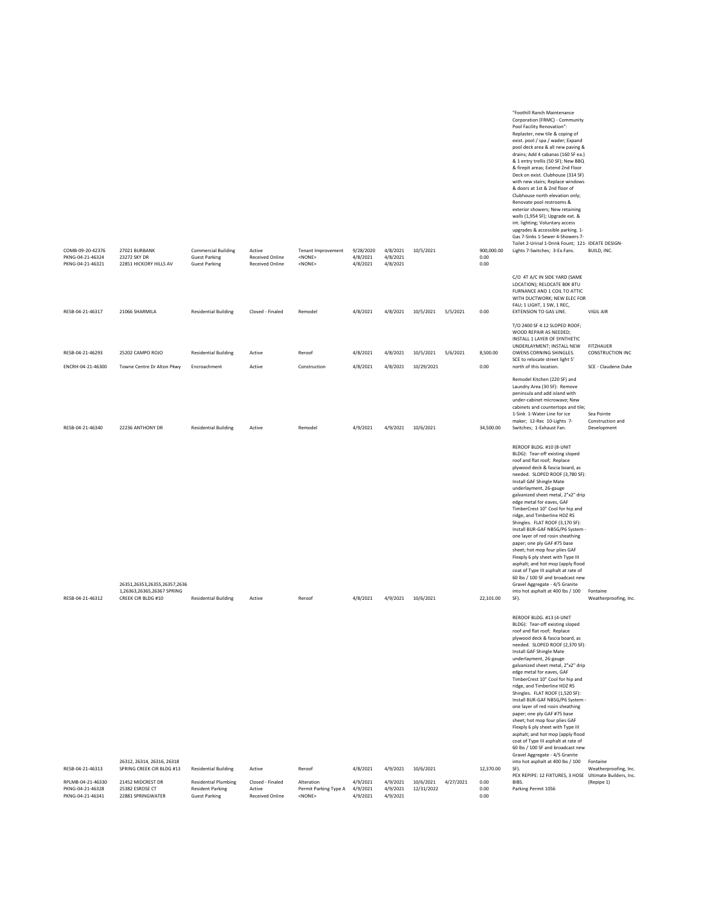| | | | | | | | | | | | |
|---|---|---|---|---|---|---|---|---|---|---|---|
| COMB-09-20-42376 | 27021 BURBANK | Commercial Building | Active | Tenant Improvement | 9/28/2020 | 4/8/2021 | 10/5/2021 | | 900,000.00 | "Foothill Ranch Maintenance Corporation (FRMC) - Community Pool Facility Renovation": Replaster, new tile & coping of exist. pool / spa / wader; Expand pool deck area & all new paving & drains; Add 4 cabanas (160 SF ea.) & 1 entry trellis (50 SF); New BBQ & firepit areas; Extend 2nd Floor Deck on exist. Clubhouse (314 SF) with new stairs; Replace windows & doors at 1st & 2nd floor of Clubhouse north elevation only; Renovate pool restrooms & exterior showers; New retaining walls (1,954 SF); Upgrade ext. & int. lighting; Voluntary access upgrades & accessible parking. 1-Gas 7-Sinks 1-Sewer 4-Showers 7-Toilet 2-Urinal 1-Drink Fount; 121-Lights 7-Switches; 3-Ex.Fans. | IDEATE DESIGN-BUILD, INC. |
| PKNG-04-21-46324 | 23272 SKY DR | Guest Parking | Received Online | <NONE> | 4/8/2021 | 4/8/2021 | | | 0.00 | | |
| PKNG-04-21-46321 | 22851 HICKORY HILLS AV | Guest Parking | Received Online | <NONE> | 4/8/2021 | 4/8/2021 | | | 0.00 | | |
| RESB-04-21-46317 | 21066 SHARMILA | Residential Building | Closed - Finaled | Remodel | 4/8/2021 | 4/8/2021 | 10/5/2021 | 5/5/2021 | 0.00 | C/O 4T A/C IN SIDE YARD (SAME LOCATION); RELOCATE 80K BTU FURNANCE AND 1 COIL TO ATTIC WITH DUCTWORK; NEW ELEC FOR FAU; 1 LIGHT, 1 SW, 1 REC, EXTENSION TO GAS LINE. | VIGIL AIR |
| RESB-04-21-46293 | 25202 CAMPO ROJO | Residential Building | Active | Reroof | 4/8/2021 | 4/8/2021 | 10/5/2021 | 5/6/2021 | 8,500.00 | T/O 2400 SF 4:12 SLOPED ROOF; WOOD REPAIR AS NEEDED; INSTALL 1 LAYER OF SYNTHETIC UNDERLAYMENT; INSTALL NEW OWENS CORNING SHINGLES. | FITZHAUER CONSTRUCTION INC |
| ENCRH-04-21-46300 | Towne Centre Dr Alton Pkwy | Encroachment | Active | Construction | 4/8/2021 | 4/8/2021 | 10/29/2021 | | 0.00 | SCE to relocate street light 5' north of this location. | SCE - Claudene Duke |
| RESB-04-21-46340 | 22236 ANTHONY DR | Residential Building | Active | Remodel | 4/9/2021 | 4/9/2021 | 10/6/2021 | | 34,500.00 | Remodel Kitchen (220 SF) and Laundry Area (30 SF): Remove peninsula and add island with under-cabinet microwave; New cabinets and countertops and tile; 1-Sink 1-Water Line for ice maker; 12-Rec 10-Lights 7-Switches; 1-Exhaust Fan. | Sea Pointe Construction and Development |
| RESB-04-21-46312 | 26351,26353,26355,26357,26361,26363,26365,26367 SPRING CREEK CIR BLDG #10 | Residential Building | Active | Reroof | 4/8/2021 | 4/9/2021 | 10/6/2021 | | 22,101.00 | REROOF BLDG. #10 (8-UNIT BLDG): Tear-off existing sloped roof and flat roof; Replace plywood deck & fascia board, as needed. SLOPED ROOF (3,780 SF): Install GAF Shingle Mate underlayment, 26-gauge galvanized sheet metal, 2"x2" drip edge metal for eaves, GAF TimberCrest 10" Cool for hip and ridge, and Timberline HDZ RS Shingles. FLAT ROOF (3,170 SF): Install BUR-GAF NB5G/P6 System - one layer of red rosin sheathing paper; one ply GAF #75 base sheet; hot mop four plies GAF Flexply 6 ply sheet with Type III asphalt; and hot mop (apply flood coat of Type III asphalt at rate of 60 lbs / 100 SF and broadcast new Gravel Aggregate - 4/5 Granite into hot asphalt at 400 lbs / 100 SF). | Fontaine Weatherproofing, Inc. |
| RESB-04-21-46313 | 26312, 26314, 26316, 26318 SPRING CREEK CIR BLDG #13 | Residential Building | Active | Reroof | 4/8/2021 | 4/9/2021 | 10/6/2021 | | 12,370.00 | REROOF BLDG. #13 (4-UNIT BLDG): Tear-off existing sloped roof and flat roof; Replace plywood deck & fascia board, as needed. SLOPED ROOF (2,370 SF): Install GAF Shingle Mate underlayment, 26-gauge galvanized sheet metal, 2"x2" drip edge metal for eaves, GAF TimberCrest 10" Cool for hip and ridge, and Timberline HDZ RS Shingles. FLAT ROOF (1,520 SF): Install BUR-GAF NB5G/P6 System - one layer of red rosin sheathing paper; one ply GAF #75 base sheet; hot mop four plies GAF Flexply 6 ply sheet with Type III asphalt; and hot mop (apply flood coat of Type III asphalt at rate of 60 lbs / 100 SF and broadcast new Gravel Aggregate - 4/5 Granite into hot asphalt at 400 lbs / 100 SF). | Fontaine Weatherproofing, Inc. |
| RPLMB-04-21-46330 | 21452 MIDCREST DR | Residential Plumbing | Closed - Finaled | Alteration | 4/9/2021 | 4/9/2021 | 10/6/2021 | 4/27/2021 | 0.00 | PEX REPIPE: 12 FIXTURES, 3 HOSE BIBS. | Ultimate Builders, Inc. (Repipe 1) |
| PKNG-04-21-46328 | 25382 ESROSE CT | Resident Parking | Active | Permit Parking Type A | 4/9/2021 | 4/9/2021 | 12/31/2022 | | 0.00 | Parking Permit 1056 | |
| PKNG-04-21-46341 | 22881 SPRINGWATER | Guest Parking | Received Online | <NONE> | 4/9/2021 | 4/9/2021 | | | 0.00 | | |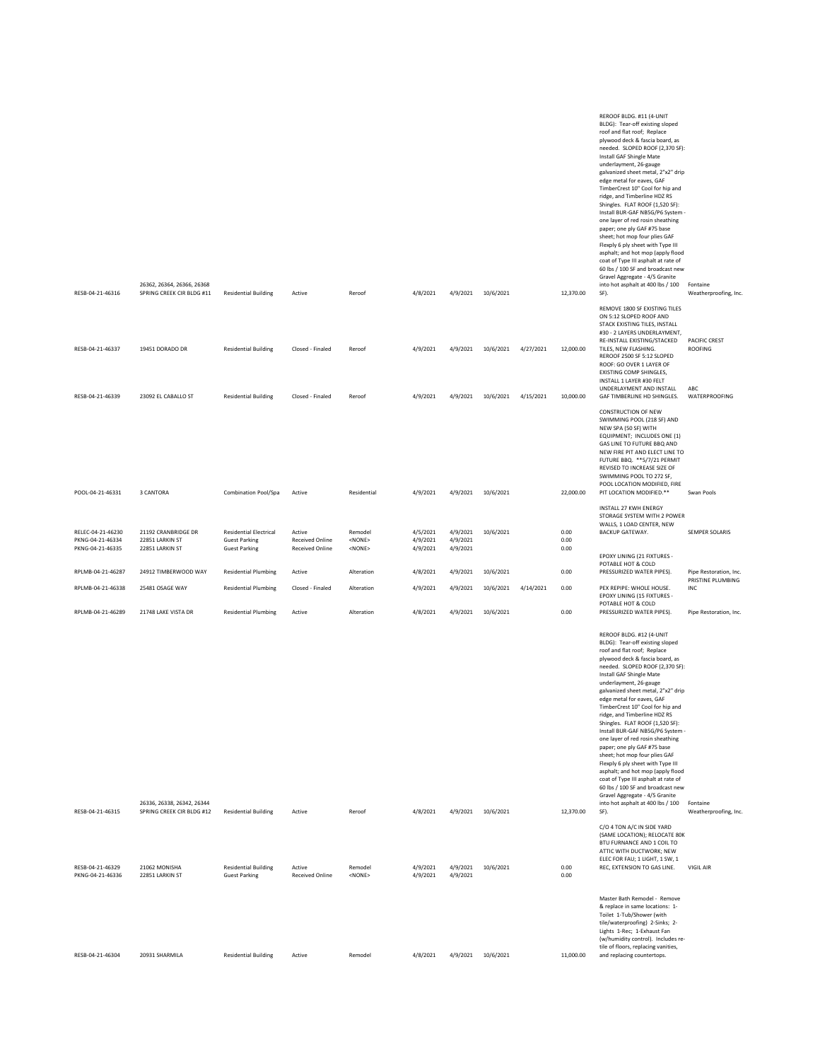| Permit # | Address | Type | Status | Work Class | Applied | Issued | Expires | Finaled | Valuation | Description | Contractor |
|---|---|---|---|---|---|---|---|---|---|---|---|
| RESB-04-21-46316 | 26362, 26364, 26366, 26368 SPRING CREEK CIR BLDG #11 | Residential Building | Active | Reroof | 4/8/2021 | 4/9/2021 | 10/6/2021 | | 12,370.00 | REROOF BLDG. #11 (4-UNIT BLDG): Tear-off existing sloped roof and flat roof; Replace plywood deck & fascia board, as needed. SLOPED ROOF (2,370 SF): Install GAF Shingle Mate underlayment, 26-gauge galvanized sheet metal, 2"x2" drip edge metal for eaves, GAF TimberCrest 10" Cool for hip and ridge, and Timberline HDZ RS Shingles. FLAT ROOF (1,520 SF): Install BUR-GAF NB5G/P6 System - one layer of red rosin sheathing paper; one ply GAF #75 base sheet; hot mop four plies GAF Flexply 6 ply sheet with Type III asphalt; and hot mop (apply flood coat of Type III asphalt at rate of 60 lbs / 100 SF and broadcast new Gravel Aggregate - 4/5 Granite into hot asphalt at 400 lbs / 100 SF). | Fontaine Weatherproofing, Inc. |
| RESB-04-21-46337 | 19451 DORADO DR | Residential Building | Closed - Finaled | Reroof | 4/9/2021 | 4/9/2021 | 10/6/2021 | 4/27/2021 | 12,000.00 | REMOVE 1800 SF EXISTING TILES ON 5:12 SLOPED ROOF AND STACK EXISTING TILES, INSTALL #30 - 2 LAYERS UNDERLAYMENT, RE-INSTALL EXISTING/STACKED TILES, NEW FLASHING. | PACIFIC CREST ROOFING |
| RESB-04-21-46339 | 23092 EL CABALLO ST | Residential Building | Closed - Finaled | Reroof | 4/9/2021 | 4/9/2021 | 10/6/2021 | 4/15/2021 | 10,000.00 | REROOF 2500 SF 5:12 SLOPED ROOF: GO OVER 1 LAYER OF EXISTING COMP SHINGLES, INSTALL 1 LAYER #30 FELT UNDERLAYMENT AND INSTALL GAF TIMBERLINE HD SHINGLES. | ABC WATERPROOFING |
| POOL-04-21-46331 | 3 CANTORA | Combination Pool/Spa | Active | Residential | 4/9/2021 | 4/9/2021 | 10/6/2021 | | 22,000.00 | CONSTRUCTION OF NEW SWIMMING POOL (218 SF) AND NEW SPA (50 SF) WITH EQUIPMENT; INCLUDES ONE (1) GAS LINE TO FUTURE BBQ AND NEW FIRE PIT AND ELECT LINE TO FUTURE BBQ. **5/7/21 PERMIT REVISED TO INCREASE SIZE OF SWIMMING POOL TO 272 SF, POOL LOCATION MODIFIED, FIRE PIT LOCATION MODIFIED.** | Swan Pools |
| RELEC-04-21-46230 | 21192 CRANBRIDGE DR | Residential Electrical | Active | Remodel | 4/5/2021 | 4/9/2021 | 10/6/2021 | | 0.00 | INSTALL 27 KWH ENERGY STORAGE SYSTEM WITH 2 POWER WALLS, 1 LOAD CENTER, NEW BACKUP GATEWAY. | SEMPER SOLARIS |
| PKNG-04-21-46334 | 22851 LARKIN ST | Guest Parking | Received Online | <NONE> | 4/9/2021 | 4/9/2021 | | | 0.00 | | |
| PKNG-04-21-46335 | 22851 LARKIN ST | Guest Parking | Received Online | <NONE> | 4/9/2021 | 4/9/2021 | | | 0.00 | | |
| RPLMB-04-21-46287 | 24912 TIMBERWOOD WAY | Residential Plumbing | Active | Alteration | 4/8/2021 | 4/9/2021 | 10/6/2021 | | 0.00 | EPOXY LINING (21 FIXTURES - POTABLE HOT & COLD PRESSURIZED WATER PIPES). | Pipe Restoration, Inc. |
| RPLMB-04-21-46338 | 25481 OSAGE WAY | Residential Plumbing | Closed - Finaled | Alteration | 4/9/2021 | 4/9/2021 | 10/6/2021 | 4/14/2021 | 0.00 | PEX REPIPE: WHOLE HOUSE. | PRISTINE PLUMBING INC |
| RPLMB-04-21-46289 | 21748 LAKE VISTA DR | Residential Plumbing | Active | Alteration | 4/8/2021 | 4/9/2021 | 10/6/2021 | | 0.00 | EPOXY LINING (15 FIXTURES - POTABLE HOT & COLD PRESSURIZED WATER PIPES). | Pipe Restoration, Inc. |
| RESB-04-21-46315 | 26336, 26338, 26342, 26344 SPRING CREEK CIR BLDG #12 | Residential Building | Active | Reroof | 4/8/2021 | 4/9/2021 | 10/6/2021 | | 12,370.00 | REROOF BLDG. #12 (4-UNIT BLDG): Tear-off existing sloped roof and flat roof; Replace plywood deck & fascia board, as needed. SLOPED ROOF (2,370 SF): Install GAF Shingle Mate underlayment, 26-gauge galvanized sheet metal, 2"x2" drip edge metal for eaves, GAF TimberCrest 10" Cool for hip and ridge, and Timberline HDZ RS Shingles. FLAT ROOF (1,520 SF): Install BUR-GAF NB5G/P6 System - one layer of red rosin sheathing paper; one ply GAF #75 base sheet; hot mop four plies GAF Flexply 6 ply sheet with Type III asphalt; and hot mop (apply flood coat of Type III asphalt at rate of 60 lbs / 100 SF and broadcast new Gravel Aggregate - 4/5 Granite into hot asphalt at 400 lbs / 100 SF). | Fontaine Weatherproofing, Inc. |
| RESB-04-21-46329 | 21062 MONISHA | Residential Building | Active | Remodel | 4/9/2021 | 4/9/2021 | 10/6/2021 | | 0.00 | C/O 4 TON A/C IN SIDE YARD (SAME LOCATION); RELOCATE 80K BTU FURNANCE AND 1 COIL TO ATTIC WITH DUCTWORK; NEW ELEC FOR FAU; 1 LIGHT, 1 SW, 1 REC, EXTENSION TO GAS LINE. | VIGIL AIR |
| PKNG-04-21-46336 | 22851 LARKIN ST | Guest Parking | Received Online | <NONE> | 4/9/2021 | 4/9/2021 | | | 0.00 | | |
| RESB-04-21-46304 | 20931 SHARMILA | Residential Building | Active | Remodel | 4/8/2021 | 4/9/2021 | 10/6/2021 | | 11,000.00 | Master Bath Remodel - Remove & replace in same locations: 1-Toilet 1-Tub/Shower (with tile/waterproofing) 2-Sinks; 2-Lights 1-Rec; 1-Exhaust Fan (w/humidity control). Includes re-tile of floors, replacing vanities, and replacing countertops. | |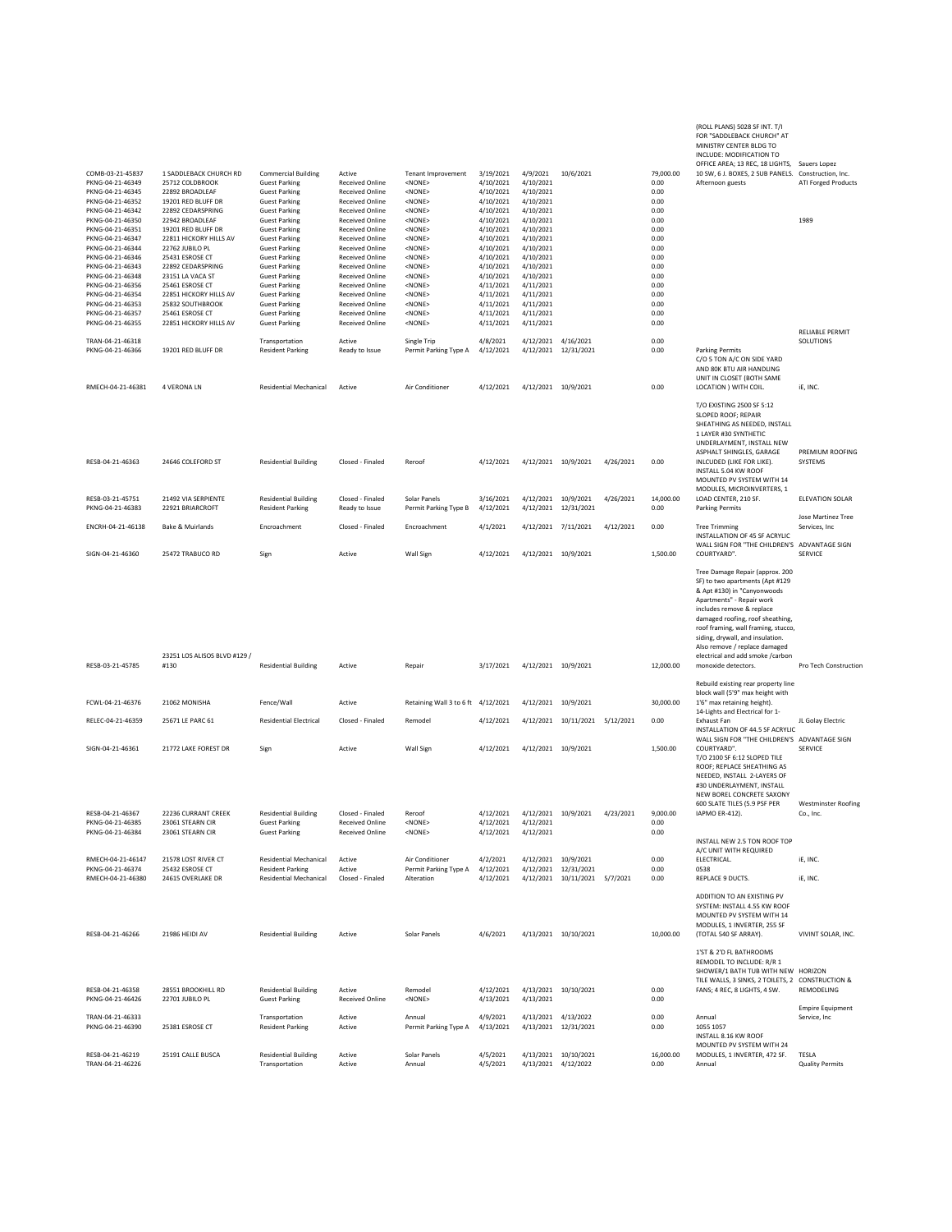| | | | | | | | | | | | |
|---|---|---|---|---|---|---|---|---|---|---|---|
| COMB-03-21-45837 | 1 SADDLEBACK CHURCH RD | Commercial Building | Active | Tenant Improvement | 3/19/2021 | 4/9/2021 | 10/6/2021 | | 79,000.00 | (ROLL PLANS) 5028 SF INT. T/I FOR "SADDLEBACK CHURCH" AT MINISTRY CENTER BLDG TO INCLUDE: MODIFICATION TO OFFICE AREA; 13 REC, 18 LIGHTS, 10 SW, 6 J. BOXES, 2 SUB PANELS. | Sauers Lopez Construction, Inc. |
| PKNG-04-21-46349 | 25712 COLDBROOK | Guest Parking | Received Online | <NONE> | 4/10/2021 | 4/10/2021 | | | 0.00 | Afternoon guests | ATI Forged Products |
| PKNG-04-21-46345 | 22892 BROADLEAF | Guest Parking | Received Online | <NONE> | 4/10/2021 | 4/10/2021 | | | 0.00 | | |
| PKNG-04-21-46352 | 19201 RED BLUFF DR | Guest Parking | Received Online | <NONE> | 4/10/2021 | 4/10/2021 | | | 0.00 | | |
| PKNG-04-21-46342 | 22892 CEDARSPRING | Guest Parking | Received Online | <NONE> | 4/10/2021 | 4/10/2021 | | | 0.00 | | |
| PKNG-04-21-46350 | 22942 BROADLEAF | Guest Parking | Received Online | <NONE> | 4/10/2021 | 4/10/2021 | | | 0.00 | | 1989 |
| PKNG-04-21-46351 | 19201 RED BLUFF DR | Guest Parking | Received Online | <NONE> | 4/10/2021 | 4/10/2021 | | | 0.00 | | |
| PKNG-04-21-46347 | 22811 HICKORY HILLS AV | Guest Parking | Received Online | <NONE> | 4/10/2021 | 4/10/2021 | | | 0.00 | | |
| PKNG-04-21-46344 | 22762 JUBILO PL | Guest Parking | Received Online | <NONE> | 4/10/2021 | 4/10/2021 | | | 0.00 | | |
| PKNG-04-21-46346 | 25431 ESROSE CT | Guest Parking | Received Online | <NONE> | 4/10/2021 | 4/10/2021 | | | 0.00 | | |
| PKNG-04-21-46343 | 22892 CEDARSPRING | Guest Parking | Received Online | <NONE> | 4/10/2021 | 4/10/2021 | | | 0.00 | | |
| PKNG-04-21-46348 | 23151 LA VACA ST | Guest Parking | Received Online | <NONE> | 4/10/2021 | 4/10/2021 | | | 0.00 | | |
| PKNG-04-21-46356 | 25461 ESROSE CT | Guest Parking | Received Online | <NONE> | 4/11/2021 | 4/11/2021 | | | 0.00 | | |
| PKNG-04-21-46354 | 22851 HICKORY HILLS AV | Guest Parking | Received Online | <NONE> | 4/11/2021 | 4/11/2021 | | | 0.00 | | |
| PKNG-04-21-46353 | 25832 SOUTHBROOK | Guest Parking | Received Online | <NONE> | 4/11/2021 | 4/11/2021 | | | 0.00 | | |
| PKNG-04-21-46357 | 25461 ESROSE CT | Guest Parking | Received Online | <NONE> | 4/11/2021 | 4/11/2021 | | | 0.00 | | |
| PKNG-04-21-46355 | 22851 HICKORY HILLS AV | Guest Parking | Received Online | <NONE> | 4/11/2021 | 4/11/2021 | | | 0.00 | | |
| TRAN-04-21-46318 | | Transportation | Active | Single Trip | 4/8/2021 | 4/12/2021 | 4/16/2021 | | 0.00 | | RELIABLE PERMIT SOLUTIONS |
| PKNG-04-21-46366 | 19201 RED BLUFF DR | Resident Parking | Ready to Issue | Permit Parking Type A | 4/12/2021 | 4/12/2021 | 12/31/2021 | | 0.00 | Parking Permits | |
| RMECH-04-21-46381 | 4 VERONA LN | Residential Mechanical | Active | Air Conditioner | 4/12/2021 | 4/12/2021 | 10/9/2021 | | 0.00 | C/O 5 TON A/C ON SIDE YARD AND 80K BTU AIR HANDLING UNIT IN CLOSET (BOTH SAME LOCATION ) WITH COIL. | iE, INC. |
| RESB-04-21-46363 | 24646 COLEFORD ST | Residential Building | Closed - Finaled | Reroof | 4/12/2021 | 4/12/2021 | 10/9/2021 | 4/26/2021 | 0.00 | T/O EXISTING 2500 SF 5:12 SLOPED ROOF; REPAIR SHEATHING AS NEEDED, INSTALL 1 LAYER #30 SYNTHETIC UNDERLAYMENT, INSTALL NEW ASPHALT SHINGLES, GARAGE INLCUDED (LIKE FOR LIKE). | PREMIUM ROOFING SYSTEMS |
| RESB-03-21-45751 | 21492 VIA SERPIENTE | Residential Building | Closed - Finaled | Solar Panels | 3/16/2021 | 4/12/2021 | 10/9/2021 | 4/26/2021 | 14,000.00 | INSTALL 5.04 KW ROOF MOUNTED PV SYSTEM WITH 14 MODULES, MICROINVERTERS, 1 LOAD CENTER, 210 SF. | ELEVATION SOLAR |
| PKNG-04-21-46383 | 22921 BRIARCROFT | Resident Parking | Ready to Issue | Permit Parking Type B | 4/12/2021 | 4/12/2021 | 12/31/2021 | | 0.00 | Parking Permits | |
| ENCRH-04-21-46138 | Bake & Muirlands | Encroachment | Closed - Finaled | Encroachment | 4/1/2021 | 4/12/2021 | 7/11/2021 | 4/12/2021 | 0.00 | Tree Trimming | Jose Martinez Tree Services, Inc |
| SIGN-04-21-46360 | 25472 TRABUCO RD | Sign | Active | Wall Sign | 4/12/2021 | 4/12/2021 | 10/9/2021 | | 1,500.00 | INSTALLATION OF 45 SF ACRYLIC WALL SIGN FOR "THE CHILDREN'S COURTYARD". | ADVANTAGE SIGN SERVICE |
| RESB-03-21-45785 | 23251 LOS ALISOS BLVD #129 / #130 | Residential Building | Active | Repair | 3/17/2021 | 4/12/2021 | 10/9/2021 | | 12,000.00 | Tree Damage Repair (approx. 200 SF) to two apartments (Apt #129 & Apt #130) in "Canyonwoods Apartments" - Repair work includes remove & replace damaged roofing, roof sheathing, roof framing, wall framing, stucco, siding, drywall, and insulation. Also remove / replace damaged electrical and add smoke /carbon monoxide detectors. | Pro Tech Construction |
| FCWL-04-21-46376 | 21062 MONISHA | Fence/Wall | Active | Retaining Wall 3 to 6 ft | 4/12/2021 | 4/12/2021 | 10/9/2021 | | 30,000.00 | Rebuild existing rear property line block wall (5'9" max height with 1'6" max retaining height). | |
| RELEC-04-21-46359 | 25671 LE PARC 61 | Residential Electrical | Closed - Finaled | Remodel | 4/12/2021 | 4/12/2021 | 10/11/2021 | 5/12/2021 | 0.00 | 14-Lights and Electrical for 1-Exhaust Fan | JL Golay Electric |
| SIGN-04-21-46361 | 21772 LAKE FOREST DR | Sign | Active | Wall Sign | 4/12/2021 | 4/12/2021 | 10/9/2021 | | 1,500.00 | INSTALLATION OF 44.5 SF ACRYLIC WALL SIGN FOR "THE CHILDREN'S COURTYARD". | ADVANTAGE SIGN SERVICE |
| RESB-04-21-46367 | 22236 CURRANT CREEK | Residential Building | Closed - Finaled | Reroof | 4/12/2021 | 4/12/2021 | 10/9/2021 | 4/23/2021 | 9,000.00 | T/O 2100 SF 6:12 SLOPED TILE ROOF; REPLACE SHEATHING AS NEEDED, INSTALL 2-LAYERS OF #30 UNDERLAYMENT, INSTALL NEW BOREL CONCRETE SAXONY 600 SLATE TILES (5.9 PSF PER IAPMO ER-412). | Westminster Roofing Co., Inc. |
| PKNG-04-21-46385 | 23061 STEARN CIR | Guest Parking | Received Online | <NONE> | 4/12/2021 | 4/12/2021 | | | 0.00 | | |
| PKNG-04-21-46384 | 23061 STEARN CIR | Guest Parking | Received Online | <NONE> | 4/12/2021 | 4/12/2021 | | | 0.00 | | |
| RMECH-04-21-46147 | 21578 LOST RIVER CT | Residential Mechanical | Active | Air Conditioner | 4/2/2021 | 4/12/2021 | 10/9/2021 | | 0.00 | INSTALL NEW 2.5 TON ROOF TOP A/C UNIT WITH REQUIRED ELECTRICAL. | iE, INC. |
| PKNG-04-21-46374 | 25432 ESROSE CT | Resident Parking | Active | Permit Parking Type A | 4/12/2021 | 4/12/2021 | 12/31/2021 | | 0.00 | 0538 | |
| RMECH-04-21-46380 | 24615 OVERLAKE DR | Residential Mechanical | Closed - Finaled | Alteration | 4/12/2021 | 4/12/2021 | 10/11/2021 | 5/7/2021 | 0.00 | REPLACE 9 DUCTS. | iE, INC. |
| RESB-04-21-46266 | 21986 HEIDI AV | Residential Building | Active | Solar Panels | 4/6/2021 | 4/13/2021 | 10/10/2021 | | 10,000.00 | ADDITION TO AN EXISTING PV SYSTEM: INSTALL 4.55 KW ROOF MOUNTED PV SYSTEM WITH 14 MODULES, 1 INVERTER, 255 SF (TOTAL 540 SF ARRAY). | VIVINT SOLAR, INC. |
| RESB-04-21-46358 | 28551 BROOKHILL RD | Residential Building | Active | Remodel | 4/12/2021 | 4/13/2021 | 10/10/2021 | | 0.00 | 1'ST & 2'D FL BATHROOMS REMODEL TO INCLUDE: R/R 1 SHOWER/1 BATH TUB WITH NEW TILE WALLS, 3 SINKS, 2 TOILETS, 2 FANS; 4 REC, 8 LIGHTS, 4 SW. | HORIZON CONSTRUCTION & REMODELING |
| PKNG-04-21-46426 | 22701 JUBILO PL | Guest Parking | Received Online | <NONE> | 4/13/2021 | 4/13/2021 | | | 0.00 | | |
| TRAN-04-21-46333 | | Transportation | Active | Annual | 4/9/2021 | 4/13/2021 | 4/13/2022 | | 0.00 | Annual | Empire Equipment Service, Inc |
| PKNG-04-21-46390 | 25381 ESROSE CT | Resident Parking | Active | Permit Parking Type A | 4/13/2021 | 4/13/2021 | 12/31/2021 | | 0.00 | 1055 1057 | |
| RESB-04-21-46219 | 25191 CALLE BUSCA | Residential Building | Active | Solar Panels | 4/5/2021 | 4/13/2021 | 10/10/2021 | | 16,000.00 | INSTALL 8.16 KW ROOF MOUNTED PV SYSTEM WITH 24 MODULES, 1 INVERTER, 472 SF. | TESLA |
| TRAN-04-21-46226 | | Transportation | Active | Annual | 4/5/2021 | 4/13/2021 | 4/12/2022 | | 0.00 | Annual | Quality Permits |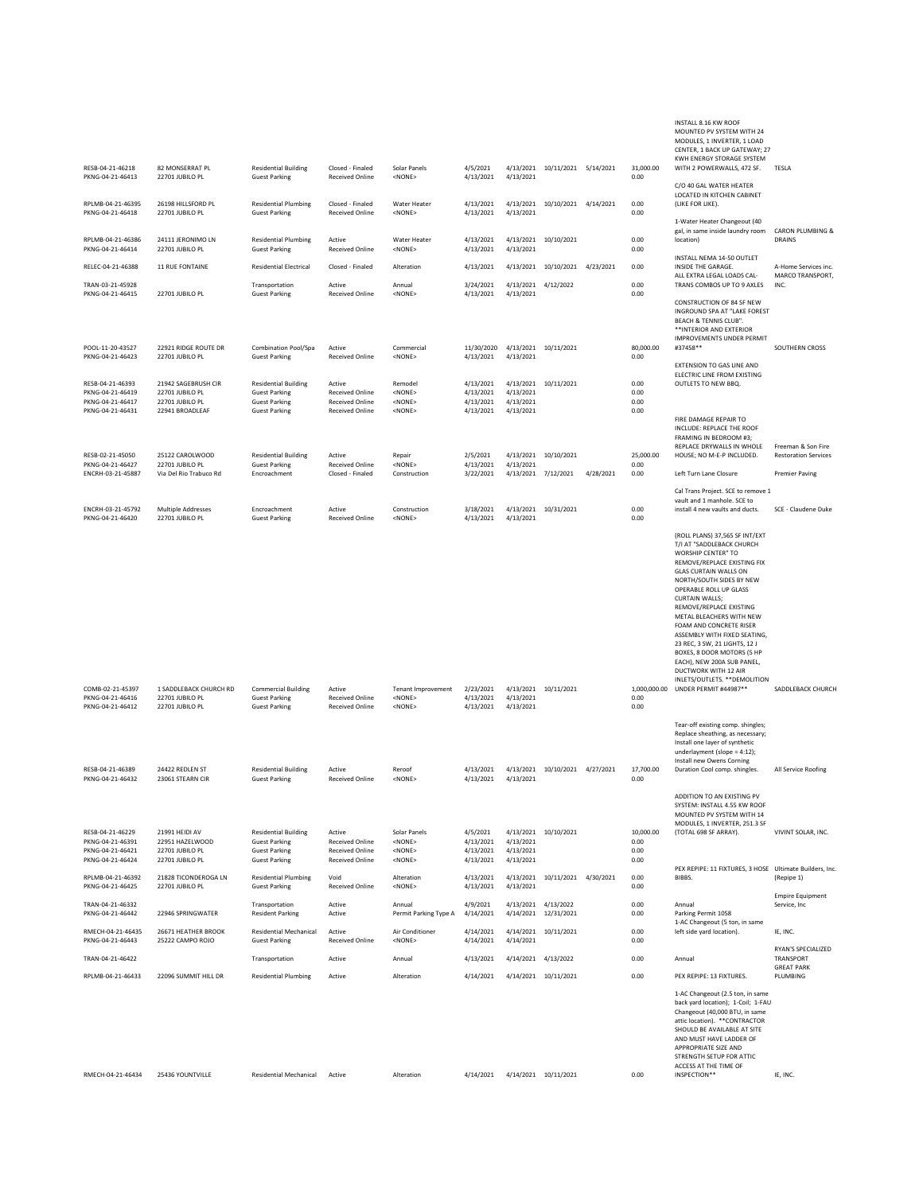| Permit # | Address | Type | Status | Subtype | Applied | Issued | Expires | Finaled | Valuation | Description | Contractor |
|---|---|---|---|---|---|---|---|---|---|---|---|
| RESB-04-21-46218 | 82 MONSERRAT PL | Residential Building | Closed - Finaled | Solar Panels | 4/5/2021 | 4/13/2021 | 10/11/2021 | 5/14/2021 | 31,000.00 | INSTALL 8.16 KW ROOF MOUNTED PV SYSTEM WITH 24 MODULES, 1 INVERTER, 1 LOAD CENTER, 1 BACK UP GATEWAY; 27 KWH ENERGY STORAGE SYSTEM WITH 2 POWERWALLS, 472 SF. | TESLA |
| PKNG-04-21-46413 | 22701 JUBILO PL | Guest Parking | Received Online | <NONE> | 4/13/2021 | 4/13/2021 | | | 0.00 | | |
| RPLMB-04-21-46395 | 26198 HILLSFORD PL | Residential Plumbing | Closed - Finaled | Water Heater | 4/13/2021 | 4/13/2021 | 10/10/2021 | 4/14/2021 | 0.00 | C/O 40 GAL WATER HEATER LOCATED IN KITCHEN CABINET (LIKE FOR LIKE). | |
| PKNG-04-21-46418 | 22701 JUBILO PL | Guest Parking | Received Online | <NONE> | 4/13/2021 | 4/13/2021 | | | 0.00 | | |
| RPLMB-04-21-46386 | 24111 JERONIMO LN | Residential Plumbing | Active | Water Heater | 4/13/2021 | 4/13/2021 | 10/10/2021 | | 0.00 | 1-Water Heater Changeout (40 gal, in same inside laundry room location) | CARON PLUMBING & DRAINS |
| PKNG-04-21-46414 | 22701 JUBILO PL | Guest Parking | Received Online | <NONE> | 4/13/2021 | 4/13/2021 | | | 0.00 | | |
| RELEC-04-21-46388 | 11 RUE FONTAINE | Residential Electrical | Closed - Finaled | Alteration | 4/13/2021 | 4/13/2021 | 10/10/2021 | 4/23/2021 | 0.00 | INSTALL NEMA 14-50 OUTLET INSIDE THE GARAGE. | A-Home Services inc. |
| TRAN-03-21-45928 | | Transportation | Active | Annual | 3/24/2021 | 4/13/2021 | 4/12/2022 | | 0.00 | ALL EXTRA LEGAL LOADS CAL-TRANS COMBOS UP TO 9 AXLES | MARCO TRANSPORT, INC. |
| PKNG-04-21-46415 | 22701 JUBILO PL | Guest Parking | Received Online | <NONE> | 4/13/2021 | 4/13/2021 | | | 0.00 | | |
| POOL-11-20-43527 | 22921 RIDGE ROUTE DR | Combination Pool/Spa | Active | Commercial | 11/30/2020 | 4/13/2021 | 10/11/2021 | | 80,000.00 | CONSTRUCTION OF 84 SF NEW INGROUND SPA AT "LAKE FOREST BEACH & TENNIS CLUB". **INTERIOR AND EXTERIOR IMPROVEMENTS UNDER PERMIT #37458** | SOUTHERN CROSS |
| PKNG-04-21-46423 | 22701 JUBILO PL | Guest Parking | Received Online | <NONE> | 4/13/2021 | 4/13/2021 | | | 0.00 | | |
| RESB-04-21-46393 | 21942 SAGEBRUSH CIR | Residential Building | Active | Remodel | 4/13/2021 | 4/13/2021 | 10/11/2021 | | 0.00 | EXTENSION TO GAS LINE AND ELECTRIC LINE FROM EXISTING OUTLETS TO NEW BBQ. | |
| PKNG-04-21-46419 | 22701 JUBILO PL | Guest Parking | Received Online | <NONE> | 4/13/2021 | 4/13/2021 | | | 0.00 | | |
| PKNG-04-21-46417 | 22701 JUBILO PL | Guest Parking | Received Online | <NONE> | 4/13/2021 | 4/13/2021 | | | 0.00 | | |
| PKNG-04-21-46431 | 22941 BROADLEAF | Guest Parking | Received Online | <NONE> | 4/13/2021 | 4/13/2021 | | | 0.00 | | |
| RESB-02-21-45050 | 25122 CAROLWOOD | Residential Building | Active | Repair | 2/5/2021 | 4/13/2021 | 10/10/2021 | | 25,000.00 | FIRE DAMAGE REPAIR TO INCLUDE: REPLACE THE ROOF FRAMING IN BEDROOM #3; REPLACE DRYWALLS IN WHOLE HOUSE; NO M-E-P INCLUDED. | Freeman & Son Fire Restoration Services |
| PKNG-04-21-46427 | 22701 JUBILO PL | Guest Parking | Received Online | <NONE> | 4/13/2021 | 4/13/2021 | | | 0.00 | | |
| ENCRH-03-21-45887 | Via Del Rio Trabuco Rd | Encroachment | Closed - Finaled | Construction | 3/22/2021 | 4/13/2021 | 7/12/2021 | 4/28/2021 | 0.00 | Left Turn Lane Closure | Premier Paving |
| ENCRH-03-21-45792 | Multiple Addresses | Encroachment | Active | Construction | 3/18/2021 | 4/13/2021 | 10/31/2021 | | 0.00 | Cal Trans Project. SCE to remove 1 vault and 1 manhole. SCE to install 4 new vaults and ducts. | SCE - Claudene Duke |
| PKNG-04-21-46420 | 22701 JUBILO PL | Guest Parking | Received Online | <NONE> | 4/13/2021 | 4/13/2021 | | | 0.00 | | |
| COMB-02-21-45397 | 1 SADDLEBACK CHURCH RD | Commercial Building | Active | Tenant Improvement | 2/23/2021 | 4/13/2021 | 10/11/2021 | | 1,000,000.00 | (ROLL PLANS) 37,565 SF INT/EXT T/I AT "SADDLEBACK CHURCH WORSHIP CENTER" TO REMOVE/REPLACE EXISTING FIX GLAS CURTAIN WALLS ON NORTH/SOUTH SIDES BY NEW OPERABLE ROLL UP GLASS CURTAIN WALLS; REMOVE/REPLACE EXISTING METAL BLEACHERS WITH NEW FOAM AND CONCRETE RISER ASSEMBLY WITH FIXED SEATING, 23 REC, 3 SW, 21 LIGHTS, 12 J BOXES, 8 DOOR MOTORS (5 HP EACH), NEW 200A SUB PANEL, DUCTWORK WITH 12 AIR INLETS/OUTLETS. **DEMOLITION UNDER PERMIT #44987** | SADDLEBACK CHURCH |
| PKNG-04-21-46416 | 22701 JUBILO PL | Guest Parking | Received Online | <NONE> | 4/13/2021 | 4/13/2021 | | | 0.00 | | |
| PKNG-04-21-46412 | 22701 JUBILO PL | Guest Parking | Received Online | <NONE> | 4/13/2021 | 4/13/2021 | | | 0.00 | | |
| RESB-04-21-46389 | 24422 REDLEN ST | Residential Building | Active | Reroof | 4/13/2021 | 4/13/2021 | 10/10/2021 | 4/27/2021 | 17,700.00 | Tear-off existing comp. shingles; Replace sheathing, as necessary; Install one layer of synthetic underlayment (slope = 4:12); Install new Owens Corning Duration Cool comp. shingles. | All Service Roofing |
| PKNG-04-21-46432 | 23061 STEARN CIR | Guest Parking | Received Online | <NONE> | 4/13/2021 | 4/13/2021 | | | 0.00 | | |
| RESB-04-21-46229 | 21991 HEIDI AV | Residential Building | Active | Solar Panels | 4/5/2021 | 4/13/2021 | 10/10/2021 | | 10,000.00 | ADDITION TO AN EXISTING PV SYSTEM: INSTALL 4.55 KW ROOF MOUNTED PV SYSTEM WITH 14 MODULES, 1 INVERTER, 251.3 SF (TOTAL 698 SF ARRAY). | VIVINT SOLAR, INC. |
| PKNG-04-21-46391 | 22951 HAZELWOOD | Guest Parking | Received Online | <NONE> | 4/13/2021 | 4/13/2021 | | | 0.00 | | |
| PKNG-04-21-46421 | 22701 JUBILO PL | Guest Parking | Received Online | <NONE> | 4/13/2021 | 4/13/2021 | | | 0.00 | | |
| PKNG-04-21-46424 | 22701 JUBILO PL | Guest Parking | Received Online | <NONE> | 4/13/2021 | 4/13/2021 | | | 0.00 | | |
| RPLMB-04-21-46392 | 21828 TICONDEROGA LN | Residential Plumbing | Void | Alteration | 4/13/2021 | 4/13/2021 | 10/11/2021 | 4/30/2021 | 0.00 | PEX REPIPE: 11 FIXTURES, 3 HOSE BIBBS. | Ultimate Builders, Inc. (Repipe 1) |
| PKNG-04-21-46425 | 22701 JUBILO PL | Guest Parking | Received Online | <NONE> | 4/13/2021 | 4/13/2021 | | | 0.00 | | |
| TRAN-04-21-46332 | | Transportation | Active | Annual | 4/9/2021 | 4/13/2021 | 4/13/2022 | | 0.00 | Annual | Empire Equipment Service, Inc |
| PKNG-04-21-46442 | 22946 SPRINGWATER | Resident Parking | Active | Permit Parking Type A | 4/14/2021 | 4/14/2021 | 12/31/2021 | | 0.00 | Parking Permit 1058 | |
| RMECH-04-21-46435 | 26671 HEATHER BROOK | Residential Mechanical | Active | Air Conditioner | 4/14/2021 | 4/14/2021 | 10/11/2021 | | 0.00 | 1-AC Changeout (5 ton, in same left side yard location). | IE, INC. |
| PKNG-04-21-46443 | 25222 CAMPO ROJO | Guest Parking | Received Online | <NONE> | 4/14/2021 | 4/14/2021 | | | 0.00 | | |
| TRAN-04-21-46422 | | Transportation | Active | Annual | 4/13/2021 | 4/14/2021 | 4/13/2022 | | 0.00 | Annual | RYAN'S SPECIALIZED TRANSPORT |
| RPLMB-04-21-46433 | 22096 SUMMIT HILL DR | Residential Plumbing | Active | Alteration | 4/14/2021 | 4/14/2021 | 10/11/2021 | | 0.00 | PEX REPIPE: 13 FIXTURES. | GREAT PARK PLUMBING |
| RMECH-04-21-46434 | 25436 YOUNTVILLE | Residential Mechanical | Active | Alteration | 4/14/2021 | 4/14/2021 | 10/11/2021 | | 0.00 | 1-AC Changeout (2.5 ton, in same back yard location); 1-Coil; 1-FAU Changeout (40,000 BTU, in same attic location). **CONTRACTOR SHOULD BE AVAILABLE AT SITE AND MUST HAVE LADDER OF APPROPRIATE SIZE AND STRENGTH SETUP FOR ATTIC ACCESS AT THE TIME OF INSPECTION** | IE, INC. |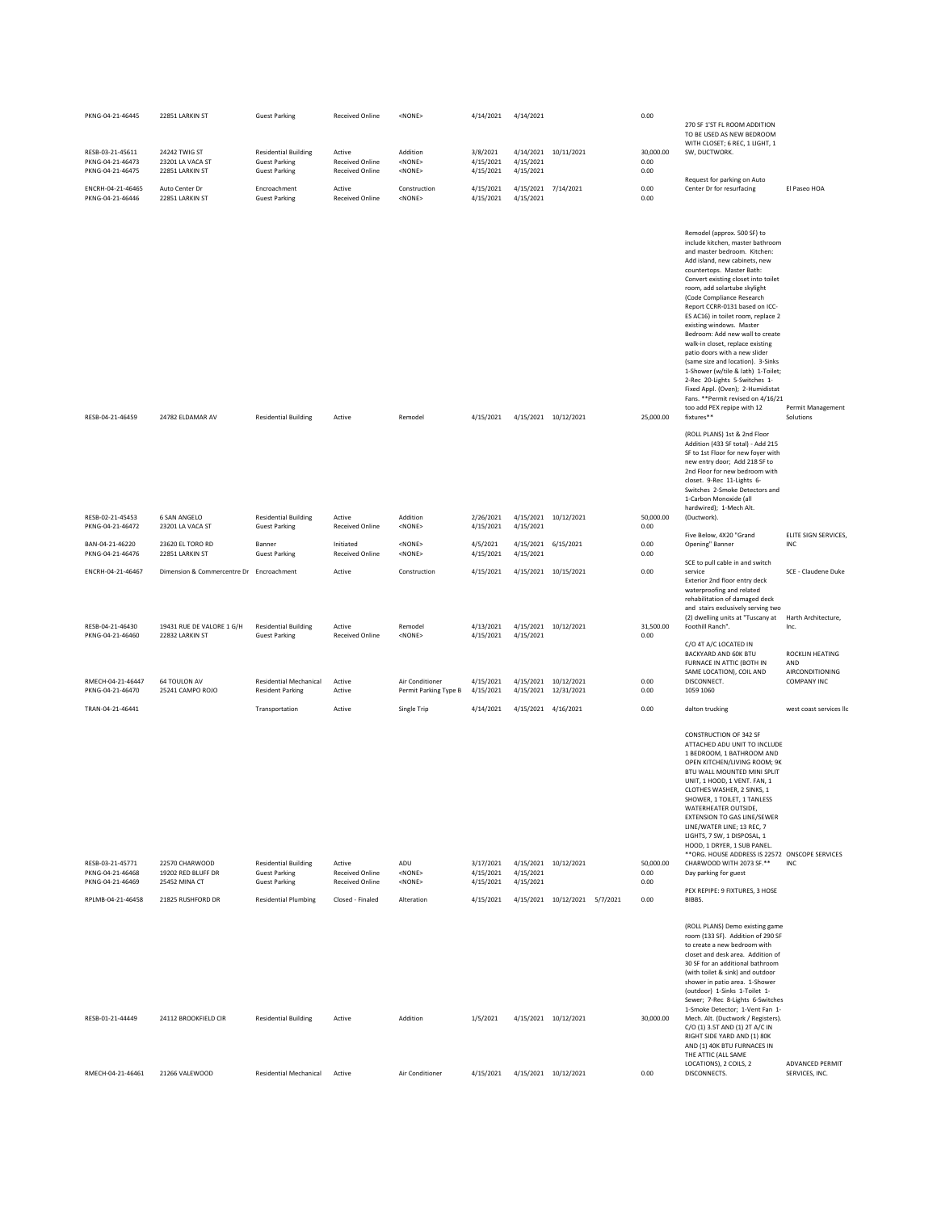| Permit # | Address | Type | Status | Subtype | Applied | Issued | Expires | Finaled | Valuation | Description | Contractor |
|---|---|---|---|---|---|---|---|---|---|---|---|
| PKNG-04-21-46445 | 22851 LARKIN ST | Guest Parking | Received Online | <NONE> | 4/14/2021 | 4/14/2021 | | | 0.00 | | |
| RESB-03-21-45611 | 24242 TWIG ST | Residential Building | Active | Addition | 3/8/2021 | 4/14/2021 | 10/11/2021 | | 30,000.00 | 270 SF 1'ST FL ROOM ADDITION TO BE USED AS NEW BEDROOM WITH CLOSET; 6 REC, 1 LIGHT, 1 SW, DUCTWORK. | |
| PKNG-04-21-46473 | 23201 LA VACA ST | Guest Parking | Received Online | <NONE> | 4/15/2021 | 4/15/2021 | | | 0.00 | | |
| PKNG-04-21-46475 | 22851 LARKIN ST | Guest Parking | Received Online | <NONE> | 4/15/2021 | 4/15/2021 | | | 0.00 | | |
| ENCRH-04-21-46465 | Auto Center Dr | Encroachment | Active | Construction | 4/15/2021 | 4/15/2021 | 7/14/2021 | | 0.00 | Request for parking on Auto Center Dr for resurfacing | El Paseo HOA |
| PKNG-04-21-46446 | 22851 LARKIN ST | Guest Parking | Received Online | <NONE> | 4/15/2021 | 4/15/2021 | | | 0.00 | | |
| RESB-04-21-46459 | 24782 ELDAMAR AV | Residential Building | Active | Remodel | 4/15/2021 | 4/15/2021 | 10/12/2021 | | 25,000.00 | Remodel (approx. 500 SF) to include kitchen, master bathroom and master bedroom. Kitchen: Add island, new cabinets, new countertops. Master Bath: Convert existing closet into toilet room, add solartube skylight (Code Compliance Research Report CCRR-0131 based on ICC-ES AC16) in toilet room, replace 2 existing windows. Master Bedroom: Add new wall to create walk-in closet, replace existing patio doors with a new slider (same size and location). 3-Sinks 1-Shower (w/tile & lath) 1-Toilet; 2-Rec 20-Lights 5-Switches 1-Fixed Appl. (Oven); 2-Humidistat Fans. **Permit revised on 4/16/21 too add PEX repipe with 12 fixtures** | Permit Management Solutions |
| RESB-02-21-45453 | 6 SAN ANGELO | Residential Building | Active | Addition | 2/26/2021 | 4/15/2021 | 10/12/2021 | | 50,000.00 | (ROLL PLANS) 1st & 2nd Floor Addition (433 SF total) - Add 215 SF to 1st Floor for new foyer with new entry door; Add 218 SF to 2nd Floor for new bedroom with closet. 9-Rec 11-Lights 6-Switches 2-Smoke Detectors and 1-Carbon Monoxide (all hardwired); 1-Mech Alt. (Ductwork). | |
| PKNG-04-21-46472 | 23201 LA VACA ST | Guest Parking | Received Online | <NONE> | 4/15/2021 | 4/15/2021 | | | 0.00 | | |
| BAN-04-21-46220 | 23620 EL TORO RD | Banner | Initiated | <NONE> | 4/5/2021 | 4/15/2021 | 6/15/2021 | | 0.00 | Five Below, 4X20 "Grand Opening" Banner | ELITE SIGN SERVICES, INC |
| PKNG-04-21-46476 | 22851 LARKIN ST | Guest Parking | Received Online | <NONE> | 4/15/2021 | 4/15/2021 | | | 0.00 | | |
| ENCRH-04-21-46467 | Dimension & Commercentre Dr | Encroachment | Active | Construction | 4/15/2021 | 4/15/2021 | 10/15/2021 | | 0.00 | SCE to pull cable in and switch service | SCE - Claudene Duke |
| RESB-04-21-46430 | 19431 RUE DE VALORE 1 G/H | Residential Building | Active | Remodel | 4/13/2021 | 4/15/2021 | 10/12/2021 | | 31,500.00 | Exterior 2nd floor entry deck waterproofing and related rehabilitation of damaged deck and stairs exclusively serving two (2) dwelling units at "Tuscany at Foothill Ranch". | Harth Architecture, Inc. |
| PKNG-04-21-46460 | 22832 LARKIN ST | Guest Parking | Received Online | <NONE> | 4/15/2021 | 4/15/2021 | | | 0.00 | | |
| RMECH-04-21-46447 | 64 TOULON AV | Residential Mechanical | Active | Air Conditioner | 4/15/2021 | 4/15/2021 | 10/12/2021 | | 0.00 | C/O 4T A/C LOCATED IN BACKYARD AND 60K BTU FURNACE IN ATTIC (BOTH IN SAME LOCATION), COIL AND DISCONNECT. | ROCKLIN HEATING AND AIRCONDITIONING COMPANY INC |
| PKNG-04-21-46470 | 25241 CAMPO ROJO | Resident Parking | Active | Permit Parking Type B | 4/15/2021 | 4/15/2021 | 12/31/2021 | | 0.00 | 1059 1060 | |
| TRAN-04-21-46441 | | Transportation | Active | Single Trip | 4/14/2021 | 4/15/2021 | 4/16/2021 | | 0.00 | dalton trucking | west coast services llc |
| RESB-03-21-45771 | 22570 CHARWOOD | Residential Building | Active | ADU | 3/17/2021 | 4/15/2021 | 10/12/2021 | | 50,000.00 | CONSTRUCTION OF 342 SF ATTACHED ADU UNIT TO INCLUDE 1 BEDROOM, 1 BATHROOM AND OPEN KITCHEN/LIVING ROOM; 9K BTU WALL MOUNTED MINI SPLIT UNIT, 1 HOOD, 1 VENT. FAN, 1 CLOTHES WASHER, 2 SINKS, 1 SHOWER, 1 TOILET, 1 TANKLESS WATERHEATER OUTSIDE, EXTENSION TO GAS LINE/SEWER LINE/WATER LINE; 13 REC, 7 LIGHTS, 7 SW, 1 DISPOSAL, 1 HOOD, 1 DRYER, 1 SUB PANEL. **ORG. HOUSE ADDRESS IS 22572 CHARWOOD WITH 2073 SF.** | ONSCOPE SERVICES INC |
| PKNG-04-21-46468 | 19202 RED BLUFF DR | Guest Parking | Received Online | <NONE> | 4/15/2021 | 4/15/2021 | | | 0.00 | Day parking for guest | |
| PKNG-04-21-46469 | 25452 MINA CT | Guest Parking | Received Online | <NONE> | 4/15/2021 | 4/15/2021 | | | 0.00 | | |
| RPLMB-04-21-46458 | 21825 RUSHFORD DR | Residential Plumbing | Closed - Finaled | Alteration | 4/15/2021 | 4/15/2021 | 10/12/2021 | 5/7/2021 | 0.00 | PEX REPIPE: 9 FIXTURES, 3 HOSE BIBBS. | |
| RESB-01-21-44449 | 24112 BROOKFIELD CIR | Residential Building | Active | Addition | 1/5/2021 | 4/15/2021 | 10/12/2021 | | 30,000.00 | (ROLL PLANS) Demo existing game room (133 SF). Addition of 290 SF to create a new bedroom with closet and desk area. Addition of 30 SF for an additional bathroom (with toilet & sink) and outdoor shower in patio area. 1-Shower (outdoor) 1-Sinks 1-Toilet 1-Sewer; 7-Rec 8-Lights 6-Switches 1-Smoke Detector; 1-Vent Fan 1-Mech. Alt. (Ductwork / Registers). | |
| RMECH-04-21-46461 | 21266 VALEWOOD | Residential Mechanical | Active | Air Conditioner | 4/15/2021 | 4/15/2021 | 10/12/2021 | | 0.00 | C/O (1) 3.5T AND (1) 2T A/C IN RIGHT SIDE YARD AND (1) 80K AND (1) 40K BTU FURNACES IN THE ATTIC (ALL SAME LOCATIONS), 2 COILS, 2 DISCONNECTS. | ADVANCED PERMIT SERVICES, INC. |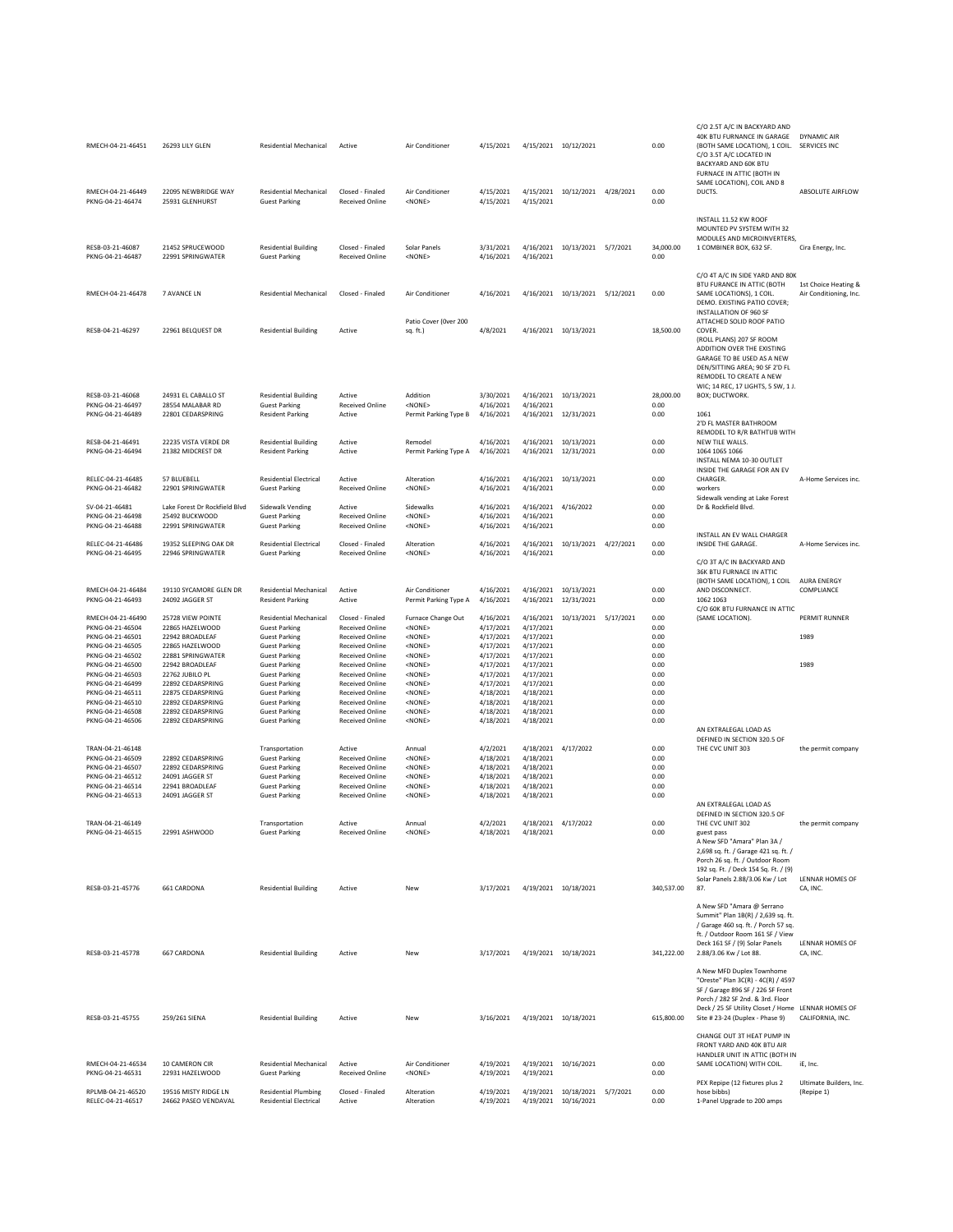| Permit # | Address | Type | Status | Subtype | Applied | Issued | Expires | Finaled | Valuation | Description | Contractor |
|---|---|---|---|---|---|---|---|---|---|---|---|
| RMECH-04-21-46451 | 26293 LILY GLEN | Residential Mechanical | Active | Air Conditioner | 4/15/2021 | 4/15/2021 | 10/12/2021 | | 0.00 | C/O 2.5T A/C IN BACKYARD AND 40K BTU FURNACE IN GARAGE (BOTH SAME LOCATION), 1 COIL. | DYNAMIC AIR SERVICES INC |
| RMECH-04-21-46449 | 22095 NEWBRIDGE WAY | Residential Mechanical | Closed - Finaled | Air Conditioner | 4/15/2021 | 4/15/2021 | 10/12/2021 | 4/28/2021 | 0.00 | C/O 3.5T A/C LOCATED IN BACKYARD AND 60K BTU FURNACE IN ATTIC (BOTH IN SAME LOCATION), COIL AND 8 DUCTS. | ABSOLUTE AIRFLOW |
| PKNG-04-21-46474 | 25931 GLENHURST | Guest Parking | Received Online | <NONE> | 4/15/2021 | 4/15/2021 | | | 0.00 | | |
| RESB-03-21-46087 | 21452 SPRUCEWOOD | Residential Building | Closed - Finaled | Solar Panels | 3/31/2021 | 4/16/2021 | 10/13/2021 | 5/7/2021 | 34,000.00 | INSTALL 11.52 KW ROOF MOUNTED PV SYSTEM WITH 32 MODULES AND MICROINVERTERS, 1 COMBINER BOX, 632 SF. | Cira Energy, Inc. |
| PKNG-04-21-46487 | 22991 SPRINGWATER | Guest Parking | Received Online | <NONE> | 4/16/2021 | 4/16/2021 | | | 0.00 | | |
| RMECH-04-21-46478 | 7 AVANCE LN | Residential Mechanical | Closed - Finaled | Air Conditioner | 4/16/2021 | 4/16/2021 | 10/13/2021 | 5/12/2021 | 0.00 | C/O 4T A/C IN SIDE YARD AND 80K BTU FURANCE IN ATTIC (BOTH SAME LOCATIONS), 1 COIL. | 1st Choice Heating & Air Conditioning, Inc. |
| RESB-04-21-46297 | 22961 BELQUEST DR | Residential Building | Active | Patio Cover (0ver 200 sq. ft.) | 4/8/2021 | 4/16/2021 | 10/13/2021 | | 18,500.00 | DEMO. EXISTING PATIO COVER; INSTALLATION OF 960 SF ATTACHED SOLID ROOF PATIO COVER. | |
| RESB-03-21-46068 | 24931 EL CABALLO ST | Residential Building | Active | Addition | 3/30/2021 | 4/16/2021 | 10/13/2021 | | 28,000.00 | (ROLL PLANS) 207 SF ROOM ADDITION OVER THE EXISTING GARAGE TO BE USED AS A NEW DEN/SITTING AREA; 90 SF 2'D FL REMODEL TO CREATE A NEW WIC; 14 REC, 17 LIGHTS, 5 SW, 1 J. BOX; DUCTWORK. | |
| PKNG-04-21-46497 | 28554 MALABAR RD | Guest Parking | Received Online | <NONE> | 4/16/2021 | 4/16/2021 | | | 0.00 | | |
| PKNG-04-21-46489 | 22801 CEDARSPRING | Resident Parking | Active | Permit Parking Type B | 4/16/2021 | 4/16/2021 | 12/31/2021 | | 0.00 | 1061 | |
| RESB-04-21-46491 | 22235 VISTA VERDE DR | Residential Building | Active | Remodel | 4/16/2021 | 4/16/2021 | 10/13/2021 | | 0.00 | 2'D FL MASTER BATHROOM REMODEL TO R/R BATHTUB WITH NEW TILE WALLS. | |
| PKNG-04-21-46494 | 21382 MIDCREST DR | Resident Parking | Active | Permit Parking Type A | 4/16/2021 | 4/16/2021 | 12/31/2021 | | 0.00 | 1064 1065 1066 | |
| RELEC-04-21-46485 | 57 BLUEBELL | Residential Electrical | Active | Alteration | 4/16/2021 | 4/16/2021 | 10/13/2021 | | 0.00 | INSTALL NEMA 10-30 OUTLET INSIDE THE GARAGE FOR AN EV CHARGER. | A-Home Services inc. |
| PKNG-04-21-46482 | 22901 SPRINGWATER | Guest Parking | Received Online | <NONE> | 4/16/2021 | 4/16/2021 | | | 0.00 | workers | |
| SV-04-21-46481 | Lake Forest Dr Rockfield Blvd | Sidewalk Vending | Active | Sidewalks | 4/16/2021 | 4/16/2021 | 4/16/2022 | | 0.00 | Sidewalk vending at Lake Forest Dr & Rockfield Blvd. | |
| PKNG-04-21-46498 | 25492 BUCKWOOD | Guest Parking | Received Online | <NONE> | 4/16/2021 | 4/16/2021 | | | 0.00 | | |
| PKNG-04-21-46488 | 22991 SPRINGWATER | Guest Parking | Received Online | <NONE> | 4/16/2021 | 4/16/2021 | | | 0.00 | | |
| RELEC-04-21-46486 | 19352 SLEEPING OAK DR | Residential Electrical | Closed - Finaled | Alteration | 4/16/2021 | 4/16/2021 | 10/13/2021 | 4/27/2021 | 0.00 | INSTALL AN EV WALL CHARGER INSIDE THE GARAGE. | A-Home Services inc. |
| PKNG-04-21-46495 | 22946 SPRINGWATER | Guest Parking | Received Online | <NONE> | 4/16/2021 | 4/16/2021 | | | 0.00 | | |
| RMECH-04-21-46484 | 19110 SYCAMORE GLEN DR | Residential Mechanical | Active | Air Conditioner | 4/16/2021 | 4/16/2021 | 10/13/2021 | | 0.00 | C/O 3T A/C IN BACKYARD AND 36K BTU FURNACE IN ATTIC (BOTH SAME LOCATION), 1 COIL AND DISCONNECT. | AURA ENERGY COMPLIANCE |
| PKNG-04-21-46493 | 24092 JAGGER ST | Resident Parking | Active | Permit Parking Type A | 4/16/2021 | 4/16/2021 | 12/31/2021 | | 0.00 | 1062 1063 | |
| RMECH-04-21-46490 | 25728 VIEW POINTE | Residential Mechanical | Closed - Finaled | Furnace Change Out | 4/16/2021 | 4/16/2021 | 10/13/2021 | 5/17/2021 | 0.00 | C/O 60K BTU FURNACE IN ATTIC (SAME LOCATION). | PERMIT RUNNER |
| PKNG-04-21-46504 | 22865 HAZELWOOD | Guest Parking | Received Online | <NONE> | 4/17/2021 | 4/17/2021 | | | 0.00 | | |
| PKNG-04-21-46501 | 22942 BROADLEAF | Guest Parking | Received Online | <NONE> | 4/17/2021 | 4/17/2021 | | | 0.00 | | 1989 |
| PKNG-04-21-46505 | 22865 HAZELWOOD | Guest Parking | Received Online | <NONE> | 4/17/2021 | 4/17/2021 | | | 0.00 | | |
| PKNG-04-21-46502 | 22881 SPRINGWATER | Guest Parking | Received Online | <NONE> | 4/17/2021 | 4/17/2021 | | | 0.00 | | |
| PKNG-04-21-46500 | 22942 BROADLEAF | Guest Parking | Received Online | <NONE> | 4/17/2021 | 4/17/2021 | | | 0.00 | | 1989 |
| PKNG-04-21-46503 | 22762 JUBILO PL | Guest Parking | Received Online | <NONE> | 4/17/2021 | 4/17/2021 | | | 0.00 | | |
| PKNG-04-21-46499 | 22892 CEDARSPRING | Guest Parking | Received Online | <NONE> | 4/17/2021 | 4/17/2021 | | | 0.00 | | |
| PKNG-04-21-46511 | 22875 CEDARSPRING | Guest Parking | Received Online | <NONE> | 4/18/2021 | 4/18/2021 | | | 0.00 | | |
| PKNG-04-21-46510 | 22892 CEDARSPRING | Guest Parking | Received Online | <NONE> | 4/18/2021 | 4/18/2021 | | | 0.00 | | |
| PKNG-04-21-46508 | 22892 CEDARSPRING | Guest Parking | Received Online | <NONE> | 4/18/2021 | 4/18/2021 | | | 0.00 | | |
| PKNG-04-21-46506 | 22892 CEDARSPRING | Guest Parking | Received Online | <NONE> | 4/18/2021 | 4/18/2021 | | | 0.00 | | |
| TRAN-04-21-46148 | | Transportation | Active | Annual | 4/2/2021 | 4/18/2021 | 4/17/2022 | | 0.00 | AN EXTRALEGAL LOAD AS DEFINED IN SECTION 320.5 OF THE CVC UNIT 303 | the permit company |
| PKNG-04-21-46509 | 22892 CEDARSPRING | Guest Parking | Received Online | <NONE> | 4/18/2021 | 4/18/2021 | | | 0.00 | | |
| PKNG-04-21-46507 | 22892 CEDARSPRING | Guest Parking | Received Online | <NONE> | 4/18/2021 | 4/18/2021 | | | 0.00 | | |
| PKNG-04-21-46512 | 24091 JAGGER ST | Guest Parking | Received Online | <NONE> | 4/18/2021 | 4/18/2021 | | | 0.00 | | |
| PKNG-04-21-46514 | 22941 BROADLEAF | Guest Parking | Received Online | <NONE> | 4/18/2021 | 4/18/2021 | | | 0.00 | | |
| PKNG-04-21-46513 | 24091 JAGGER ST | Guest Parking | Received Online | <NONE> | 4/18/2021 | 4/18/2021 | | | 0.00 | | |
| TRAN-04-21-46149 | | Transportation | Active | Annual | 4/2/2021 | 4/18/2021 | 4/17/2022 | | 0.00 | AN EXTRALEGAL LOAD AS DEFINED IN SECTION 320.5 OF THE CVC UNIT 302 | the permit company |
| PKNG-04-21-46515 | 22991 ASHWOOD | Guest Parking | Received Online | <NONE> | 4/18/2021 | 4/18/2021 | | | 0.00 | guest pass | |
| RESB-03-21-45776 | 661 CARDONA | Residential Building | Active | New | 3/17/2021 | 4/19/2021 | 10/18/2021 | | 340,537.00 | A New SFD "Amara" Plan 3A / 2,698 sq. ft. / Garage 421 sq. ft. / Porch 26 sq. ft. / Outdoor Room 192 sq. ft. / Deck 154 Sq. Ft. / (9) Solar Panels 2.88/3.06 Kw / Lot 87. | LENNAR HOMES OF CA, INC. |
| RESB-03-21-45778 | 667 CARDONA | Residential Building | Active | New | 3/17/2021 | 4/19/2021 | 10/18/2021 | | 341,222.00 | A New SFD "Amara @ Serrano Summit" Plan 1B(R) / 2,639 sq. ft. / Garage 460 sq. ft. / Porch 57 sq. ft. / Outdoor Room 161 SF / View Deck 161 SF / (9) Solar Panels 2.88/3.06 Kw / Lot 88. | LENNAR HOMES OF CA, INC. |
| RESB-03-21-45755 | 259/261 SIENA | Residential Building | Active | New | 3/16/2021 | 4/19/2021 | 10/18/2021 | | 615,800.00 | A New MFD Duplex Townhome "Oreste" Plan 3C(R) - 4C(R) / 4597 SF / Garage 896 SF / 226 SF Front Porch / 282 SF 2nd. & 3rd. Floor Deck / 25 SF Utility Closet / Home Site # 23-24 (Duplex - Phase 9) | LENNAR HOMES OF CALIFORNIA, INC. |
| RMECH-04-21-46534 | 10 CAMERON CIR | Residential Mechanical | Active | Air Conditioner | 4/19/2021 | 4/19/2021 | 10/16/2021 | | 0.00 | CHANGE OUT 3T HEAT PUMP IN FRONT YARD AND 40K BTU AIR HANDLER UNIT IN ATTIC (BOTH IN SAME LOCATION) WITH COIL. | iE, Inc. |
| PKNG-04-21-46531 | 22931 HAZELWOOD | Guest Parking | Received Online | <NONE> | 4/19/2021 | 4/19/2021 | | | 0.00 | | |
| RPLMB-04-21-46520 | 19516 MISTY RIDGE LN | Residential Plumbing | Closed - Finaled | Alteration | 4/19/2021 | 4/19/2021 | 10/18/2021 | 5/7/2021 | 0.00 | PEX Repipe (12 fixtures plus 2 hose bibbs) | Ultimate Builders, Inc. (Repipe 1) |
| RELEC-04-21-46517 | 24662 PASEO VENDAVAL | Residential Electrical | Active | Alteration | 4/19/2021 | 4/19/2021 | 10/16/2021 | | 0.00 | 1-Panel Upgrade to 200 amps | |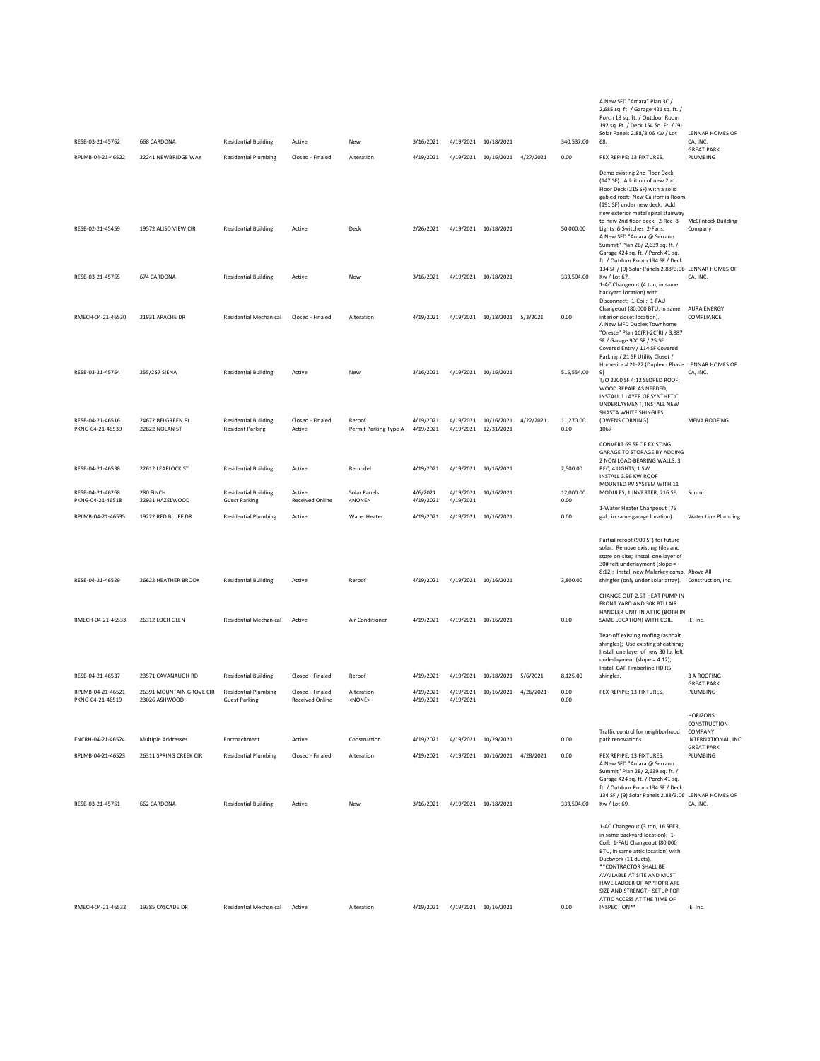| | | | | | | | | | | | |
|---|---|---|---|---|---|---|---|---|---|---|---|
| RESB-03-21-45762 | 668 CARDONA | Residential Building | Active | New | 3/16/2021 | 4/19/2021 | 10/18/2021 | | 340,537.00 | A New SFD "Amara" Plan 3C / 2,685 sq. ft. / Garage 421 sq. ft. / Porch 18 sq. ft. / Outdoor Room 192 sq. Ft. / Deck 154 Sq. Ft. / (9) Solar Panels 2.88/3.06 Kw / Lot 68. | LENNAR HOMES OF CA, INC. |
| RPLMB-04-21-46522 | 22241 NEWBRIDGE WAY | Residential Plumbing | Closed - Finaled | Alteration | 4/19/2021 | 4/19/2021 | 10/16/2021 | 4/27/2021 | 0.00 | PEX REPIPE: 13 FIXTURES. | GREAT PARK PLUMBING |
| RESB-02-21-45459 | 19572 ALISO VIEW CIR | Residential Building | Active | Deck | 2/26/2021 | 4/19/2021 | 10/18/2021 | | 50,000.00 | Demo existing 2nd Floor Deck (147 SF). Addition of new 2nd Floor Deck (215 SF) with a solid gabled roof; New California Room (191 SF) under new deck; Add new exterior metal spiral stairway to new 2nd floor deck. 2-Rec 8-Lights 6-Switches 2-Fans. | McClintock Building Company |
| RESB-03-21-45765 | 674 CARDONA | Residential Building | Active | New | 3/16/2021 | 4/19/2021 | 10/18/2021 | | 333,504.00 | A New SFD "Amara @ Serrano Summit" Plan 2B/ 2,639 sq. ft. / Garage 424 sq. ft. / Porch 41 sq. ft. / Outdoor Room 134 SF / Deck 134 SF / (9) Solar Panels 2.88/3.06 Kw / Lot 67. | LENNAR HOMES OF CA, INC. |
| RMECH-04-21-46530 | 21931 APACHE DR | Residential Mechanical | Closed - Finaled | Alteration | 4/19/2021 | 4/19/2021 | 10/18/2021 | 5/3/2021 | 0.00 | 1-AC Changeout (4 ton, in same backyard location) with Disconnect; 1-Coil; 1-FAU Changeout (80,000 BTU, in same interior closet location). | AURA ENERGY COMPLIANCE |
| RESB-03-21-45754 | 255/257 SIENA | Residential Building | Active | New | 3/16/2021 | 4/19/2021 | 10/16/2021 | | 515,554.00 | A New MFD Duplex Townhome "Oreste" Plan 1C(R)-2C(R) / 3,887 SF / Garage 900 SF / 25 SF Covered Entry / 114 SF Covered Parking / 21 SF Utility Closet / Homesite # 21-22 (Duplex - Phase 9) | LENNAR HOMES OF CA, INC. |
| RESB-04-21-46516 | 24672 BELGREEN PL | Residential Building | Closed - Finaled | Reroof | 4/19/2021 | 4/19/2021 | 10/16/2021 | 4/22/2021 | 11,270.00 | T/O 2200 SF 4:12 SLOPED ROOF; WOOD REPAIR AS NEEDED; INSTALL 1 LAYER OF SYNTHETIC UNDERLAYMENT; INSTALL NEW SHASTA WHITE SHINGLES (OWENS CORNING). | MENA ROOFING |
| PKNG-04-21-46539 | 22822 NOLAN ST | Resident Parking | Active | Permit Parking Type A | 4/19/2021 | 4/19/2021 | 12/31/2021 | | 0.00 | 1067 | |
| RESB-04-21-46538 | 22612 LEAFLOCK ST | Residential Building | Active | Remodel | 4/19/2021 | 4/19/2021 | 10/16/2021 | | 2,500.00 | CONVERT 69 SF OF EXISTING GARAGE TO STORAGE BY ADDING 2 NON LOAD-BEARING WALLS; 3 REC, 4 LIGHTS, 1 SW. | |
| RESB-04-21-46268 | 280 FINCH | Residential Building | Active | Solar Panels | 4/6/2021 | 4/19/2021 | 10/16/2021 | | 12,000.00 | INSTALL 3.96 KW ROOF MOUNTED PV SYSTEM WITH 11 MODULES, 1 INVERTER, 216 SF. | Sunrun |
| PKNG-04-21-46518 | 22931 HAZELWOOD | Guest Parking | Received Online | <NONE> | 4/19/2021 | 4/19/2021 | | | 0.00 | | |
| RPLMB-04-21-46535 | 19222 RED BLUFF DR | Residential Plumbing | Active | Water Heater | 4/19/2021 | 4/19/2021 | 10/16/2021 | | 0.00 | 1-Water Heater Changeout (75 gal., in same garage location). | Water Line Plumbing |
| RESB-04-21-46529 | 26622 HEATHER BROOK | Residential Building | Active | Reroof | 4/19/2021 | 4/19/2021 | 10/16/2021 | | 3,800.00 | Partial reroof (900 SF) for future solar: Remove existing tiles and store on-site; Install one layer of 30# felt underlayment (slope = 8:12); Install new Malarkey comp. shingles (only under solar array). | Above All Construction, Inc. |
| RMECH-04-21-46533 | 26312 LOCH GLEN | Residential Mechanical | Active | Air Conditioner | 4/19/2021 | 4/19/2021 | 10/16/2021 | | 0.00 | CHANGE OUT 2.5T HEAT PUMP IN FRONT YARD AND 30K BTU AIR HANDLER UNIT IN ATTIC (BOTH IN SAME LOCATION) WITH COIL. | iE, Inc. |
| RESB-04-21-46537 | 23571 CAVANAUGH RD | Residential Building | Closed - Finaled | Reroof | 4/19/2021 | 4/19/2021 | 10/18/2021 | 5/6/2021 | 8,125.00 | Tear-off existing roofing (asphalt shingles); Use existing sheathing; Install one layer of new 30 lb. felt underlayment (slope = 4:12); Install GAF Timberline HD RS shingles. | 3 A ROOFING |
| RPLMB-04-21-46521 | 26391 MOUNTAIN GROVE CIR | Residential Plumbing | Closed - Finaled | Alteration | 4/19/2021 | 4/19/2021 | 10/16/2021 | 4/26/2021 | 0.00 | PEX REPIPE: 13 FIXTURES. | GREAT PARK PLUMBING |
| PKNG-04-21-46519 | 23026 ASHWOOD | Guest Parking | Received Online | <NONE> | 4/19/2021 | 4/19/2021 | | | 0.00 | | |
| ENCRH-04-21-46524 | Multiple Addresses | Encroachment | Active | Construction | 4/19/2021 | 4/19/2021 | 10/29/2021 | | 0.00 | Traffic control for neighborhood park renovations | HORIZONS CONSTRUCTION COMPANY INTERNATIONAL, INC. |
| RPLMB-04-21-46523 | 26311 SPRING CREEK CIR | Residential Plumbing | Closed - Finaled | Alteration | 4/19/2021 | 4/19/2021 | 10/16/2021 | 4/28/2021 | 0.00 | PEX REPIPE: 13 FIXTURES. | GREAT PARK PLUMBING |
| RESB-03-21-45761 | 662 CARDONA | Residential Building | Active | New | 3/16/2021 | 4/19/2021 | 10/18/2021 | | 333,504.00 | A New SFD "Amara @ Serrano Summit" Plan 2B/ 2,639 sq. ft. / Garage 424 sq. ft. / Porch 41 sq. ft. / Outdoor Room 134 SF / Deck 134 SF / (9) Solar Panels 2.88/3.06 Kw / Lot 69. | LENNAR HOMES OF CA, INC. |
| RMECH-04-21-46532 | 19385 CASCADE DR | Residential Mechanical | Active | Alteration | 4/19/2021 | 4/19/2021 | 10/16/2021 | | 0.00 | 1-AC Changeout (3 ton, 16 SEER, in same backyard location); 1-Coil; 1-FAU Changeout (80,000 BTU, in same attic location) with Ductwork (11 ducts). **CONTRACTOR SHALL BE AVAILABLE AT SITE AND MUST HAVE LADDER OF APPROPRIATE SIZE AND STRENGTH SETUP FOR ATTIC ACCESS AT THE TIME OF INSPECTION** | iE, Inc. |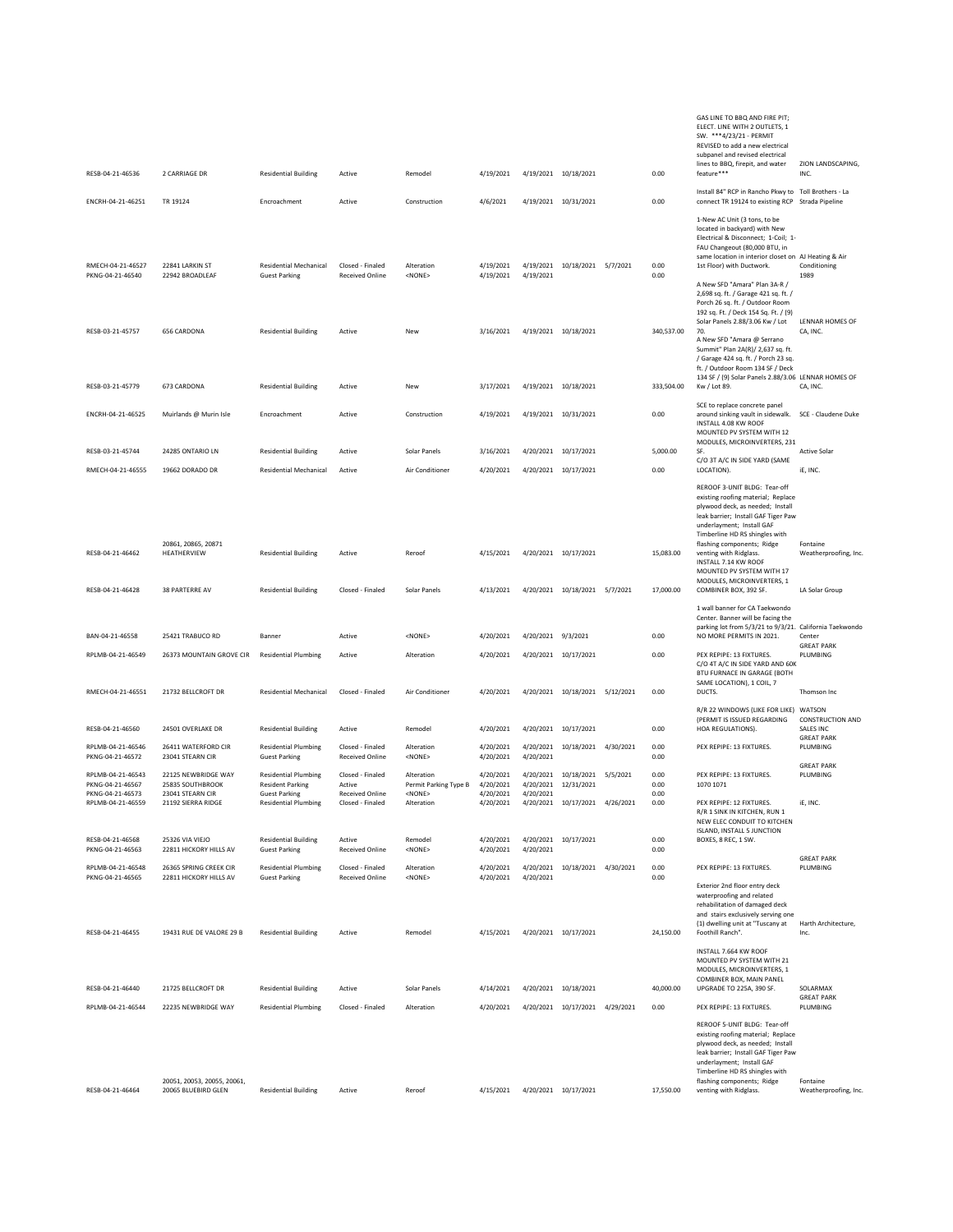| RESB-04-21-46536 | 2 CARRIAGE DR | Residential Building | Active | Remodel | 4/19/2021 | 4/19/2021 | 10/18/2021 | | 0.00 | GAS LINE TO BBQ AND FIRE PIT; ELECT. LINE WITH 2 OUTLETS, 1 SW. ***4/23/21 - PERMIT REVISED to add a new electrical subpanel and revised electrical lines to BBQ, firepit, and water feature*** | ZION LANDSCAPING, INC. |
|---|---|---|---|---|---|---|---|---|---|---|---|
| ENCRH-04-21-46251 | TR 19124 | Encroachment | Active | Construction | 4/6/2021 | 4/19/2021 | 10/31/2021 | | 0.00 | Install 84" RCP in Rancho Pkwy to connect TR 19124 to existing RCP | Toll Brothers - La Strada Pipeline |
| RMECH-04-21-46527 | 22841 LARKIN ST | Residential Mechanical | Closed - Finaled | Alteration | 4/19/2021 | 4/19/2021 | 10/18/2021 | 5/7/2021 | 0.00 | 1-New AC Unit (3 tons, to be located in backyard) with New Electrical & Disconnect; 1-Coil; 1-FAU Changeout (80,000 BTU, in same location in interior closet on 1st Floor) with Ductwork. | AJ Heating & Air Conditioning 1989 |
| PKNG-04-21-46540 | 22942 BROADLEAF | Guest Parking | Received Online | <NONE> | 4/19/2021 | 4/19/2021 | | | 0.00 | | |
| RESB-03-21-45757 | 656 CARDONA | Residential Building | Active | New | 3/16/2021 | 4/19/2021 | 10/18/2021 | | 340,537.00 | A New SFD "Amara" Plan 3A-R / 2,698 sq. ft. / Garage 421 sq. ft. / Porch 26 sq. ft. / Outdoor Room 192 sq. Ft. / Deck 154 Sq. Ft. / (9) Solar Panels 2.88/3.06 Kw / Lot 70. | LENNAR HOMES OF CA, INC. |
| RESB-03-21-45779 | 673 CARDONA | Residential Building | Active | New | 3/17/2021 | 4/19/2021 | 10/18/2021 | | 333,504.00 | A New SFD "Amara @ Serrano Summit" Plan 2A(R)/ 2,637 sq. ft. / Garage 424 sq. ft. / Porch 23 sq. ft. / Outdoor Room 134 SF / Deck 134 SF / (9) Solar Panels 2.88/3.06 Kw / Lot 89. | LENNAR HOMES OF CA, INC. |
| ENCRH-04-21-46525 | Muirlands @ Murin Isle | Encroachment | Active | Construction | 4/19/2021 | 4/19/2021 | 10/31/2021 | | 0.00 | SCE to replace concrete panel around sinking vault in sidewalk. | SCE - Claudene Duke |
| RESB-03-21-45744 | 24285 ONTARIO LN | Residential Building | Active | Solar Panels | 3/16/2021 | 4/20/2021 | 10/17/2021 | | 5,000.00 | INSTALL 4.08 KW ROOF MOUNTED PV SYSTEM WITH 12 MODULES, MICROINVERTERS, 231 SF. | Active Solar |
| RMECH-04-21-46555 | 19662 DORADO DR | Residential Mechanical | Active | Air Conditioner | 4/20/2021 | 4/20/2021 | 10/17/2021 | | 0.00 | C/O 3T A/C IN SIDE YARD (SAME LOCATION). | iE, INC. |
| RESB-04-21-46462 | 20861, 20865, 20871 HEATHERVIEW | Residential Building | Active | Reroof | 4/15/2021 | 4/20/2021 | 10/17/2021 | | 15,083.00 | REROOF 3-UNIT BLDG: Tear-off existing roofing material; Replace plywood deck, as needed; Install leak barrier; Install GAF Tiger Paw underlayment; Install GAF Timberline HD RS shingles with flashing components; Ridge venting with Ridglass. | Fontaine Weatherproofing, Inc. |
| RESB-04-21-46428 | 38 PARTERRE AV | Residential Building | Closed - Finaled | Solar Panels | 4/13/2021 | 4/20/2021 | 10/18/2021 | 5/7/2021 | 17,000.00 | INSTALL 7.14 KW ROOF MOUNTED PV SYSTEM WITH 17 MODULES, MICROINVERTERS, 1 COMBINER BOX, 392 SF. | LA Solar Group |
| BAN-04-21-46558 | 25421 TRABUCO RD | Banner | Active | <NONE> | 4/20/2021 | 4/20/2021 | 9/3/2021 | | 0.00 | 1 wall banner for CA Taekwondo Center. Banner will be facing the parking lot from 5/3/21 to 9/3/21. NO MORE PERMITS IN 2021. | California Taekwondo Center |
| RPLMB-04-21-46549 | 26373 MOUNTAIN GROVE CIR | Residential Plumbing | Active | Alteration | 4/20/2021 | 4/20/2021 | 10/17/2021 | | 0.00 | PEX REPIPE: 13 FIXTURES. | GREAT PARK PLUMBING |
| RMECH-04-21-46551 | 21732 BELLCROFT DR | Residential Mechanical | Closed - Finaled | Air Conditioner | 4/20/2021 | 4/20/2021 | 10/18/2021 | 5/12/2021 | 0.00 | C/O 4T A/C IN SIDE YARD AND 60K BTU FURNACE IN GARAGE (BOTH SAME LOCATION), 1 COIL, 7 DUCTS. | Thomson Inc |
| RESB-04-21-46560 | 24501 OVERLAKE DR | Residential Building | Active | Remodel | 4/20/2021 | 4/20/2021 | 10/17/2021 | | 0.00 | R/R 22 WINDOWS (LIKE FOR LIKE) (PERMIT IS ISSUED REGARDING HOA REGULATIONS). | WATSON CONSTRUCTION AND SALES INC |
| RPLMB-04-21-46546 | 26411 WATERFORD CIR | Residential Plumbing | Closed - Finaled | Alteration | 4/20/2021 | 4/20/2021 | 10/18/2021 | 4/30/2021 | 0.00 | PEX REPIPE: 13 FIXTURES. | GREAT PARK PLUMBING |
| PKNG-04-21-46572 | 23041 STEARN CIR | Guest Parking | Received Online | <NONE> | 4/20/2021 | 4/20/2021 | | | 0.00 | | |
| RPLMB-04-21-46543 | 22125 NEWBRIDGE WAY | Residential Plumbing | Closed - Finaled | Alteration | 4/20/2021 | 4/20/2021 | 10/18/2021 | 5/5/2021 | 0.00 | PEX REPIPE: 13 FIXTURES. | GREAT PARK PLUMBING |
| PKNG-04-21-46567 | 25835 SOUTHBROOK | Resident Parking | Active | Permit Parking Type B | 4/20/2021 | 4/20/2021 | 12/31/2021 | | 0.00 | 1070 1071 | |
| PKNG-04-21-46573 | 23041 STEARN CIR | Guest Parking | Received Online | <NONE> | 4/20/2021 | 4/20/2021 | | | 0.00 | | |
| RPLMB-04-21-46559 | 21192 SIERRA RIDGE | Residential Plumbing | Closed - Finaled | Alteration | 4/20/2021 | 4/20/2021 | 10/17/2021 | 4/26/2021 | 0.00 | PEX REPIPE: 12 FIXTURES. | iE, INC. |
| RESB-04-21-46568 | 25326 VIA VIEJO | Residential Building | Active | Remodel | 4/20/2021 | 4/20/2021 | 10/17/2021 | | 0.00 | R/R 1 SINK IN KITCHEN, RUN 1 NEW ELEC CONDUIT TO KITCHEN ISLAND, INSTALL 5 JUNCTION BOXES, 8 REC, 1 SW. | |
| PKNG-04-21-46563 | 22811 HICKORY HILLS AV | Guest Parking | Received Online | <NONE> | 4/20/2021 | 4/20/2021 | | | 0.00 | | |
| RPLMB-04-21-46548 | 26365 SPRING CREEK CIR | Residential Plumbing | Closed - Finaled | Alteration | 4/20/2021 | 4/20/2021 | 10/18/2021 | 4/30/2021 | 0.00 | PEX REPIPE: 13 FIXTURES. | GREAT PARK PLUMBING |
| PKNG-04-21-46565 | 22811 HICKORY HILLS AV | Guest Parking | Received Online | <NONE> | 4/20/2021 | 4/20/2021 | | | 0.00 | | |
| RESB-04-21-46455 | 19431 RUE DE VALORE 29 B | Residential Building | Active | Remodel | 4/15/2021 | 4/20/2021 | 10/17/2021 | | 24,150.00 | Exterior 2nd floor entry deck waterproofing and related rehabilitation of damaged deck and stairs exclusively serving one (1) dwelling unit at "Tuscany at Foothill Ranch". | Harth Architecture, Inc. |
| RESB-04-21-46440 | 21725 BELLCROFT DR | Residential Building | Active | Solar Panels | 4/14/2021 | 4/20/2021 | 10/18/2021 | | 40,000.00 | INSTALL 7.664 KW ROOF MOUNTED PV SYSTEM WITH 21 MODULES, MICROINVERTERS, 1 COMBINER BOX, MAIN PANEL UPGRADE TO 225A, 390 SF. | SOLARMAX |
| RPLMB-04-21-46544 | 22235 NEWBRIDGE WAY | Residential Plumbing | Closed - Finaled | Alteration | 4/20/2021 | 4/20/2021 | 10/17/2021 | 4/29/2021 | 0.00 | PEX REPIPE: 13 FIXTURES. | GREAT PARK PLUMBING |
| RESB-04-21-46464 | 20051, 20053, 20055, 20061, 20065 BLUEBIRD GLEN | Residential Building | Active | Reroof | 4/15/2021 | 4/20/2021 | 10/17/2021 | | 17,550.00 | REROOF 5-UNIT BLDG: Tear-off existing roofing material; Replace plywood deck, as needed; Install leak barrier; Install GAF Tiger Paw underlayment; Install GAF Timberline HD RS shingles with flashing components; Ridge venting with Ridglass. | Fontaine Weatherproofing, Inc. |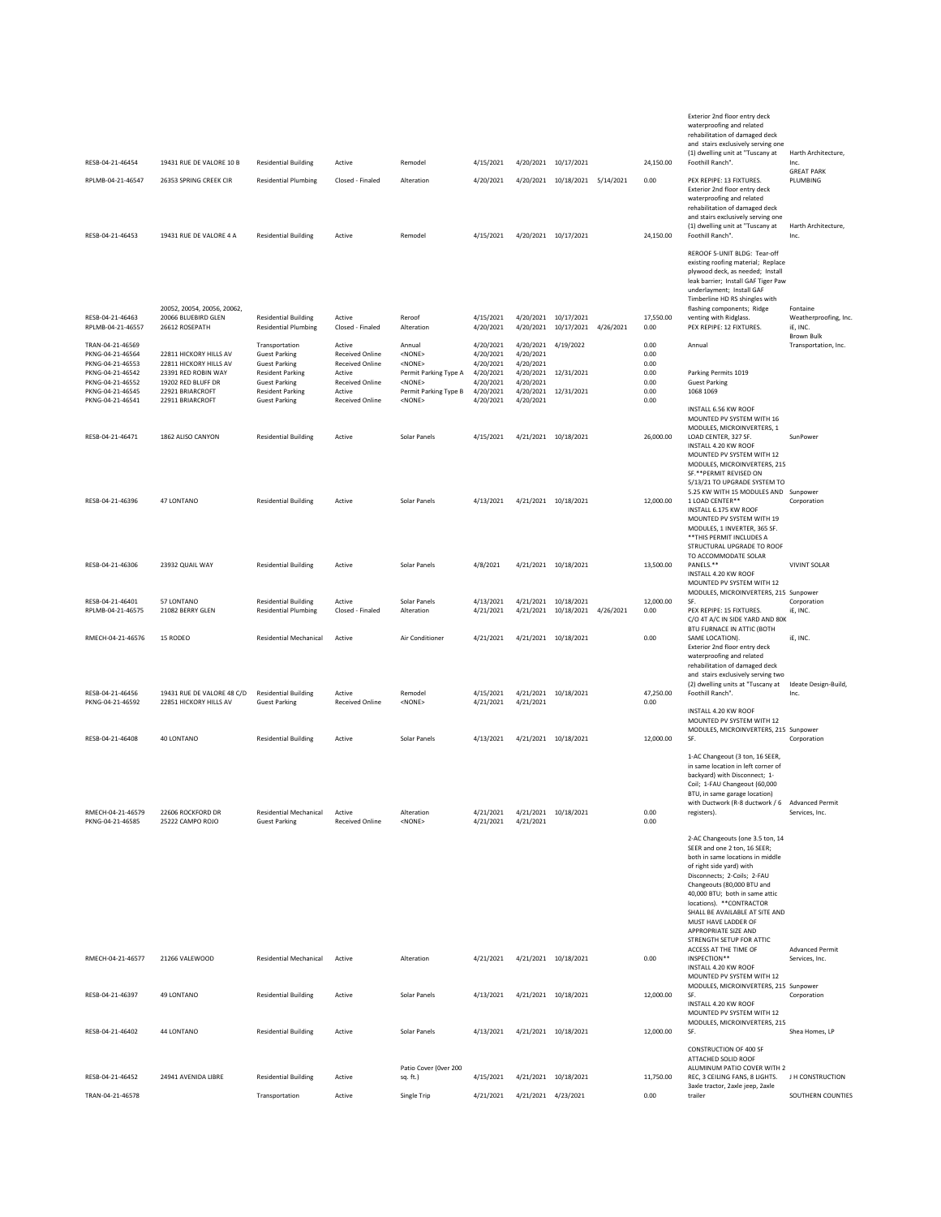| | | | | | | | | | | | |
|---|---|---|---|---|---|---|---|---|---|---|---|
| RESB-04-21-46454 | 19431 RUE DE VALORE 10 B | Residential Building | Active | Remodel | 4/15/2021 | 4/20/2021 | 10/17/2021 | | 24,150.00 | Exterior 2nd floor entry deck waterproofing and related rehabilitation of damaged deck and stairs exclusively serving one (1) dwelling unit at "Tuscany at Foothill Ranch". | Harth Architecture, Inc. |
| RPLMB-04-21-46547 | 26353 SPRING CREEK CIR | Residential Plumbing | Closed - Finaled | Alteration | 4/20/2021 | 4/20/2021 | 10/18/2021 | 5/14/2021 | 0.00 | PEX REPIPE: 13 FIXTURES. | GREAT PARK PLUMBING |
| RESB-04-21-46453 | 19431 RUE DE VALORE 4 A | Residential Building | Active | Remodel | 4/15/2021 | 4/20/2021 | 10/17/2021 | | 24,150.00 | Exterior 2nd floor entry deck waterproofing and related rehabilitation of damaged deck and stairs exclusively serving one (1) dwelling unit at "Tuscany at Foothill Ranch". | Harth Architecture, Inc. |
| RESB-04-21-46463 | 20052, 20054, 20056, 20062, 20066 BLUEBIRD GLEN | Residential Building | Active | Reroof | 4/15/2021 | 4/20/2021 | 10/17/2021 | | 17,550.00 | REROOF 5-UNIT BLDG: Tear-off existing roofing material; Replace plywood deck, as needed; Install leak barrier; Install GAF Tiger Paw underlayment; Install GAF Timberline HD RS shingles with flashing components; Ridge venting with Ridglass. | Fontaine Weatherproofing, Inc. |
| RPLMB-04-21-46557 | 26612 ROSEPATH | Residential Plumbing | Closed - Finaled | Alteration | 4/20/2021 | 4/20/2021 | 10/17/2021 | 4/26/2021 | 0.00 | PEX REPIPE: 12 FIXTURES. | iE, INC. |
| TRAN-04-21-46569 | | Transportation | Active | Annual | 4/20/2021 | 4/20/2021 | 4/19/2022 | | 0.00 | Annual | Brown Bulk Transportation, Inc. |
| PKNG-04-21-46564 | 22811 HICKORY HILLS AV | Guest Parking | Received Online | <NONE> | 4/20/2021 | 4/20/2021 | | | 0.00 | | |
| PKNG-04-21-46553 | 22811 HICKORY HILLS AV | Guest Parking | Received Online | <NONE> | 4/20/2021 | 4/20/2021 | | | 0.00 | | |
| PKNG-04-21-46542 | 23391 RED ROBIN WAY | Resident Parking | Active | Permit Parking Type A | 4/20/2021 | 4/20/2021 | 12/31/2021 | | 0.00 | Parking Permits 1019 | |
| PKNG-04-21-46552 | 19202 RED BLUFF DR | Guest Parking | Received Online | <NONE> | 4/20/2021 | 4/20/2021 | | | 0.00 | Guest Parking | |
| PKNG-04-21-46545 | 22921 BRIARCROFT | Resident Parking | Active | Permit Parking Type B | 4/20/2021 | 4/20/2021 | 12/31/2021 | | 0.00 | 1068 1069 | |
| PKNG-04-21-46541 | 22911 BRIARCROFT | Guest Parking | Received Online | <NONE> | 4/20/2021 | 4/20/2021 | | | 0.00 | | |
| RESB-04-21-46471 | 1862 ALISO CANYON | Residential Building | Active | Solar Panels | 4/15/2021 | 4/21/2021 | 10/18/2021 | | 26,000.00 | INSTALL 6.56 KW ROOF MOUNTED PV SYSTEM WITH 16 MODULES, MICROINVERTERS, 1 LOAD CENTER, 327 SF. | SunPower |
| RESB-04-21-46396 | 47 LONTANO | Residential Building | Active | Solar Panels | 4/13/2021 | 4/21/2021 | 10/18/2021 | | 12,000.00 | INSTALL 4.20 KW ROOF MOUNTED PV SYSTEM WITH 12 MODULES, MICROINVERTERS, 215 SF.**PERMIT REVISED ON 5/13/21 TO UPGRADE SYSTEM TO 5.25 KW WITH 15 MODULES AND 1 LOAD CENTER** | Sunpower Corporation |
| RESB-04-21-46306 | 23932 QUAIL WAY | Residential Building | Active | Solar Panels | 4/8/2021 | 4/21/2021 | 10/18/2021 | | 13,500.00 | INSTALL 6.175 KW ROOF MOUNTED PV SYSTEM WITH 19 MODULES, 1 INVERTER, 365 SF. **THIS PERMIT INCLUDES A STRUCTURAL UPGRADE TO ROOF TO ACCOMMODATE SOLAR PANELS.** | VIVINT SOLAR |
| RESB-04-21-46401 | 57 LONTANO | Residential Building | Active | Solar Panels | 4/13/2021 | 4/21/2021 | 10/18/2021 | | 12,000.00 | INSTALL 4.20 KW ROOF MOUNTED PV SYSTEM WITH 12 MODULES, MICROINVERTERS, 215 SF. | Sunpower Corporation |
| RPLMB-04-21-46575 | 21082 BERRY GLEN | Residential Plumbing | Closed - Finaled | Alteration | 4/21/2021 | 4/21/2021 | 10/18/2021 | 4/26/2021 | 0.00 | PEX REPIPE: 15 FIXTURES. | iE, INC. |
| RMECH-04-21-46576 | 15 RODEO | Residential Mechanical | Active | Air Conditioner | 4/21/2021 | 4/21/2021 | 10/18/2021 | | 0.00 | C/O 4T A/C IN SIDE YARD AND 80K BTU FURNACE IN ATTIC (BOTH SAME LOCATION). | iE, INC. |
| RESB-04-21-46456 | 19431 RUE DE VALORE 48 C/D | Residential Building | Active | Remodel | 4/15/2021 | 4/21/2021 | 10/18/2021 | | 47,250.00 | Exterior 2nd floor entry deck waterproofing and related rehabilitation of damaged deck and stairs exclusively serving two (2) dwelling units at "Tuscany at Foothill Ranch". | Ideate Design-Build, Inc. |
| PKNG-04-21-46592 | 22851 HICKORY HILLS AV | Guest Parking | Received Online | <NONE> | 4/21/2021 | 4/21/2021 | | | 0.00 | | |
| RESB-04-21-46408 | 40 LONTANO | Residential Building | Active | Solar Panels | 4/13/2021 | 4/21/2021 | 10/18/2021 | | 12,000.00 | INSTALL 4.20 KW ROOF MOUNTED PV SYSTEM WITH 12 MODULES, MICROINVERTERS, 215 SF. | Sunpower Corporation |
| RMECH-04-21-46579 | 22606 ROCKFORD DR | Residential Mechanical | Active | Alteration | 4/21/2021 | 4/21/2021 | 10/18/2021 | | 0.00 | 1-AC Changeout (3 ton, 16 SEER, in same location in left corner of backyard) with Disconnect; 1-Coil; 1-FAU Changeout (60,000 BTU, in same garage location) with Ductwork (R-8 ductwork / 6 registers). | Advanced Permit Services, Inc. |
| PKNG-04-21-46585 | 25222 CAMPO ROJO | Guest Parking | Received Online | <NONE> | 4/21/2021 | 4/21/2021 | | | 0.00 | | |
| RMECH-04-21-46577 | 21266 VALEWOOD | Residential Mechanical | Active | Alteration | 4/21/2021 | 4/21/2021 | 10/18/2021 | | 0.00 | 2-AC Changeouts (one 3.5 ton, 14 SEER and one 2 ton, 16 SEER; both in same locations in middle of right side yard) with Disconnects; 2-Coils; 2-FAU Changeouts (80,000 BTU and 40,000 BTU; both in same attic locations). **CONTRACTOR SHALL BE AVAILABLE AT SITE AND MUST HAVE LADDER OF APPROPRIATE SIZE AND STRENGTH SETUP FOR ATTIC ACCESS AT THE TIME OF INSPECTION** | Advanced Permit Services, Inc. |
| RESB-04-21-46397 | 49 LONTANO | Residential Building | Active | Solar Panels | 4/13/2021 | 4/21/2021 | 10/18/2021 | | 12,000.00 | INSTALL 4.20 KW ROOF MOUNTED PV SYSTEM WITH 12 MODULES, MICROINVERTERS, 215 SF. | Sunpower Corporation |
| RESB-04-21-46402 | 44 LONTANO | Residential Building | Active | Solar Panels | 4/13/2021 | 4/21/2021 | 10/18/2021 | | 12,000.00 | INSTALL 4.20 KW ROOF MOUNTED PV SYSTEM WITH 12 MODULES, MICROINVERTERS, 215 SF. | Shea Homes, LP |
| RESB-04-21-46452 | 24941 AVENIDA LIBRE | Residential Building | Active | Patio Cover (0ver 200 sq. ft.) | 4/15/2021 | 4/21/2021 | 10/18/2021 | | 11,750.00 | CONSTRUCTION OF 400 SF ATTACHED SOLID ROOF ALUMINUM PATIO COVER WITH 2 REC, 3 CEILING FANS, 8 LIGHTS. | J H CONSTRUCTION |
| TRAN-04-21-46578 | | Transportation | Active | Single Trip | 4/21/2021 | 4/21/2021 | 4/23/2021 | | 0.00 | 3axle tractor, 2axle jeep, 2axle trailer | SOUTHERN COUNTIES |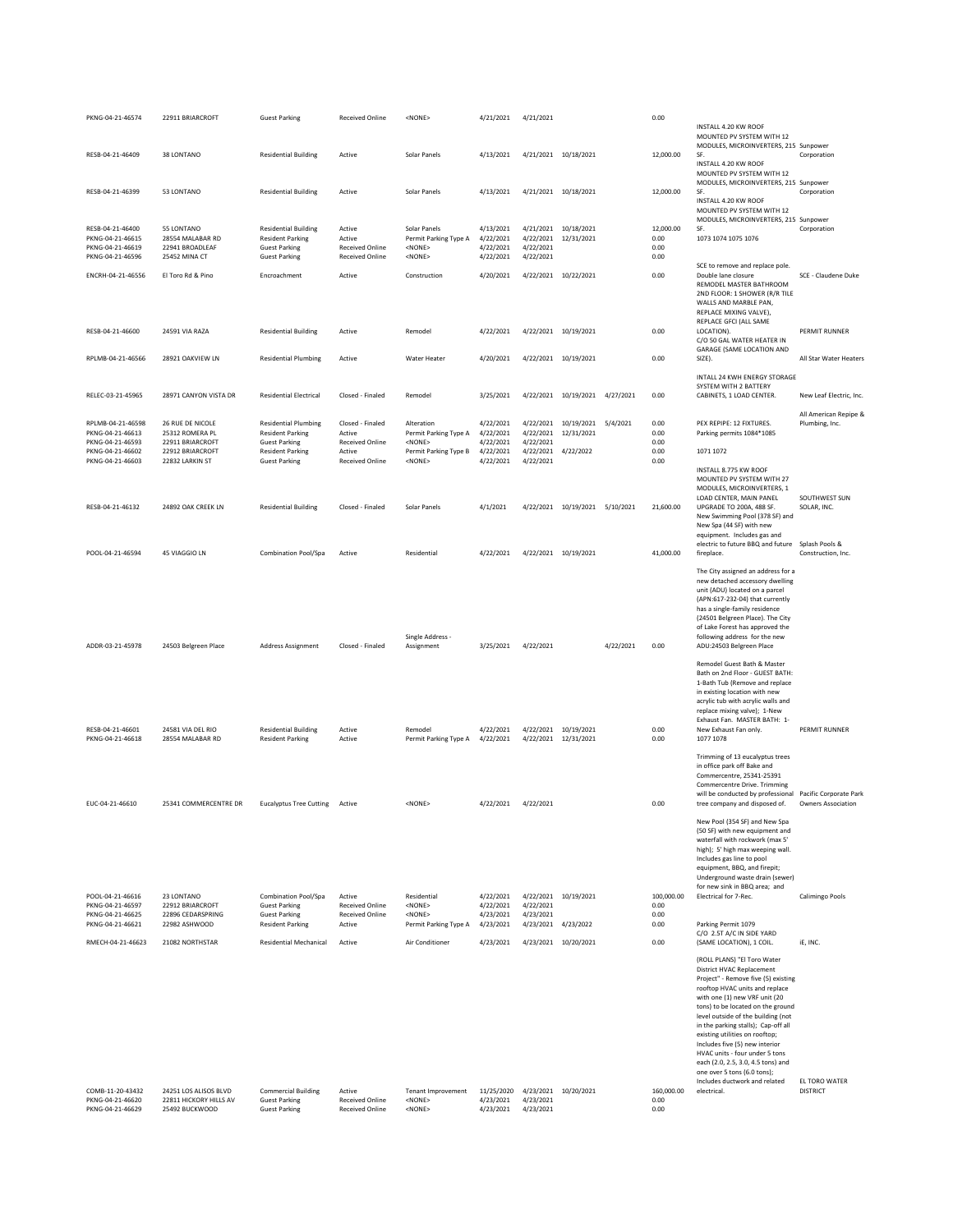| | | | | | | | | | | | |
|---|---|---|---|---|---|---|---|---|---|---|---|
| PKNG-04-21-46574 | 22911 BRIARCROFT | Guest Parking | Received Online | <NONE> | 4/21/2021 | 4/21/2021 | | | 0.00 | | |
| RESB-04-21-46409 | 38 LONTANO | Residential Building | Active | Solar Panels | 4/13/2021 | 4/21/2021 | 10/18/2021 | | 12,000.00 | INSTALL 4.20 KW ROOF MOUNTED PV SYSTEM WITH 12 MODULES, MICROINVERTERS, 215 SF. | Sunpower Corporation |
| RESB-04-21-46399 | 53 LONTANO | Residential Building | Active | Solar Panels | 4/13/2021 | 4/21/2021 | 10/18/2021 | | 12,000.00 | INSTALL 4.20 KW ROOF MOUNTED PV SYSTEM WITH 12 MODULES, MICROINVERTERS, 215 SF. | Sunpower Corporation |
| RESB-04-21-46400 | 55 LONTANO | Residential Building | Active | Solar Panels | 4/13/2021 | 4/21/2021 | 10/18/2021 | | 12,000.00 | INSTALL 4.20 KW ROOF MOUNTED PV SYSTEM WITH 12 MODULES, MICROINVERTERS, 215 SF. | Sunpower Corporation |
| PKNG-04-21-46615 | 28554 MALABAR RD | Resident Parking | Active | Permit Parking Type A | 4/22/2021 | 4/22/2021 | 12/31/2021 | | 0.00 | 1073 1074 1075 1076 | |
| PKNG-04-21-46619 | 22941 BROADLEAF | Guest Parking | Received Online | <NONE> | 4/22/2021 | 4/22/2021 | | | 0.00 | | |
| PKNG-04-21-46596 | 25452 MINA CT | Guest Parking | Received Online | <NONE> | 4/22/2021 | 4/22/2021 | | | 0.00 | | |
| ENCRH-04-21-46556 | El Toro Rd & Pino | Encroachment | Active | Construction | 4/20/2021 | 4/22/2021 | 10/22/2021 | | 0.00 | SCE to remove and replace pole. Double lane closure | SCE - Claudene Duke |
| RESB-04-21-46600 | 24591 VIA RAZA | Residential Building | Active | Remodel | 4/22/2021 | 4/22/2021 | 10/19/2021 | | 0.00 | REMODEL MASTER BATHROOM 2ND FLOOR: 1 SHOWER (R/R TILE WALLS AND MARBLE PAN, REPLACE MIXING VALVE), REPLACE GFCI (ALL SAME LOCATION). | PERMIT RUNNER |
| RPLMB-04-21-46566 | 28921 OAKVIEW LN | Residential Plumbing | Active | Water Heater | 4/20/2021 | 4/22/2021 | 10/19/2021 | | 0.00 | C/O 50 GAL WATER HEATER IN GARAGE (SAME LOCATION AND SIZE). | All Star Water Heaters |
| RELEC-03-21-45965 | 28971 CANYON VISTA DR | Residential Electrical | Closed - Finaled | Remodel | 3/25/2021 | 4/22/2021 | 10/19/2021 | 4/27/2021 | 0.00 | INTALL 24 KWH ENERGY STORAGE SYSTEM WITH 2 BATTERY CABINETS, 1 LOAD CENTER. | New Leaf Electric, Inc. |
| RPLMB-04-21-46598 | 26 RUE DE NICOLE | Residential Plumbing | Closed - Finaled | Alteration | 4/22/2021 | 4/22/2021 | 10/19/2021 | 5/4/2021 | 0.00 | PEX REPIPE: 12 FIXTURES. | All American Repipe & Plumbing, Inc. |
| PKNG-04-21-46613 | 25312 ROMERA PL | Resident Parking | Active | Permit Parking Type A | 4/22/2021 | 4/22/2021 | 12/31/2021 | | 0.00 | Parking permits 1084*1085 | |
| PKNG-04-21-46593 | 22911 BRIARCROFT | Guest Parking | Received Online | <NONE> | 4/22/2021 | 4/22/2021 | | | 0.00 | | |
| PKNG-04-21-46602 | 22912 BRIARCROFT | Resident Parking | Active | Permit Parking Type B | 4/22/2021 | 4/22/2021 | 4/22/2022 | | 0.00 | 1071 1072 | |
| PKNG-04-21-46603 | 22832 LARKIN ST | Guest Parking | Received Online | <NONE> | 4/22/2021 | 4/22/2021 | | | 0.00 | | |
| RESB-04-21-46132 | 24892 OAK CREEK LN | Residential Building | Closed - Finaled | Solar Panels | 4/1/2021 | 4/22/2021 | 10/19/2021 | 5/10/2021 | 21,600.00 | INSTALL 8.775 KW ROOF MOUNTED PV SYSTEM WITH 27 MODULES, MICROINVERTERS, 1 LOAD CENTER, MAIN PANEL UPGRADE TO 200A, 488 SF. | SOUTHWEST SUN SOLAR, INC. |
| POOL-04-21-46594 | 45 VIAGGIO LN | Combination Pool/Spa | Active | Residential | 4/22/2021 | 4/22/2021 | 10/19/2021 | | 41,000.00 | New Swimming Pool (378 SF) and New Spa (44 SF) with new equipment. Includes gas and electric to future BBQ and future fireplace. | Splash Pools & Construction, Inc. |
| ADDR-03-21-45978 | 24503 Belgreen Place | Address Assignment | Closed - Finaled | Single Address - Assignment | 3/25/2021 | 4/22/2021 | | 4/22/2021 | 0.00 | The City assigned an address for a new detached accessory dwelling unit (ADU) located on a parcel (APN:617-232-04) that currently has a single-family residence (24501 Belgreen Place). The City of Lake Forest has approved the following address for the new ADU:24503 Belgreen Place | |
| RESB-04-21-46601 | 24581 VIA DEL RIO | Residential Building | Active | Remodel | 4/22/2021 | 4/22/2021 | 10/19/2021 | | 0.00 | Remodel Guest Bath & Master Bath on 2nd Floor - GUEST BATH: 1-Bath Tub (Remove and replace in existing location with new acrylic tub with acrylic walls and replace mixing valve); 1-New Exhaust Fan. MASTER BATH: 1-New Exhaust Fan only. | PERMIT RUNNER |
| PKNG-04-21-46618 | 28554 MALABAR RD | Resident Parking | Active | Permit Parking Type A | 4/22/2021 | 4/22/2021 | 12/31/2021 | | 0.00 | 1077 1078 | |
| EUC-04-21-46610 | 25341 COMMERCENTRE DR | Eucalyptus Tree Cutting | Active | <NONE> | 4/22/2021 | 4/22/2021 | | | 0.00 | Trimming of 13 eucalyptus trees in office park off Bake and Commercentre, 25341-25391 Commercentre Drive. Trimming will be conducted by professional tree company and disposed of. | Pacific Corporate Park Owners Association |
| POOL-04-21-46616 | 23 LONTANO | Combination Pool/Spa | Active | Residential | 4/22/2021 | 4/22/2021 | 10/19/2021 | | 100,000.00 | New Pool (354 SF) and New Spa (50 SF) with new equipment and waterfall with rockwork (max 5' high); 5' high max weeping wall. Includes gas line to pool equipment, BBQ, and firepit; Underground waste drain (sewer) for new sink in BBQ area; and Electrical for 7-Rec. | Calimingo Pools |
| PKNG-04-21-46597 | 22912 BRIARCROFT | Guest Parking | Received Online | <NONE> | 4/22/2021 | 4/22/2021 | | | 0.00 | | |
| PKNG-04-21-46625 | 22896 CEDARSPRING | Guest Parking | Received Online | <NONE> | 4/23/2021 | 4/23/2021 | | | 0.00 | | |
| PKNG-04-21-46621 | 22982 ASHWOOD | Resident Parking | Active | Permit Parking Type A | 4/23/2021 | 4/23/2021 | 4/23/2022 | | 0.00 | Parking Permit 1079 | |
| RMECH-04-21-46623 | 21082 NORTHSTAR | Residential Mechanical | Active | Air Conditioner | 4/23/2021 | 4/23/2021 | 10/20/2021 | | 0.00 | C/O 2.5T A/C IN SIDE YARD (SAME LOCATION), 1 COIL. | iE, INC. |
| COMB-11-20-43432 | 24251 LOS ALISOS BLVD | Commercial Building | Active | Tenant Improvement | 11/25/2020 | 4/23/2021 | 10/20/2021 | | 160,000.00 | (ROLL PLANS) "El Toro Water District HVAC Replacement Project" - Remove five (5) existing rooftop HVAC units and replace with one (1) new VRF unit (20 tons) to be located on the ground level outside of the building (not in the parking stalls); Cap-off all existing utilities on rooftop; Includes five (5) new interior HVAC units - four under 5 tons each (2.0, 2.5, 3.0, 4.5 tons) and one over 5 tons (6.0 tons); Includes ductwork and related electrical. | EL TORO WATER DISTRICT |
| PKNG-04-21-46620 | 22811 HICKORY HILLS AV | Guest Parking | Received Online | <NONE> | 4/23/2021 | 4/23/2021 | | | 0.00 | | |
| PKNG-04-21-46629 | 25492 BUCKWOOD | Guest Parking | Received Online | <NONE> | 4/23/2021 | 4/23/2021 | | | 0.00 | | |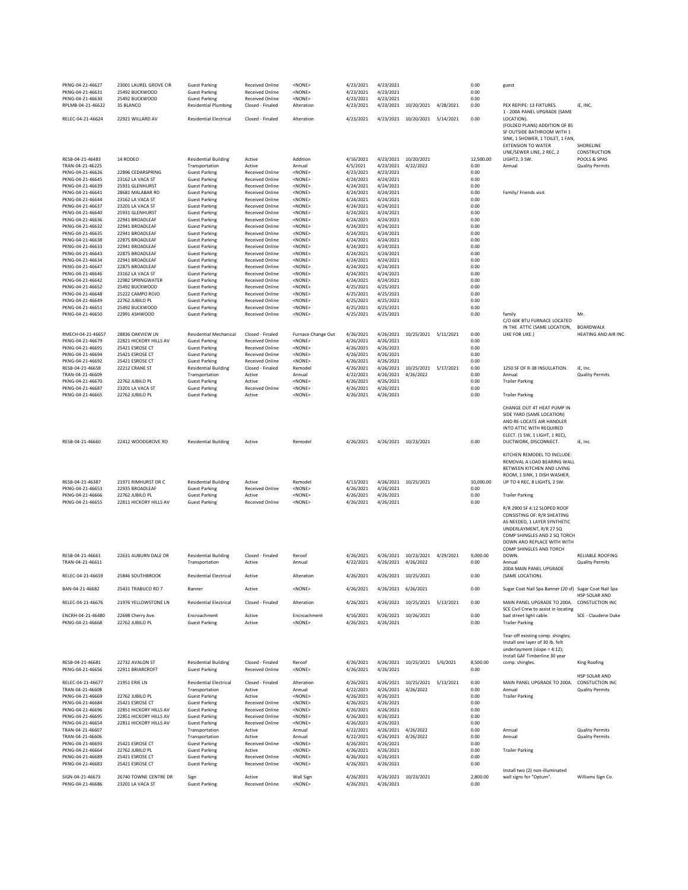| PKNG-04-21-46627 | 23001 LAUREL GROVE CIR | Guest Parking | Received Online | <NONE> | 4/23/2021 | 4/23/2021 | | | 0.00 | guest | |
|---|---|---|---|---|---|---|---|---|---|---|---|
| PKNG-04-21-46631 | 25492 BUCKWOOD | Guest Parking | Received Online | <NONE> | 4/23/2021 | 4/23/2021 | | | 0.00 | | |
| PKNG-04-21-46630 | 25492 BUCKWOOD | Guest Parking | Received Online | <NONE> | 4/23/2021 | 4/23/2021 | | | 0.00 | | |
| RPLMB-04-21-46622 | 35 BLANCO | Residential Plumbing | Closed - Finaled | Alteration | 4/23/2021 | 4/23/2021 | 10/20/2021 | 4/28/2021 | 0.00 | PEX REPIPE: 13 FIXTURES. | iE, INC. |
| RELEC-04-21-46624 | 22921 WILLARD AV | Residential Electrical | Closed - Finaled | Alteration | 4/23/2021 | 4/23/2021 | 10/20/2021 | 5/14/2021 | 0.00 | 1 - 200A PANEL UPGRADE (SAME LOCATION). | |
| RESB-04-21-46483 | 14 RODEO | Residential Building | Active | Addition | 4/16/2021 | 4/23/2021 | 10/20/2021 | | 12,500.00 | (FOLDED PLANS) ADDITION OF 85 SF OUTSIDE BATHROOM WITH 1 SINK, 1 SHOWER, 1 TOILET, 1 FAN, EXTENSION TO WATER LINE/SEWER LINE, 2 REC, 2 LIGHT2, 3 SW. | SHORELINE CONSTRUCTION POOLS & SPAS |
| TRAN-04-21-46225 | | Transportation | Active | Annual | 4/5/2021 | 4/23/2021 | 4/22/2022 | | 0.00 | Annual | Quality Permits |
| PKNG-04-21-46626 | 22896 CEDARSPRING | Guest Parking | Received Online | <NONE> | 4/23/2021 | 4/23/2021 | | | 0.00 | | |
| PKNG-04-21-46645 | 23162 LA VACA ST | Guest Parking | Received Online | <NONE> | 4/24/2021 | 4/24/2021 | | | 0.00 | | |
| PKNG-04-21-46639 | 25931 GLENHURST | Guest Parking | Received Online | <NONE> | 4/24/2021 | 4/24/2021 | | | 0.00 | | |
| PKNG-04-21-46641 | 28681 MALABAR RD | Guest Parking | Received Online | <NONE> | 4/24/2021 | 4/24/2021 | | | 0.00 | Family/ Friends visit | |
| PKNG-04-21-46644 | 23162 LA VACA ST | Guest Parking | Received Online | <NONE> | 4/24/2021 | 4/24/2021 | | | 0.00 | | |
| PKNG-04-21-46637 | 23201 LA VACA ST | Guest Parking | Received Online | <NONE> | 4/24/2021 | 4/24/2021 | | | 0.00 | | |
| PKNG-04-21-46640 | 25931 GLENHURST | Guest Parking | Received Online | <NONE> | 4/24/2021 | 4/24/2021 | | | 0.00 | | |
| PKNG-04-21-46636 | 22941 BROADLEAF | Guest Parking | Received Online | <NONE> | 4/24/2021 | 4/24/2021 | | | 0.00 | | |
| PKNG-04-21-46632 | 22941 BROADLEAF | Guest Parking | Received Online | <NONE> | 4/24/2021 | 4/24/2021 | | | 0.00 | | |
| PKNG-04-21-46635 | 22941 BROADLEAF | Guest Parking | Received Online | <NONE> | 4/24/2021 | 4/24/2021 | | | 0.00 | | |
| PKNG-04-21-46638 | 22875 BROADLEAF | Guest Parking | Received Online | <NONE> | 4/24/2021 | 4/24/2021 | | | 0.00 | | |
| PKNG-04-21-46633 | 22941 BROADLEAF | Guest Parking | Received Online | <NONE> | 4/24/2021 | 4/24/2021 | | | 0.00 | | |
| PKNG-04-21-46643 | 22875 BROADLEAF | Guest Parking | Received Online | <NONE> | 4/24/2021 | 4/24/2021 | | | 0.00 | | |
| PKNG-04-21-46634 | 22941 BROADLEAF | Guest Parking | Received Online | <NONE> | 4/24/2021 | 4/24/2021 | | | 0.00 | | |
| PKNG-04-21-46647 | 22875 BROADLEAF | Guest Parking | Received Online | <NONE> | 4/24/2021 | 4/24/2021 | | | 0.00 | | |
| PKNG-04-21-46646 | 23162 LA VACA ST | Guest Parking | Received Online | <NONE> | 4/24/2021 | 4/24/2021 | | | 0.00 | | |
| PKNG-04-21-46642 | 22982 SPRINGWATER | Guest Parking | Received Online | <NONE> | 4/24/2021 | 4/24/2021 | | | 0.00 | | |
| PKNG-04-21-46652 | 25492 BUCKWOOD | Guest Parking | Received Online | <NONE> | 4/25/2021 | 4/25/2021 | | | 0.00 | | |
| PKNG-04-21-46648 | 25222 CAMPO ROJO | Guest Parking | Received Online | <NONE> | 4/25/2021 | 4/25/2021 | | | 0.00 | | |
| PKNG-04-21-46649 | 22762 JUBILO PL | Guest Parking | Received Online | <NONE> | 4/25/2021 | 4/25/2021 | | | 0.00 | | |
| PKNG-04-21-46651 | 25492 BUCKWOOD | Guest Parking | Received Online | <NONE> | 4/25/2021 | 4/25/2021 | | | 0.00 | | |
| PKNG-04-21-46650 | 22991 ASHWOOD | Guest Parking | Received Online | <NONE> | 4/25/2021 | 4/25/2021 | | | 0.00 | family | Mr. |
| RMECH-04-21-46657 | 28836 OAKVIEW LN | Residential Mechanical | Closed - Finaled | Furnace Change Out | 4/26/2021 | 4/26/2021 | 10/25/2021 | 5/11/2021 | 0.00 | C/O 60K BTU FURNACE LOCATED IN THE ATTIC (SAME LOCATION, LIKE FOR LIKE.) | BOARDWALK HEATING AND AIR INC |
| PKNG-04-21-46679 | 22821 HICKORY HILLS AV | Guest Parking | Received Online | <NONE> | 4/26/2021 | 4/26/2021 | | | 0.00 | | |
| PKNG-04-21-46691 | 25421 ESROSE CT | Guest Parking | Received Online | <NONE> | 4/26/2021 | 4/26/2021 | | | 0.00 | | |
| PKNG-04-21-46694 | 25421 ESROSE CT | Guest Parking | Received Online | <NONE> | 4/26/2021 | 4/26/2021 | | | 0.00 | | |
| PKNG-04-21-46692 | 25421 ESROSE CT | Guest Parking | Received Online | <NONE> | 4/26/2021 | 4/26/2021 | | | 0.00 | | |
| RESB-04-21-46658 | 22212 CRANE ST | Residential Building | Closed - Finaled | Remodel | 4/26/2021 | 4/26/2021 | 10/25/2021 | 5/17/2021 | 0.00 | 1250 SF OF R-38 INSULLATION. | iE, Inc. |
| TRAN-04-21-46609 | | Transportation | Active | Annual | 4/22/2021 | 4/26/2021 | 4/26/2022 | | 0.00 | Annual | Quality Permits |
| PKNG-04-21-46670 | 22762 JUBILO PL | Guest Parking | Active | <NONE> | 4/26/2021 | 4/26/2021 | | | 0.00 | Trailer Parking | |
| PKNG-04-21-46687 | 23201 LA VACA ST | Guest Parking | Received Online | <NONE> | 4/26/2021 | 4/26/2021 | | | 0.00 | | |
| PKNG-04-21-46665 | 22762 JUBILO PL | Guest Parking | Active | <NONE> | 4/26/2021 | 4/26/2021 | | | 0.00 | Trailer Parking | |
| RESB-04-21-46660 | 22412 WOODGROVE RD | Residential Building | Active | Remodel | 4/26/2021 | 4/26/2021 | 10/23/2021 | | 0.00 | CHANGE OUT 4T HEAT PUMP IN SIDE YARD (SAME LOCATION) AND RE-LOCATE AIR HANDLER INTO ATTIC WITH REQUIRED ELECT. (1 SW, 1 LIGHT, 1 REC), DUCTWORK, DISCONNECT. | iE, Inc. |
| RESB-04-21-46387 | 21971 RIMHURST DR C | Residential Building | Active | Remodel | 4/13/2021 | 4/26/2021 | 10/25/2021 | | 10,000.00 | KITCHEN REMODEL TO INCLUDE: REMOVAL A LOAD BEARING WALL BETWEEN KITCHEN AND LIVING ROOM, 1 SINK, 1 DISH WASHER, UP TO 4 REC, 8 LIGHTS, 2 SW. | |
| PKNG-04-21-46653 | 22935 BROADLEAF | Guest Parking | Received Online | <NONE> | 4/26/2021 | 4/26/2021 | | | 0.00 | | |
| PKNG-04-21-46666 | 22762 JUBILO PL | Guest Parking | Active | <NONE> | 4/26/2021 | 4/26/2021 | | | 0.00 | Trailer Parking | |
| PKNG-04-21-46655 | 22811 HICKORY HILLS AV | Guest Parking | Received Online | <NONE> | 4/26/2021 | 4/26/2021 | | | 0.00 | | |
| RESB-04-21-46661 | 22631 AUBURN DALE DR | Residential Building | Closed - Finaled | Reroof | 4/26/2021 | 4/26/2021 | 10/23/2021 | 4/29/2021 | 9,000.00 | R/R 2900 SF 4:12 SLOPED ROOF CONSISTING OF: R/R SHEATING AS NEEDED, 1 LAYER SYNTHETIC UNDERLAYMENT, R/R 27 SQ COMP SHINGLES AND 2 SQ TORCH DOWN AND REPLACE WITH WITH COMP SHINGLES AND TORCH DOWN. | RELIABLE ROOFING |
| TRAN-04-21-46611 | | Transportation | Active | Annual | 4/22/2021 | 4/26/2021 | 4/26/2022 | | 0.00 | Annual | Quality Permits |
| RELEC-04-21-46659 | 25846 SOUTHBROOK | Residential Electrical | Active | Alteration | 4/26/2021 | 4/26/2021 | 10/25/2021 | | 0.00 | 200A MAIN PANEL UPGRADE (SAME LOCATION). | |
| BAN-04-21-46682 | 25431 TRABUCO RD 7 | Banner | Active | <NONE> | 4/26/2021 | 4/26/2021 | 6/26/2021 | | 0.00 | Sugar Coat Nail Spa Banner (20 sf) | Sugar Coat Nail Spa |
| RELEC-04-21-46676 | 21976 YELLOWSTONE LN | Residential Electrical | Closed - Finaled | Alteration | 4/26/2021 | 4/26/2021 | 10/25/2021 | 5/13/2021 | 0.00 | MAIN PANEL UPGRADE TO 200A. | HSP SOLAR AND CONSTUCTION INC |
| ENCRH-04-21-46480 | 22698 Cherry Ave. | Encroachment | Active | Encroachment | 4/16/2021 | 4/26/2021 | 10/26/2021 | | 0.00 | SCE Civil Crew to assist in locating bad street light cable. | SCE - Claudene Duke |
| PKNG-04-21-46668 | 22762 JUBILO PL | Guest Parking | Active | <NONE> | 4/26/2021 | 4/26/2021 | | | 0.00 | Trailer Parking | |
| RESB-04-21-46681 | 22732 AVALON ST | Residential Building | Closed - Finaled | Reroof | 4/26/2021 | 4/26/2021 | 10/25/2021 | 5/6/2021 | 8,500.00 | Tear-off existing comp. shingles; Install one layer of 30 lb. felt underlayment (slope = 4:12); Install GAF Timberline 30 year comp. shingles. | King Roofing |
| PKNG-04-21-46656 | 22911 BRIARCROFT | Guest Parking | Received Online | <NONE> | 4/26/2021 | 4/26/2021 | | | 0.00 | | |
| RELEC-04-21-46677 | 21951 ERIE LN | Residential Electrical | Closed - Finaled | Alteration | 4/26/2021 | 4/26/2021 | 10/25/2021 | 5/13/2021 | 0.00 | MAIN PANEL UPGRADE TO 200A. | HSP SOLAR AND CONSTUCTION INC |
| TRAN-04-21-46608 | | Transportation | Active | Annual | 4/22/2021 | 4/26/2021 | 4/26/2022 | | 0.00 | Annual | Quality Permits |
| PKNG-04-21-46669 | 22762 JUBILO PL | Guest Parking | Active | <NONE> | 4/26/2021 | 4/26/2021 | | | 0.00 | Trailer Parking | |
| PKNG-04-21-46684 | 25421 ESROSE CT | Guest Parking | Received Online | <NONE> | 4/26/2021 | 4/26/2021 | | | 0.00 | | |
| PKNG-04-21-46696 | 22851 HICKORY HILLS AV | Guest Parking | Received Online | <NONE> | 4/26/2021 | 4/26/2021 | | | 0.00 | | |
| PKNG-04-21-46695 | 22851 HICKORY HILLS AV | Guest Parking | Received Online | <NONE> | 4/26/2021 | 4/26/2021 | | | 0.00 | | |
| PKNG-04-21-46654 | 22811 HICKORY HILLS AV | Guest Parking | Received Online | <NONE> | 4/26/2021 | 4/26/2021 | | | 0.00 | | |
| TRAN-04-21-46607 | | Transportation | Active | Annual | 4/22/2021 | 4/26/2021 | 4/26/2022 | | 0.00 | Annual | Quality Permits |
| TRAN-04-21-46606 | | Transportation | Active | Annual | 4/22/2021 | 4/26/2021 | 4/26/2022 | | 0.00 | Annual | Quality Permits |
| PKNG-04-21-46693 | 25421 ESROSE CT | Guest Parking | Received Online | <NONE> | 4/26/2021 | 4/26/2021 | | | 0.00 | | |
| PKNG-04-21-46664 | 22762 JUBILO PL | Guest Parking | Active | <NONE> | 4/26/2021 | 4/26/2021 | | | 0.00 | Trailer Parking | |
| PKNG-04-21-46689 | 25421 ESROSE CT | Guest Parking | Received Online | <NONE> | 4/26/2021 | 4/26/2021 | | | 0.00 | | |
| PKNG-04-21-46683 | 25421 ESROSE CT | Guest Parking | Received Online | <NONE> | 4/26/2021 | 4/26/2021 | | | 0.00 | | |
| SIGN-04-21-46673 | 26740 TOWNE CENTRE DR | Sign | Active | Wall Sign | 4/26/2021 | 4/26/2021 | 10/23/2021 | | 2,800.00 | Install two (2) non-illuminated wall signs for "Optum". | Williams Sign Co. |
| PKNG-04-21-46686 | 23201 LA VACA ST | Guest Parking | Received Online | <NONE> | 4/26/2021 | 4/26/2021 | | | 0.00 | | |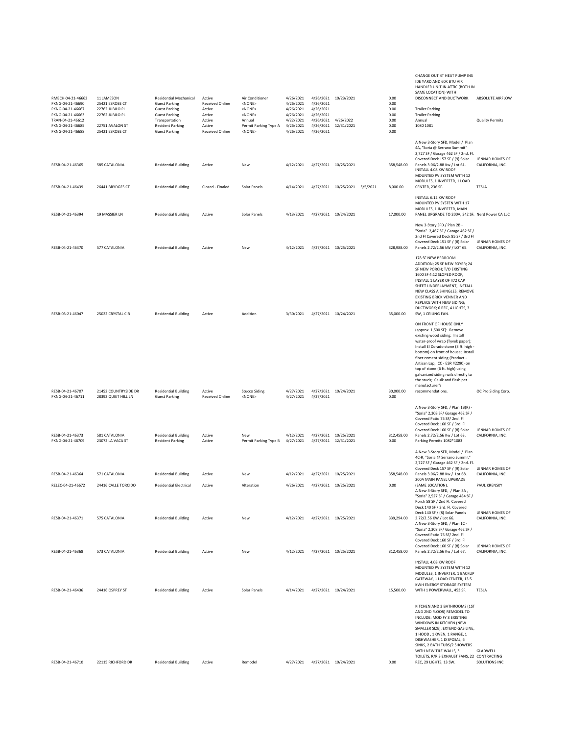| | | | | | | | | | | | |
|---|---|---|---|---|---|---|---|---|---|---|---|
| RMECH-04-21-46662 | 11 JAMESON | Residential Mechanical | Active | Air Conditioner | 4/26/2021 | 4/26/2021 | 10/23/2021 | | 0.00 | CHANGE OUT 4T HEAT PUMP INS IDE YARD AND 60K BTU AIR HANDLER UNIT IN ATTIC (BOTH IN SAME LOCATION) WITH DISCONNECT AND DUCTWORK. | ABSOLUTE AIRFLOW |
| PKNG-04-21-46690 | 25421 ESROSE CT | Guest Parking | Received Online | <NONE> | 4/26/2021 | 4/26/2021 | | | 0.00 | | |
| PKNG-04-21-46667 | 22762 JUBILO PL | Guest Parking | Active | <NONE> | 4/26/2021 | 4/26/2021 | | | 0.00 | Trailer Parking | |
| PKNG-04-21-46663 | 22762 JUBILO PL | Guest Parking | Active | <NONE> | 4/26/2021 | 4/26/2021 | | | 0.00 | Trailer Parking | |
| TRAN-04-21-46612 | | Transportation | Active | Annual | 4/22/2021 | 4/26/2021 | 4/26/2022 | | 0.00 | Annual | Quality Permits |
| PKNG-04-21-46685 | 22751 AVALON ST | Resident Parking | Active | Permit Parking Type A | 4/26/2021 | 4/26/2021 | 12/31/2021 | | 0.00 | 1080 1081 | |
| PKNG-04-21-46688 | 25421 ESROSE CT | Guest Parking | Received Online | <NONE> | 4/26/2021 | 4/26/2021 | | | 0.00 | | |
| RESB-04-21-46365 | 585 CATALONIA | Residential Building | Active | New | 4/12/2021 | 4/27/2021 | 10/25/2021 | | 358,548.00 | A New 3-Story SFD, Model / Plan 4A, "Soria @ Serrano Summit" 2,727 SF / Garage 462 SF / 2nd. Fl. Covered Deck 157 SF / (9) Solar Panels 3.06/2.88 Kw / Lot 61. | LENNAR HOMES OF CALIFORNIA, INC. |
| RESB-04-21-46439 | 26441 BRYDGES CT | Residential Building | Closed - Finaled | Solar Panels | 4/14/2021 | 4/27/2021 | 10/25/2021 | 5/5/2021 | 8,000.00 | INSTALL 4.08 KW ROOF MOUNTED PV SYSTEM WITH 12 MODULES, 1 INVERTER, 1 LOAD CENTER, 236 SF. | TESLA |
| RESB-04-21-46394 | 19 MASSIER LN | Residential Building | Active | Solar Panels | 4/13/2021 | 4/27/2021 | 10/24/2021 | | 17,000.00 | INSTALL 6.12 KW ROOF MOUNTED PV SYSTEN WITH 17 MODULES, 1 INVERTER, MAIN PANEL UPGRADE TO 200A, 342 SF. | Nerd Power CA LLC |
| RESB-04-21-46370 | 577 CATALONIA | Residential Building | Active | New | 4/12/2021 | 4/27/2021 | 10/25/2021 | | 328,988.00 | New 3-Story SFD / Plan 2B - "Soria" 2,467 SF / Garage 462 SF / 2nd Fl Covered Deck 85 SF / 3rd Fl Covered Deck 151 SF / (8) Solar Panels 2.72/2.56 kW / LOT 65. | LENNAR HOMES OF CALIFORNIA, INC. |
| RESB-03-21-46047 | 25022 CRYSTAL CIR | Residential Building | Active | Addition | 3/30/2021 | 4/27/2021 | 10/24/2021 | | 35,000.00 | 178 SF NEW BEDROOM ADDITION; 25 SF NEW FOYER; 24 SF NEW PORCH; T/O EXISTING 1600 SF 4:12 SLOPED ROOF, INSTALL 1 LAYER OF #72 CAP SHEET UNDERLAYMENT, INSTALL NEW CLASS A SHINGLES; REMOVE EXISTING BRICK VENNER AND REPLACE WITH NEW SIDING; DUCTWORK; 6 REC, 4 LIGHTS, 3 SW, 1 CEILING FAN. | |
| RESB-04-21-46707 | 21452 COUNTRYSIDE DR | Residential Building | Active | Stucco Siding | 4/27/2021 | 4/27/2021 | 10/24/2021 | | 30,000.00 | ON FRONT OF HOUSE ONLY (approx. 1,500 SF): Remove existing wood siding; Install water-proof wrap (Tyvek paper); Install El Dorado stone (3 ft. high - bottom) on front of house; Install fiber cement siding (Product - Artisan Lap, ICC - ESR #2290) on top of stone (6 ft. high) using galvanized siding nails directly to the studs; Caulk and flash per manufacturer's recommendations. | OC Pro Siding Corp. |
| PKNG-04-21-46711 | 28392 QUIET HILL LN | Guest Parking | Received Online | <NONE> | 4/27/2021 | 4/27/2021 | | | 0.00 | | |
| RESB-04-21-46373 | 581 CATALONIA | Residential Building | Active | New | 4/12/2021 | 4/27/2021 | 10/25/2021 | | 312,458.00 | A New 3-Story SFD, / Plan 1B(R) - "Soria" 2,308 SF/ Garage 462 SF / Covered Patio 75 SF/ 2nd. Fl Covered Deck 160 SF / 3rd. Fl Covered Deck 160 SF / (8) Solar Panels 2.72/2.56 Kw / Lot 63. | LENNAR HOMES OF CALIFORNIA, INC. |
| PKNG-04-21-46709 | 23072 LA VACA ST | Resident Parking | Active | Permit Parking Type B | 4/27/2021 | 4/27/2021 | 12/31/2021 | | 0.00 | Parking Permits 1082*1083 | |
| RESB-04-21-46364 | 571 CATALONIA | Residential Building | Active | New | 4/12/2021 | 4/27/2021 | 10/25/2021 | | 358,548.00 | A New 3-Story SFD, Model / Plan 4C-R, "Soria @ Serrano Summit" 2,727 SF / Garage 462 SF / 2nd. Fl. Covered Deck 157 SF / (9) Solar Panels 3.06/2.88 Kw / Lot 68. | LENNAR HOMES OF CALIFORNIA, INC. |
| RELEC-04-21-46672 | 24416 CALLE TORCIDO | Residential Electrical | Active | Alteration | 4/26/2021 | 4/27/2021 | 10/25/2021 | | 0.00 | 200A MAIN PANEL UPGRADE (SAME LOCATION). | PAUL KRENSKY |
| RESB-04-21-46371 | 575 CATALONIA | Residential Building | Active | New | 4/12/2021 | 4/27/2021 | 10/25/2021 | | 339,294.00 | A New 3-Story SFD, / Plan 3A , "Soria" 2,527 SF / Garage 484 SF / Porch 58 SF / 2nd Fl. Covered Deck 140 SF / 3rd. Fl. Covered Deck 140 SF / (8) Solar Panels 2.72/2.56 KW / Lot 66. | LENNAR HOMES OF CALIFORNIA, INC. |
| RESB-04-21-46368 | 573 CATALONIA | Residential Building | Active | New | 4/12/2021 | 4/27/2021 | 10/25/2021 | | 312,458.00 | A New 3-Story SFD, / Plan 1C - "Soria" 2,308 SF/ Garage 462 SF / Covered Patio 75 SF/ 2nd. Fl Covered Deck 160 SF / 3rd. Fl Covered Deck 160 SF / (8) Solar Panels 2.72/2.56 Kw / Lot 67. | LENNAR HOMES OF CALIFORNIA, INC. |
| RESB-04-21-46436 | 24416 OSPREY ST | Residential Building | Active | Solar Panels | 4/14/2021 | 4/27/2021 | 10/24/2021 | | 15,500.00 | INSTALL 4.08 KW ROOF MOUNTED PV SYSTEM WITH 12 MODULES, 1 INVERTER, 1 BACKUP GATEWAY, 1 LOAD CENTER, 13.5 KWH ENERGY STORAGE SYSTEM WITH 1 POWERWALL, 453 SF. | TESLA |
| RESB-04-21-46710 | 22115 RICHFORD DR | Residential Building | Active | Remodel | 4/27/2021 | 4/27/2021 | 10/24/2021 | | 0.00 | KITCHEN AND 3 BATHROOMS (1ST AND 2ND FLOOR) REMODEL TO INCLUDE: MODIFY 3 EXISTING WINDOWS IN KITCHEN (NEW SMALLER SIZE), EXTEND GAS LINE, 1 HOOD , 1 OVEN, 1 RANGE, 1 DISHWASHER, 1 DISPOSAL, 6 SINKS, 2 BATH TUBS/2 SHOWERS WITH NEW TILE WALLS, 3 TOILETS, R/R 3 EXHAUST FANS, 22 REC, 29 LIGHTS, 13 SW. | GLADWELL CONTRACTING SOLUTIONS INC |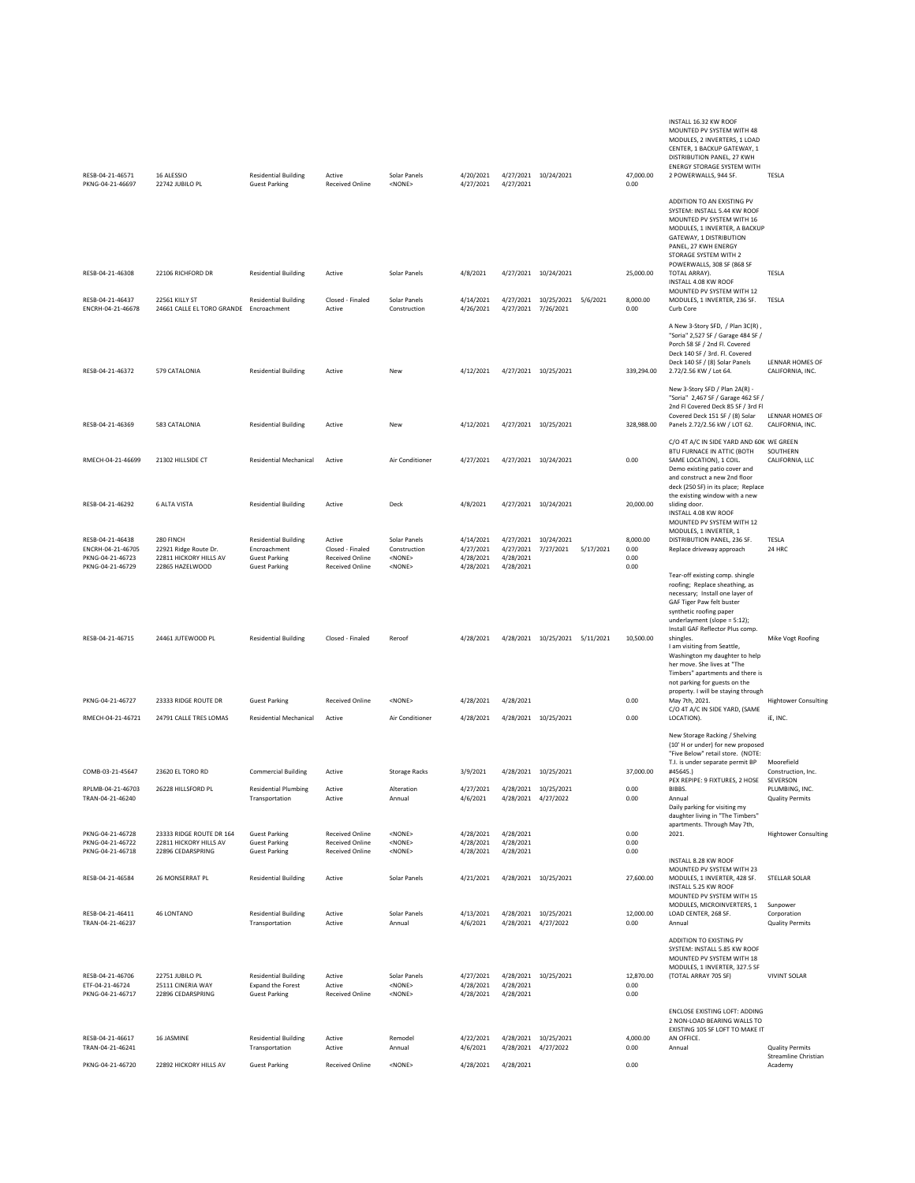| | | | | | | | | | | | |
|---|---|---|---|---|---|---|---|---|---|---|---|
| RESB-04-21-46571 | 16 ALESSIO | Residential Building | Active | Solar Panels | 4/20/2021 | 4/27/2021 | 10/24/2021 | | 47,000.00 | INSTALL 16.32 KW ROOF MOUNTED PV SYSTEM WITH 48 MODULES, 2 INVERTERS, 1 LOAD CENTER, 1 BACKUP GATEWAY, 1 DISTRIBUTION PANEL, 27 KWH ENERGY STORAGE SYSTEM WITH 2 POWERWALLS, 944 SF. | TESLA |
| PKNG-04-21-46697 | 22742 JUBILO PL | Guest Parking | Received Online | <NONE> | 4/27/2021 | 4/27/2021 | | | 0.00 | | |
| RESB-04-21-46308 | 22106 RICHFORD DR | Residential Building | Active | Solar Panels | 4/8/2021 | 4/27/2021 | 10/24/2021 | | 25,000.00 | ADDITION TO AN EXISTING PV SYSTEM: INSTALL 5.44 KW ROOF MOUNTED PV SYSTEM WITH 16 MODULES, 1 INVERTER, A BACKUP GATEWAY, 1 DISTRIBUTION PANEL, 27 KWH ENERGY STORAGE SYSTEM WITH 2 POWERWALLS, 308 SF (868 SF TOTAL ARRAY). | TESLA |
| RESB-04-21-46437 | 22561 KILLY ST | Residential Building | Closed - Finaled | Solar Panels | 4/14/2021 | 4/27/2021 | 10/25/2021 | 5/6/2021 | 8,000.00 | INSTALL 4.08 KW ROOF MOUNTED PV SYSTEM WITH 12 MODULES, 1 INVERTER, 236 SF. | TESLA |
| ENCRH-04-21-46678 | 24661 CALLE EL TORO GRANDE | Encroachment | Active | Construction | 4/26/2021 | 4/27/2021 | 7/26/2021 | | 0.00 | Curb Core | |
| RESB-04-21-46372 | 579 CATALONIA | Residential Building | Active | New | 4/12/2021 | 4/27/2021 | 10/25/2021 | | 339,294.00 | A New 3-Story SFD, / Plan 3C(R) , "Soria" 2,527 SF / Garage 484 SF / Porch 58 SF / 2nd Fl. Covered Deck 140 SF / 3rd. Fl. Covered Deck 140 SF / (8) Solar Panels 2.72/2.56 KW / Lot 64. | LENNAR HOMES OF CALIFORNIA, INC. |
| RESB-04-21-46369 | 583 CATALONIA | Residential Building | Active | New | 4/12/2021 | 4/27/2021 | 10/25/2021 | | 328,988.00 | New 3-Story SFD / Plan 2A(R) - "Soria" 2,467 SF / Garage 462 SF / 2nd Fl Covered Deck 85 SF / 3rd Fl Covered Deck 151 SF / (8) Solar Panels 2.72/2.56 kW / LOT 62. | LENNAR HOMES OF CALIFORNIA, INC. |
| RMECH-04-21-46699 | 21302 HILLSIDE CT | Residential Mechanical | Active | Air Conditioner | 4/27/2021 | 4/27/2021 | 10/24/2021 | | 0.00 | C/O 4T A/C IN SIDE YARD AND 60K BTU FURNACE IN ATTIC (BOTH SAME LOCATION), 1 COIL. | WE GREEN SOUTHERN CALIFORNIA, LLC |
| RESB-04-21-46292 | 6 ALTA VISTA | Residential Building | Active | Deck | 4/8/2021 | 4/27/2021 | 10/24/2021 | | 20,000.00 | Demo existing patio cover and and construct a new 2nd floor deck (250 SF) in its place; Replace the existing window with a new sliding door. | |
| RESB-04-21-46438 | 280 FINCH | Residential Building | Active | Solar Panels | 4/14/2021 | 4/27/2021 | 10/24/2021 | | 8,000.00 | INSTALL 4.08 KW ROOF MOUNTED PV SYSTEM WITH 12 MODULES, 1 INVERTER, 1 DISTRIBUTION PANEL, 236 SF. | TESLA |
| ENCRH-04-21-46705 | 22921 Ridge Route Dr. | Encroachment | Closed - Finaled | Construction | 4/27/2021 | 4/27/2021 | 7/27/2021 | 5/17/2021 | 0.00 | Replace driveway approach | 24 HRC |
| PKNG-04-21-46723 | 22811 HICKORY HILLS AV | Guest Parking | Received Online | <NONE> | 4/28/2021 | 4/28/2021 | | | 0.00 | | |
| PKNG-04-21-46729 | 22865 HAZELWOOD | Guest Parking | Received Online | <NONE> | 4/28/2021 | 4/28/2021 | | | 0.00 | | |
| RESB-04-21-46715 | 24461 JUTEWOOD PL | Residential Building | Closed - Finaled | Reroof | 4/28/2021 | 4/28/2021 | 10/25/2021 | 5/11/2021 | 10,500.00 | Tear-off existing comp. shingle roofing; Replace sheathing, as necessary; Install one layer of GAF Tiger Paw felt buster synthetic roofing paper underlayment (slope = 5:12); Install GAF Reflector Plus comp. shingles. | Mike Vogt Roofing |
| PKNG-04-21-46727 | 23333 RIDGE ROUTE DR | Guest Parking | Received Online | <NONE> | 4/28/2021 | 4/28/2021 | | | 0.00 | I am visiting from Seattle, Washington my daughter to help her move. She lives at "The Timbers" apartments and there is not parking for guests on the property. I will be staying through May 7th, 2021. | Hightower Consulting |
| RMECH-04-21-46721 | 24791 CALLE TRES LOMAS | Residential Mechanical | Active | Air Conditioner | 4/28/2021 | 4/28/2021 | 10/25/2021 | | 0.00 | C/O 4T A/C IN SIDE YARD, (SAME LOCATION). | iE, INC. |
| COMB-03-21-45647 | 23620 EL TORO RD | Commercial Building | Active | Storage Racks | 3/9/2021 | 4/28/2021 | 10/25/2021 | | 37,000.00 | New Storage Racking / Shelving (10' H or under) for new proposed "Five Below" retail store. (NOTE: T.I. is under separate permit BP #45645.) | Moorefield Construction, Inc. |
| RPLMB-04-21-46703 | 26228 HILLSFORD PL | Residential Plumbing | Active | Alteration | 4/27/2021 | 4/28/2021 | 10/25/2021 | | 0.00 | PEX REPIPE: 9 FIXTURES, 2 HOSE BIBBS. | SEVERSON PLUMBING, INC. |
| TRAN-04-21-46240 | | Transportation | Active | Annual | 4/6/2021 | 4/28/2021 | 4/27/2022 | | 0.00 | Annual | Quality Permits |
| PKNG-04-21-46728 | 23333 RIDGE ROUTE DR 164 | Guest Parking | Received Online | <NONE> | 4/28/2021 | 4/28/2021 | | | 0.00 | Daily parking for visiting my daughter living in "The Timbers" apartments. Through May 7th, 2021. | Hightower Consulting |
| PKNG-04-21-46722 | 22811 HICKORY HILLS AV | Guest Parking | Received Online | <NONE> | 4/28/2021 | 4/28/2021 | | | 0.00 | | |
| PKNG-04-21-46718 | 22896 CEDARSPRING | Guest Parking | Received Online | <NONE> | 4/28/2021 | 4/28/2021 | | | 0.00 | | |
| RESB-04-21-46584 | 26 MONSERRAT PL | Residential Building | Active | Solar Panels | 4/21/2021 | 4/28/2021 | 10/25/2021 | | 27,600.00 | INSTALL 8.28 KW ROOF MOUNTED PV SYSTEM WITH 23 MODULES, 1 INVERTER, 428 SF. | STELLAR SOLAR |
| RESB-04-21-46411 | 46 LONTANO | Residential Building | Active | Solar Panels | 4/13/2021 | 4/28/2021 | 10/25/2021 | | 12,000.00 | INSTALL 5.25 KW ROOF MOUNTED PV SYSTEM WITH 15 MODULES, MICROINVERTERS, 1 LOAD CENTER, 268 SF. | Sunpower Corporation |
| TRAN-04-21-46237 | | Transportation | Active | Annual | 4/6/2021 | 4/28/2021 | 4/27/2022 | | 0.00 | Annual | Quality Permits |
| RESB-04-21-46706 | 22751 JUBILO PL | Residential Building | Active | Solar Panels | 4/27/2021 | 4/28/2021 | 10/25/2021 | | 12,870.00 | ADDITION TO EXISTING PV SYSTEM: INSTALL 5.85 KW ROOF MOUNTED PV SYSTEM WITH 18 MODULES, 1 INVERTER, 327.5 SF (TOTAL ARRAY 705 SF) | VIVINT SOLAR |
| ETF-04-21-46724 | 25111 CINERIA WAY | Expand the Forest | Active | <NONE> | 4/28/2021 | 4/28/2021 | | | 0.00 | | |
| PKNG-04-21-46717 | 22896 CEDARSPRING | Guest Parking | Received Online | <NONE> | 4/28/2021 | 4/28/2021 | | | 0.00 | | |
| RESB-04-21-46617 | 16 JASMINE | Residential Building | Active | Remodel | 4/22/2021 | 4/28/2021 | 10/25/2021 | | 4,000.00 | ENCLOSE EXISTING LOFT: ADDING 2 NON-LOAD BEARING WALLS TO EXISTING 105 SF LOFT TO MAKE IT AN OFFICE. | |
| TRAN-04-21-46241 | | Transportation | Active | Annual | 4/6/2021 | 4/28/2021 | 4/27/2022 | | 0.00 | Annual | Quality Permits |
| PKNG-04-21-46720 | 22892 HICKORY HILLS AV | Guest Parking | Received Online | <NONE> | 4/28/2021 | 4/28/2021 | | | 0.00 | | Streamline Christian Academy |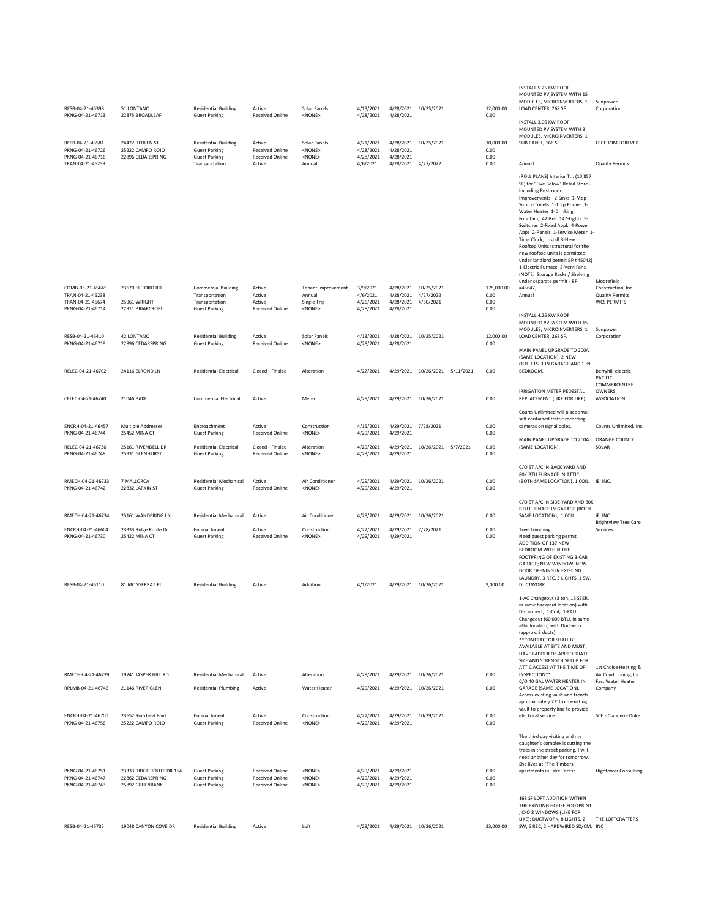| | | | | | | | | | | | |
|---|---|---|---|---|---|---|---|---|---|---|---|
| RESB-04-21-46398 | 51 LONTANO | Residential Building | Active | Solar Panels | 4/13/2021 | 4/28/2021 | 10/25/2021 | | 12,000.00 | INSTALL 5.25 KW ROOF MOUNTED PV SYSTEM WITH 15 MODULES, MICROINVERTERS, 1 LOAD CENTER, 268 SF. | Sunpower Corporation |
| PKNG-04-21-46713 | 22875 BROADLEAF | Guest Parking | Received Online | <NONE> | 4/28/2021 | 4/28/2021 | | | 0.00 | | |
| RESB-04-21-46581 | 24422 REDLEN ST | Residential Building | Active | Solar Panels | 4/21/2021 | 4/28/2021 | 10/25/2021 | | 10,000.00 | INSTALL 3.06 KW ROOF MOUNTED PV SYSTEM WITH 9 MODULES, MICROINVERTERS, 1 SUB PANEL, 166 SF. | FREEDOM FOREVER |
| PKNG-04-21-46726 | 25222 CAMPO ROJO | Guest Parking | Received Online | <NONE> | 4/28/2021 | 4/28/2021 | | | 0.00 | | |
| PKNG-04-21-46716 | 22896 CEDARSPRING | Guest Parking | Received Online | <NONE> | 4/28/2021 | 4/28/2021 | | | 0.00 | | |
| TRAN-04-21-46239 | | Transportation | Active | Annual | 4/6/2021 | 4/28/2021 | 4/27/2022 | | 0.00 | Annual | Quality Permits |
| COMB-03-21-45645 | 23620 EL TORO RD | Commercial Building | Active | Tenant Improvement | 3/9/2021 | 4/28/2021 | 10/25/2021 | | 175,000.00 | (ROLL PLANS) Interior T.I. (10,857 SF) for "Five Below" Retail Store - Including Restroom Improvements; 2-Sinks 1-Mop Sink 2-Toilets 1-Trap Primer 1-Water Heater 1-Drinking Fountain; 42-Rec 147-Lights 9-Switches 2-Fixed Appl. 4-Power Apps 2-Panels 1-Service Meter 1-Time Clock; Install 3-New Rooftop Units (structural for the new rooftop units is permitted under landlord permit BP #45042) 1-Electric Furnace 2-Vent Fans. (NOTE: Storage Racks / Shelving under separate permit - BP #45647) | Moorefield Construction, Inc. |
| TRAN-04-21-46238 | | Transportation | Active | Annual | 4/6/2021 | 4/28/2021 | 4/27/2022 | | 0.00 | Annual | Quality Permits |
| TRAN-04-21-46674 | 25961 WRIGHT | Transportation | Active | Single Trip | 4/26/2021 | 4/28/2021 | 4/30/2021 | | 0.00 | | WCS PERMITS |
| PKNG-04-21-46714 | 22911 BRIARCROFT | Guest Parking | Received Online | <NONE> | 4/28/2021 | 4/28/2021 | | | 0.00 | | |
| RESB-04-21-46410 | 42 LONTANO | Residential Building | Active | Solar Panels | 4/13/2021 | 4/28/2021 | 10/25/2021 | | 12,000.00 | INSTALL 4.25 KW ROOF MOUNTED PV SYSTEM WITH 15 MODULES, MICROINVERTERS, 1 LOAD CENTER, 268 SF. | Sunpower Corporation |
| PKNG-04-21-46719 | 22896 CEDARSPRING | Guest Parking | Received Online | <NONE> | 4/28/2021 | 4/28/2021 | | | 0.00 | | |
| RELEC-04-21-46702 | 24116 ELROND LN | Residential Electrical | Closed - Finaled | Alteration | 4/27/2021 | 4/29/2021 | 10/26/2021 | 5/11/2021 | 0.00 | MAIN PANEL UPGRADE TO 200A (SAME LOCATION), 2 NEW OUTLETS: 1 IN GARAGE AND 1 IN BEDROOM. | Berryhill electric |
| CELEC-04-21-46740 | 21046 BAKE | Commercial Electrical | Active | Meter | 4/29/2021 | 4/29/2021 | 10/26/2021 | | 0.00 | IRRIGATION METER PEDESTAL REPLACEMENT (LIKE FOR LIKE) | PACIFIC COMMERCENTRE OWNERS ASSOCIATION |
| ENCRH-04-21-46457 | Multiple Addresses | Encroachment | Active | Construction | 4/15/2021 | 4/29/2021 | 7/28/2021 | | 0.00 | Courts Unlimited will place small self contained traffic recording cameras on signal poles. | Counts Unlimited, Inc. |
| PKNG-04-21-46744 | 25452 MINA CT | Guest Parking | Received Online | <NONE> | 4/29/2021 | 4/29/2021 | | | 0.00 | | |
| RELEC-04-21-46736 | 25161 RIVENDELL DR | Residential Electrical | Closed - Finaled | Alteration | 4/29/2021 | 4/29/2021 | 10/26/2021 | 5/7/2021 | 0.00 | MAIN PANEL UPGRADE TO 200A (SAME LOCATION). | ORANGE COUNTY SOLAR |
| PKNG-04-21-46748 | 25931 GLENHURST | Guest Parking | Received Online | <NONE> | 4/29/2021 | 4/29/2021 | | | 0.00 | | |
| RMECH-04-21-46733 | 7 MALLORCA | Residential Mechanical | Active | Air Conditioner | 4/29/2021 | 4/29/2021 | 10/26/2021 | | 0.00 | C/O 5T A/C IN BACK YARD AND 80K BTU FURNACE IN ATTIC (BOTH SAME LOCATION), 1 COIL. | iE, INC. |
| PKNG-04-21-46742 | 22832 LARKIN ST | Guest Parking | Received Online | <NONE> | 4/29/2021 | 4/29/2021 | | | 0.00 | | |
| RMECH-04-21-46734 | 25161 WANDERING LN | Residential Mechanical | Active | Air Conditioner | 4/29/2021 | 4/29/2021 | 10/26/2021 | | 0.00 | C/O 5T A/C IN SIDE YARD AND 80K BTU FURNACE IN GARAGE (BOTH SAME LOCATION), 1 COIL. | iE, INC. |
| ENCRH-04-21-46604 | 23333 Ridge Route Dr | Encroachment | Active | Construction | 4/22/2021 | 4/29/2021 | 7/28/2021 | | 0.00 | Tree Trimming | Brightview Tree Care Services |
| PKNG-04-21-46730 | 25422 MINA CT | Guest Parking | Received Online | <NONE> | 4/29/2021 | 4/29/2021 | | | 0.00 | Need guest parking permit | |
| RESB-04-21-46110 | 81 MONSERRAT PL | Residential Building | Active | Addition | 4/1/2021 | 4/29/2021 | 10/26/2021 | | 9,000.00 | ADDITION OF 137 NEW BEDROOM WITHIN THE FOOTPRING OF EXISTING 3-CAR GARAGE; NEW WINDOW, NEW DOOR OPENING IN EXISTING LAUNDRY, 3 REC, 5 LIGHTS, 1 SW, DUCTWORK. | |
| RMECH-04-21-46739 | 19241 JASPER HILL RD | Residential Mechanical | Active | Alteration | 4/29/2021 | 4/29/2021 | 10/26/2021 | | 0.00 | 1-AC Changeout (3 ton, 16 SEER, in same backyard location) with Disconnect; 1-Coil; 1-FAU Changeout (60,000 BTU, in same attic location) with Ductwork (approx. 8 ducts). **CONTRACTOR SHALL BE AVAILABLE AT SITE AND MUST HAVE LADDER OF APPROPRIATE SIZE AND STRENGTH SETUP FOR ATTIC ACCESS AT THE TIME OF INSPECTION** | 1st Choice Heating & Air Conditioning, Inc. |
| RPLMB-04-21-46746 | 21146 RIVER GLEN | Residential Plumbing | Active | Water Heater | 4/29/2021 | 4/29/2021 | 10/26/2021 | | 0.00 | C/O 40 GAL WATER HEATER IN GARAGE (SAME LOCATION). | Fast Water Heater Company |
| ENCRH-04-21-46700 | 23652 Rockfield Blvd. | Encroachment | Active | Construction | 4/27/2021 | 4/29/2021 | 10/29/2021 | | 0.00 | Access existing vault and trench approximately 77' from existing vault to property line to provide electrical service | SCE - Claudene Duke |
| PKNG-04-21-46756 | 25222 CAMPO ROJO | Guest Parking | Received Online | <NONE> | 4/29/2021 | 4/29/2021 | | | 0.00 | | |
| PKNG-04-21-46751 | 23333 RIDGE ROUTE DR 164 | Guest Parking | Received Online | <NONE> | 4/29/2021 | 4/29/2021 | | | 0.00 | The third day visiting and my daughter's complex is cutting the trees in the street parking. I will need another day for tomorrow. She lives at "The Timbers" apartments in Lake Forest. | Hightower Consulting |
| PKNG-04-21-46747 | 22862 CEDARSPRING | Guest Parking | Received Online | <NONE> | 4/29/2021 | 4/29/2021 | | | 0.00 | | |
| PKNG-04-21-46743 | 25892 GREENBANK | Guest Parking | Received Online | <NONE> | 4/29/2021 | 4/29/2021 | | | 0.00 | | |
| RESB-04-21-46735 | 19048 CANYON COVE DR | Residential Building | Active | Loft | 4/29/2021 | 4/29/2021 | 10/26/2021 | | 23,000.00 | 168 SF LOFT ADDITION WITHIN THE EXISTING HOUSE FOOTPRINT ; C/O 2 WINDOWS (LIKE FOR LIKE); DUCTWORK, 8 LIGHTS, 2 SW, 5 REC, 2 HARDWIRED SD/CM. | THE LOFTCRAFTERS INC |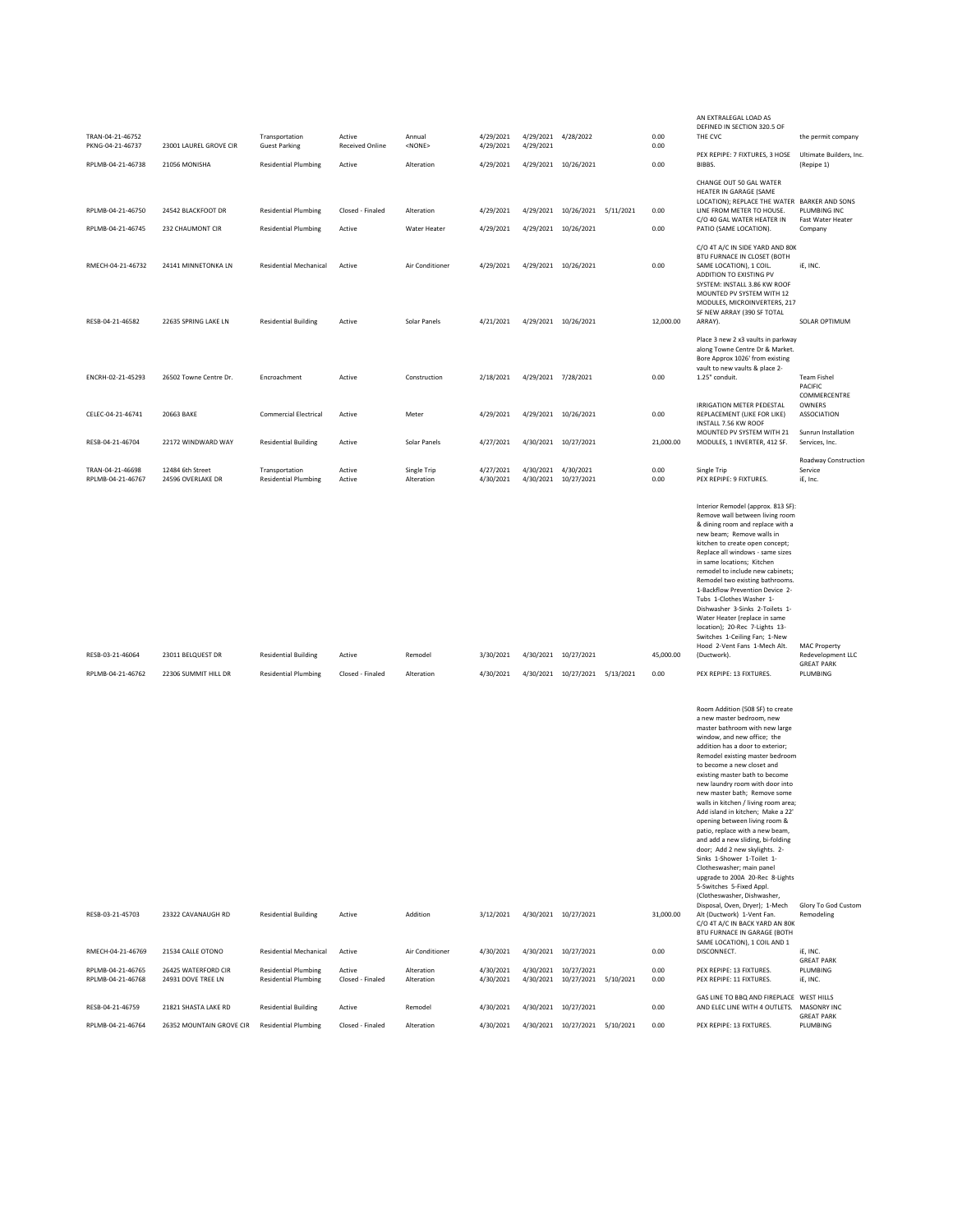| | | | | | | | | | | | |
|---|---|---|---|---|---|---|---|---|---|---|---|
| TRAN-04-21-46752 | | Transportation | Active | Annual | 4/29/2021 | 4/29/2021 | 4/28/2022 | | 0.00 | AN EXTRALEGAL LOAD AS DEFINED IN SECTION 320.5 OF THE CVC | the permit company |
| PKNG-04-21-46737 | 23001 LAUREL GROVE CIR | Guest Parking | Received Online | <NONE> | 4/29/2021 | 4/29/2021 | | | 0.00 | | |
| RPLMB-04-21-46738 | 21056 MONISHA | Residential Plumbing | Active | Alteration | 4/29/2021 | 4/29/2021 | 10/26/2021 | | 0.00 | PEX REPIPE: 7 FIXTURES, 3 HOSE BIBBS. | Ultimate Builders, Inc. (Repipe 1) |
| RPLMB-04-21-46750 | 24542 BLACKFOOT DR | Residential Plumbing | Closed - Finaled | Alteration | 4/29/2021 | 4/29/2021 | 10/26/2021 | 5/11/2021 | 0.00 | CHANGE OUT 50 GAL WATER HEATER IN GARAGE (SAME LOCATION); REPLACE THE WATER LINE FROM METER TO HOUSE. | BARKER AND SONS PLUMBING INC |
| RPLMB-04-21-46745 | 232 CHAUMONT CIR | Residential Plumbing | Active | Water Heater | 4/29/2021 | 4/29/2021 | 10/26/2021 | | 0.00 | C/O 40 GAL WATER HEATER IN PATIO (SAME LOCATION). | Fast Water Heater Company |
| RMECH-04-21-46732 | 24141 MINNETONKA LN | Residential Mechanical | Active | Air Conditioner | 4/29/2021 | 4/29/2021 | 10/26/2021 | | 0.00 | C/O 4T A/C IN SIDE YARD AND 80K BTU FURNACE IN CLOSET (BOTH SAME LOCATION), 1 COIL. | iE, INC. |
| RESB-04-21-46582 | 22635 SPRING LAKE LN | Residential Building | Active | Solar Panels | 4/21/2021 | 4/29/2021 | 10/26/2021 | | 12,000.00 | ADDITION TO EXISTING PV SYSTEM: INSTALL 3.86 KW ROOF MOUNTED PV SYSTEM WITH 12 MODULES, MICROINVERTERS, 217 SF NEW ARRAY (390 SF TOTAL ARRAY). | SOLAR OPTIMUM |
| ENCRH-02-21-45293 | 26502 Towne Centre Dr. | Encroachment | Active | Construction | 2/18/2021 | 4/29/2021 | 7/28/2021 | | 0.00 | Place 3 new 2 x3 vaults in parkway along Towne Centre Dr & Market. Bore Approx 1026' from existing vault to new vaults & place 2- 1.25" conduit. | Team Fishel |
| CELEC-04-21-46741 | 20663 BAKE | Commercial Electrical | Active | Meter | 4/29/2021 | 4/29/2021 | 10/26/2021 | | 0.00 | IRRIGATION METER PEDESTAL REPLACEMENT (LIKE FOR LIKE) | PACIFIC COMMERCENTRE OWNERS ASSOCIATION |
| RESB-04-21-46704 | 22172 WINDWARD WAY | Residential Building | Active | Solar Panels | 4/27/2021 | 4/30/2021 | 10/27/2021 | | 21,000.00 | INSTALL 7.56 KW ROOF MOUNTED PV SYSTEM WITH 21 MODULES, 1 INVERTER, 412 SF. | Sunrun Installation Services, Inc. |
| TRAN-04-21-46698 | 12484 6th Street | Transportation | Active | Single Trip | 4/27/2021 | 4/30/2021 | 4/30/2021 | | 0.00 | Single Trip | Roadway Construction Service |
| RPLMB-04-21-46767 | 24596 OVERLAKE DR | Residential Plumbing | Active | Alteration | 4/30/2021 | 4/30/2021 | 10/27/2021 | | 0.00 | PEX REPIPE: 9 FIXTURES. | iE, Inc. |
| RESB-03-21-46064 | 23011 BELQUEST DR | Residential Building | Active | Remodel | 3/30/2021 | 4/30/2021 | 10/27/2021 | | 45,000.00 | Interior Remodel (approx. 813 SF): Remove wall between living room & dining room and replace with a new beam; Remove walls in kitchen to create open concept; Replace all windows - same sizes in same locations; Kitchen remodel to include new cabinets; Remodel two existing bathrooms. 1-Backflow Prevention Device 2-Tubs 1-Clothes Washer 1-Dishwasher 3-Sinks 2-Toilets 1-Water Heater (replace in same location); 20-Rec 7-Lights 13-Switches 1-Ceiling Fan; 1-New Hood 2-Vent Fans 1-Mech Alt. (Ductwork). | MAC Property Redevelopment LLC |
| RPLMB-04-21-46762 | 22306 SUMMIT HILL DR | Residential Plumbing | Closed - Finaled | Alteration | 4/30/2021 | 4/30/2021 | 10/27/2021 | 5/13/2021 | 0.00 | PEX REPIPE: 13 FIXTURES. | GREAT PARK PLUMBING |
| RESB-03-21-45703 | 23322 CAVANAUGH RD | Residential Building | Active | Addition | 3/12/2021 | 4/30/2021 | 10/27/2021 | | 31,000.00 | Room Addition (508 SF) to create a new master bedroom, new master bathroom with new large window, and new office; the addition has a door to exterior; Remodel existing master bedroom to become a new closet and existing master bath to become new laundry room with door into new master bath; Remove some walls in kitchen / living room area; Add island in kitchen; Make a 22' opening between living room & patio, replace with a new beam, and add a new sliding, bi-folding door; Add 2 new skylights. 2-Sinks 1-Shower 1-Toilet 1-Clotheswasher; main panel upgrade to 200A 20-Rec 8-Lights 5-Switches 5-Fixed Appl. (Clotheswasher, Dishwasher, Disposal, Oven, Dryer); 1-Mech Alt (Ductwork) 1-Vent Fan. | Glory To God Custom Remodeling |
| RMECH-04-21-46769 | 21534 CALLE OTONO | Residential Mechanical | Active | Air Conditioner | 4/30/2021 | 4/30/2021 | 10/27/2021 | | 0.00 | C/O 4T A/C IN BACK YARD AN 80K BTU FURNACE IN GARAGE (BOTH SAME LOCATION), 1 COIL AND 1 DISCONNECT. | iE, INC. |
| RPLMB-04-21-46765 | 26425 WATERFORD CIR | Residential Plumbing | Active | Alteration | 4/30/2021 | 4/30/2021 | 10/27/2021 | | 0.00 | PEX REPIPE: 13 FIXTURES. | GREAT PARK PLUMBING |
| RPLMB-04-21-46768 | 24931 DOVE TREE LN | Residential Plumbing | Closed - Finaled | Alteration | 4/30/2021 | 4/30/2021 | 10/27/2021 | 5/10/2021 | 0.00 | PEX REPIPE: 11 FIXTURES. | iE, INC. |
| RESB-04-21-46759 | 21821 SHASTA LAKE RD | Residential Building | Active | Remodel | 4/30/2021 | 4/30/2021 | 10/27/2021 | | 0.00 | GAS LINE TO BBQ AND FIREPLACE AND ELEC LINE WITH 4 OUTLETS. | WEST HILLS MASONRY INC |
| RPLMB-04-21-46764 | 26352 MOUNTAIN GROVE CIR | Residential Plumbing | Closed - Finaled | Alteration | 4/30/2021 | 4/30/2021 | 10/27/2021 | 5/10/2021 | 0.00 | PEX REPIPE: 13 FIXTURES. | GREAT PARK PLUMBING |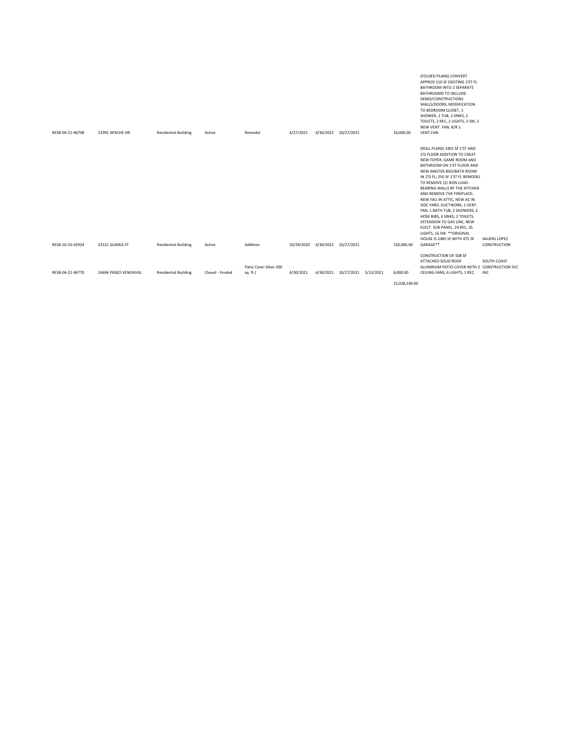| | | | | | | | | | | | |
|---|---|---|---|---|---|---|---|---|---|---|---|
| RESB-04-21-46708 | 21991 APACHE DR | Residential Building | Active | Remodel | 4/27/2021 | 4/30/2021 | 10/27/2021 | | 16,000.00 | (FOLDED PLANS) CONVERT APPROX 110 SF EXISTING 1'ST FL BATHROOM INTO 2 SEPARATE BATHROOMS TO INCLUDE: DEMO/CONSTRUCTIONS WALLS/DOORS, MODIFICATION TO BEDROOM CLOSET, 1 SHOWER, 1 TUB, 2 SINKS, 2 TOILETS, 2 REC, 2 LIGHTS, 2 SW, 1 NEW VENT. FAN, R/R 1 VENT.FAN. | |
| RESB-10-20-42924 | 23121 GUINEA ST | Residential Building | Active | Addition | 10/29/2020 | 4/30/2021 | 10/27/2021 | | 150,000.00 | (ROLL PLANS) 1401 SF 1'ST AND 2'D FLOOR ADDITION TO CREAT NEW FOYER, GAME ROOM AND BATHROOM ON 1'ST FLOOR AND NEW MASTER BED/BATH ROOM IN 2'D FL; 250 SF 1'ST FL REMODEL TO REMOVE (2) NON LOAD-BEARING WALLS BY THE KITCHEN AND REMOVE THE FIREPLACE; NEW FAU IN ATTIC, NEW AC IN SIDE YARD, DUCTWORK, 1 VENT. FAN, 1 BATH TUB, 2 SHOWERS, 2 HOSE BIBS, 3 SINKS, 2 TOILETS, EXTENSION TO GAS LINE, NEW ELECT. SUB PANEL, 24 REC, 35 LIGHTS, 16 SW. **ORIGINAL HOUSE IS 1485 SF WITH 475 SF GARAGE** | SAUERS LOPEZ CONSTRUCTION |
| RESB-04-21-46770 | 24696 PASEO VENDAVAL | Residential Building | Closed - Finaled | Patio Cover (Over 200 sq. ft.) | 4/30/2021 | 4/30/2021 | 10/27/2021 | 5/12/2021 | 6,000.00 | CONSTRUCTION OF 508 SF ATTACHED SOLID ROOF ALUMINUM PATIO COVER WITH 2 CEILING FANS, 6 LIGHTS, 1 REC. | SOUTH COAST CONSTRUCTION SVC INC |
| | | | | | | | | | 15,028,140.00 | | |